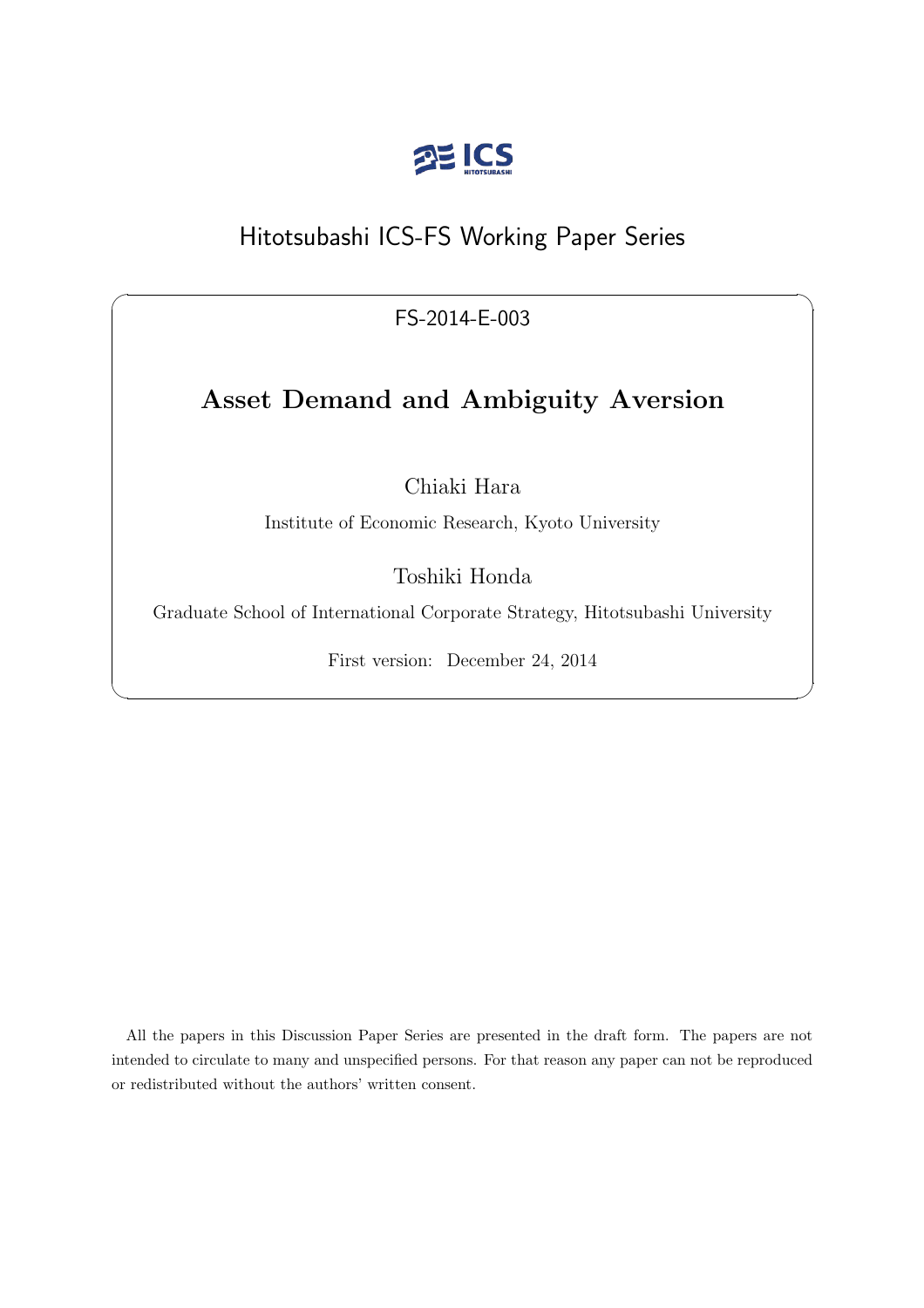ICS HITOTSUBASHI

Hitotsubashi ICS-FS Working Paper Series

FS-2014-E-003

# Asset Demand and Ambiguity Aversion

Chiaki Hara

Institute of Economic Research, Kyoto University

Toshiki Honda

Graduate School of International Corporate Strategy, Hitotsubashi University

First version: December 24, 2014

All the papers in this Discussion Paper Series are presented in the draft form. The papers are not intended to circulate to many and unspecified persons. For that reason any paper can not be reproduced or redistributed without the authors' written consent.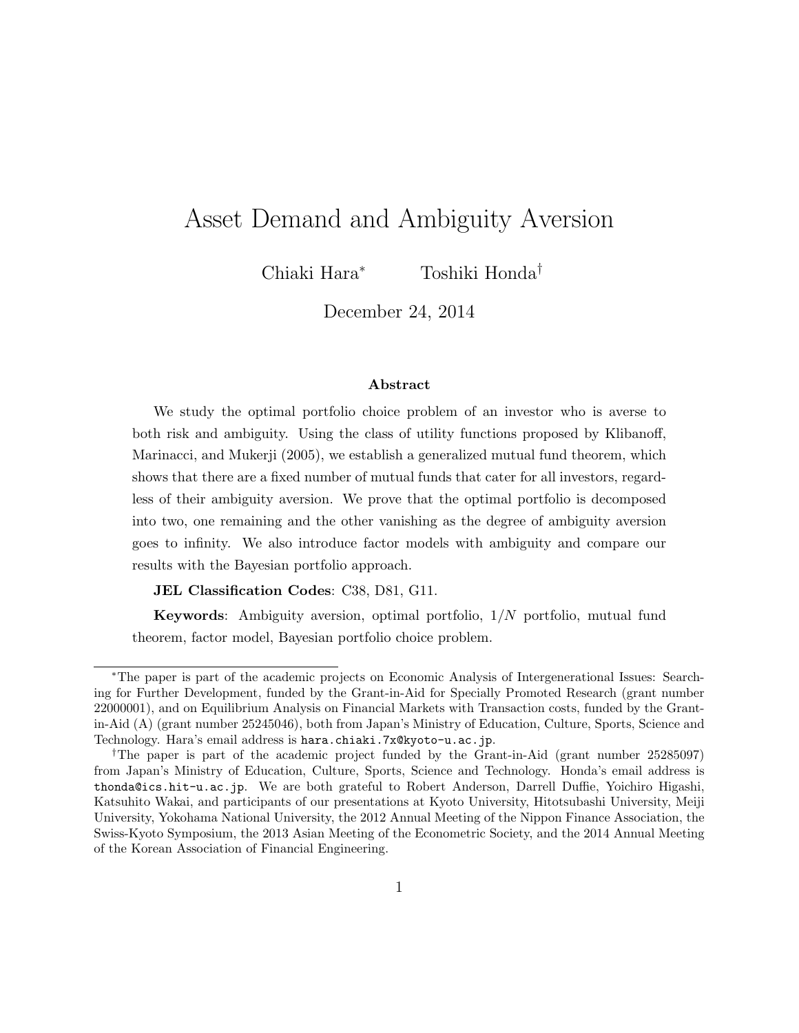# Asset Demand and Ambiguity Aversion

Chiaki Hara[*] Toshiki Honda[†]

December 24, 2014

### Abstract

We study the optimal portfolio choice problem of an investor who is averse to both risk and ambiguity. Using the class of utility functions proposed by Klibanoff, Marinacci, and Mukerji (2005), we establish a generalized mutual fund theorem, which shows that there are a fixed number of mutual funds that cater for all investors, regardless of their ambiguity aversion. We prove that the optimal portfolio is decomposed into two, one remaining and the other vanishing as the degree of ambiguity aversion goes to infinity. We also introduce factor models with ambiguity and compare our results with the Bayesian portfolio approach.

**JEL Classification Codes**: C38, D81, G11.

**Keywords**: Ambiguity aversion, optimal portfolio, $1/N$ portfolio, mutual fund theorem, factor model, Bayesian portfolio choice problem.

---

[*]The paper is part of the academic projects on Economic Analysis of Intergenerational Issues: Searching for Further Development, funded by the Grant-in-Aid for Specially Promoted Research (grant number 22000001), and on Equilibrium Analysis on Financial Markets with Transaction costs, funded by the Grant-in-Aid (A) (grant number 25245046), both from Japan's Ministry of Education, Culture, Sports, Science and Technology. Hara's email address is `hara.chiaki.7x@kyoto-u.ac.jp`.

[†]The paper is part of the academic project funded by the Grant-in-Aid (grant number 25285097) from Japan's Ministry of Education, Culture, Sports, Science and Technology. Honda's email address is `thonda@ics.hit-u.ac.jp`. We are both grateful to Robert Anderson, Darrell Duffie, Yoichiro Higashi, Katsuhito Wakai, and participants of our presentations at Kyoto University, Hitotsubashi University, Meiji University, Yokohama National University, the 2012 Annual Meeting of the Nippon Finance Association, the Swiss-Kyoto Symposium, the 2013 Asian Meeting of the Econometric Society, and the 2014 Annual Meeting of the Korean Association of Financial Engineering.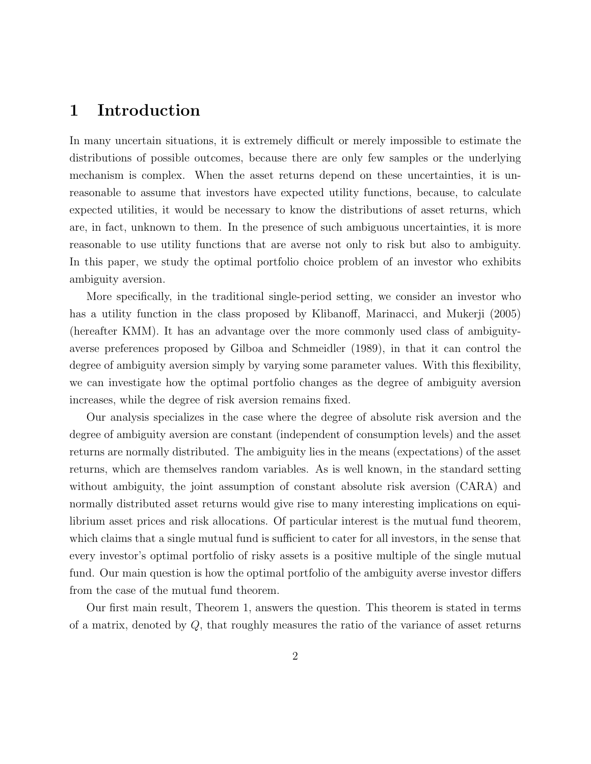# 1 Introduction

In many uncertain situations, it is extremely difficult or merely impossible to estimate the distributions of possible outcomes, because there are only few samples or the underlying mechanism is complex. When the asset returns depend on these uncertainties, it is unreasonable to assume that investors have expected utility functions, because, to calculate expected utilities, it would be necessary to know the distributions of asset returns, which are, in fact, unknown to them. In the presence of such ambiguous uncertainties, it is more reasonable to use utility functions that are averse not only to risk but also to ambiguity. In this paper, we study the optimal portfolio choice problem of an investor who exhibits ambiguity aversion.

More specifically, in the traditional single-period setting, we consider an investor who has a utility function in the class proposed by Klibanoff, Marinacci, and Mukerji (2005) (hereafter KMM). It has an advantage over the more commonly used class of ambiguity-averse preferences proposed by Gilboa and Schmeidler (1989), in that it can control the degree of ambiguity aversion simply by varying some parameter values. With this flexibility, we can investigate how the optimal portfolio changes as the degree of ambiguity aversion increases, while the degree of risk aversion remains fixed.

Our analysis specializes in the case where the degree of absolute risk aversion and the degree of ambiguity aversion are constant (independent of consumption levels) and the asset returns are normally distributed. The ambiguity lies in the means (expectations) of the asset returns, which are themselves random variables. As is well known, in the standard setting without ambiguity, the joint assumption of constant absolute risk aversion (CARA) and normally distributed asset returns would give rise to many interesting implications on equilibrium asset prices and risk allocations. Of particular interest is the mutual fund theorem, which claims that a single mutual fund is sufficient to cater for all investors, in the sense that every investor's optimal portfolio of risky assets is a positive multiple of the single mutual fund. Our main question is how the optimal portfolio of the ambiguity averse investor differs from the case of the mutual fund theorem.

Our first main result, Theorem 1, answers the question. This theorem is stated in terms of a matrix, denoted by $Q$, that roughly measures the ratio of the variance of asset returns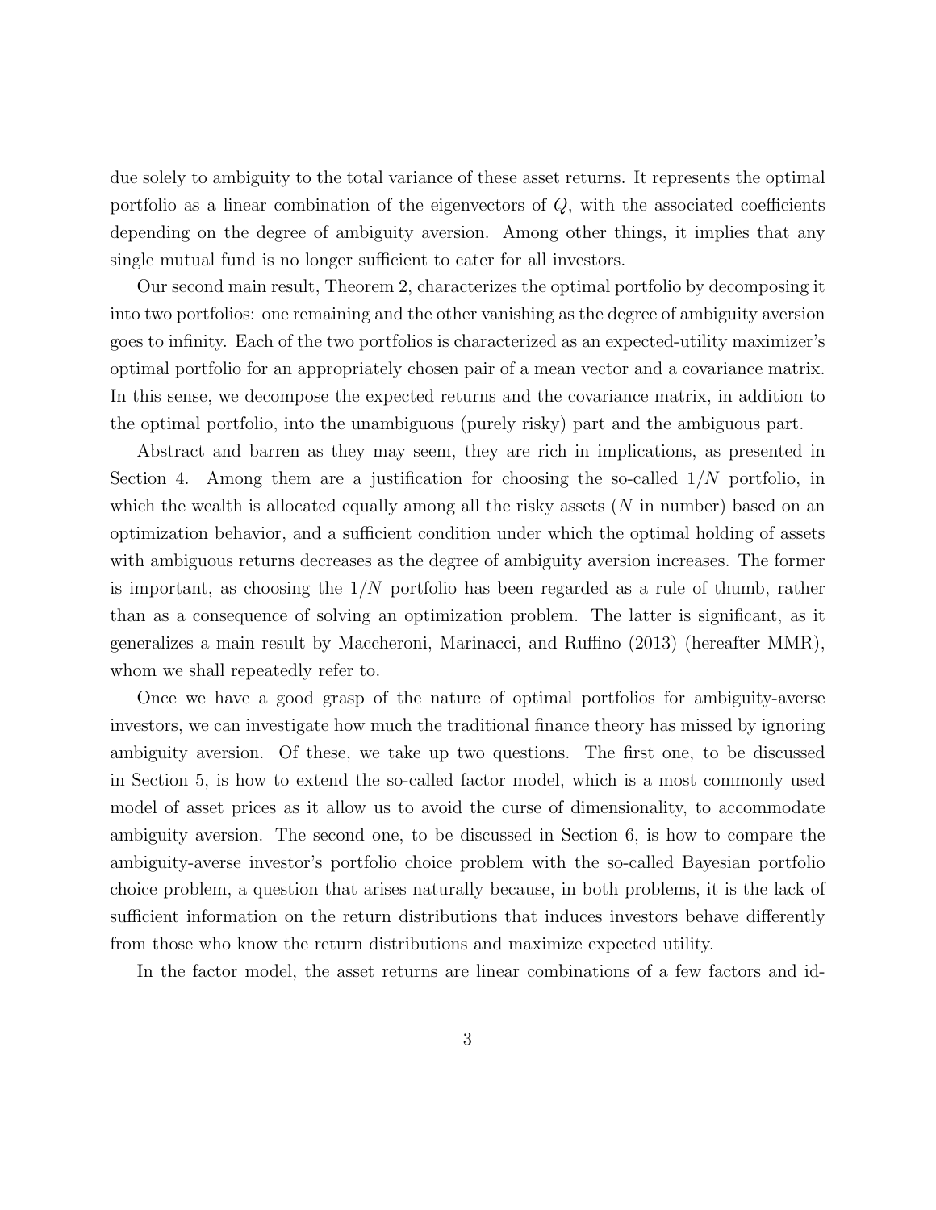due solely to ambiguity to the total variance of these asset returns. It represents the optimal portfolio as a linear combination of the eigenvectors of $Q$, with the associated coefficients depending on the degree of ambiguity aversion. Among other things, it implies that any single mutual fund is no longer sufficient to cater for all investors.

Our second main result, Theorem 2, characterizes the optimal portfolio by decomposing it into two portfolios: one remaining and the other vanishing as the degree of ambiguity aversion goes to infinity. Each of the two portfolios is characterized as an expected-utility maximizer's optimal portfolio for an appropriately chosen pair of a mean vector and a covariance matrix. In this sense, we decompose the expected returns and the covariance matrix, in addition to the optimal portfolio, into the unambiguous (purely risky) part and the ambiguous part.

Abstract and barren as they may seem, they are rich in implications, as presented in Section 4. Among them are a justification for choosing the so-called $1/N$ portfolio, in which the wealth is allocated equally among all the risky assets ($N$ in number) based on an optimization behavior, and a sufficient condition under which the optimal holding of assets with ambiguous returns decreases as the degree of ambiguity aversion increases. The former is important, as choosing the $1/N$ portfolio has been regarded as a rule of thumb, rather than as a consequence of solving an optimization problem. The latter is significant, as it generalizes a main result by Maccheroni, Marinacci, and Ruffino (2013) (hereafter MMR), whom we shall repeatedly refer to.

Once we have a good grasp of the nature of optimal portfolios for ambiguity-averse investors, we can investigate how much the traditional finance theory has missed by ignoring ambiguity aversion. Of these, we take up two questions. The first one, to be discussed in Section 5, is how to extend the so-called factor model, which is a most commonly used model of asset prices as it allow us to avoid the curse of dimensionality, to accommodate ambiguity aversion. The second one, to be discussed in Section 6, is how to compare the ambiguity-averse investor's portfolio choice problem with the so-called Bayesian portfolio choice problem, a question that arises naturally because, in both problems, it is the lack of sufficient information on the return distributions that induces investors behave differently from those who know the return distributions and maximize expected utility.

In the factor model, the asset returns are linear combinations of a few factors and id-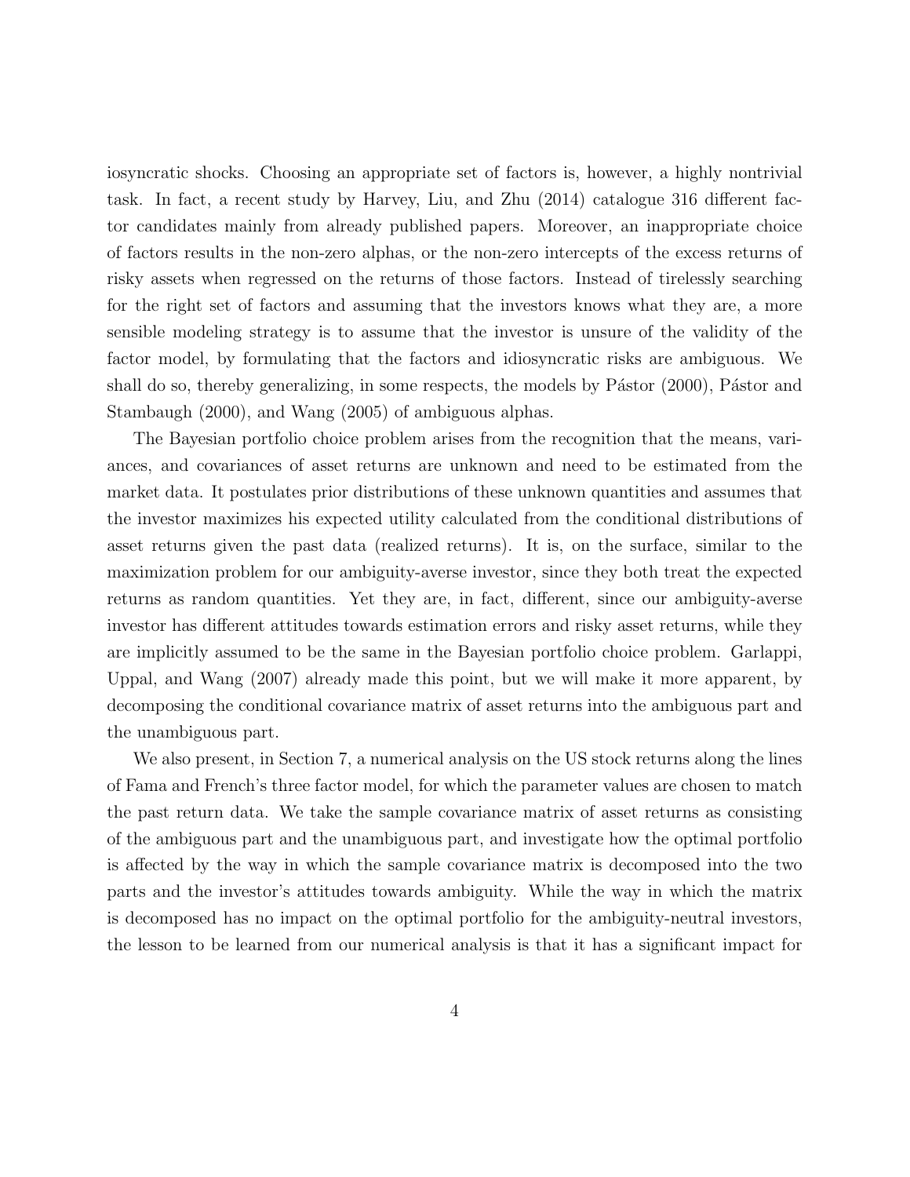iosyncratic shocks. Choosing an appropriate set of factors is, however, a highly nontrivial task. In fact, a recent study by Harvey, Liu, and Zhu (2014) catalogue 316 different factor candidates mainly from already published papers. Moreover, an inappropriate choice of factors results in the non-zero alphas, or the non-zero intercepts of the excess returns of risky assets when regressed on the returns of those factors. Instead of tirelessly searching for the right set of factors and assuming that the investors knows what they are, a more sensible modeling strategy is to assume that the investor is unsure of the validity of the factor model, by formulating that the factors and idiosyncratic risks are ambiguous. We shall do so, thereby generalizing, in some respects, the models by Pástor (2000), Pástor and Stambaugh (2000), and Wang (2005) of ambiguous alphas.

The Bayesian portfolio choice problem arises from the recognition that the means, variances, and covariances of asset returns are unknown and need to be estimated from the market data. It postulates prior distributions of these unknown quantities and assumes that the investor maximizes his expected utility calculated from the conditional distributions of asset returns given the past data (realized returns). It is, on the surface, similar to the maximization problem for our ambiguity-averse investor, since they both treat the expected returns as random quantities. Yet they are, in fact, different, since our ambiguity-averse investor has different attitudes towards estimation errors and risky asset returns, while they are implicitly assumed to be the same in the Bayesian portfolio choice problem. Garlappi, Uppal, and Wang (2007) already made this point, but we will make it more apparent, by decomposing the conditional covariance matrix of asset returns into the ambiguous part and the unambiguous part.

We also present, in Section 7, a numerical analysis on the US stock returns along the lines of Fama and French's three factor model, for which the parameter values are chosen to match the past return data. We take the sample covariance matrix of asset returns as consisting of the ambiguous part and the unambiguous part, and investigate how the optimal portfolio is affected by the way in which the sample covariance matrix is decomposed into the two parts and the investor's attitudes towards ambiguity. While the way in which the matrix is decomposed has no impact on the optimal portfolio for the ambiguity-neutral investors, the lesson to be learned from our numerical analysis is that it has a significant impact for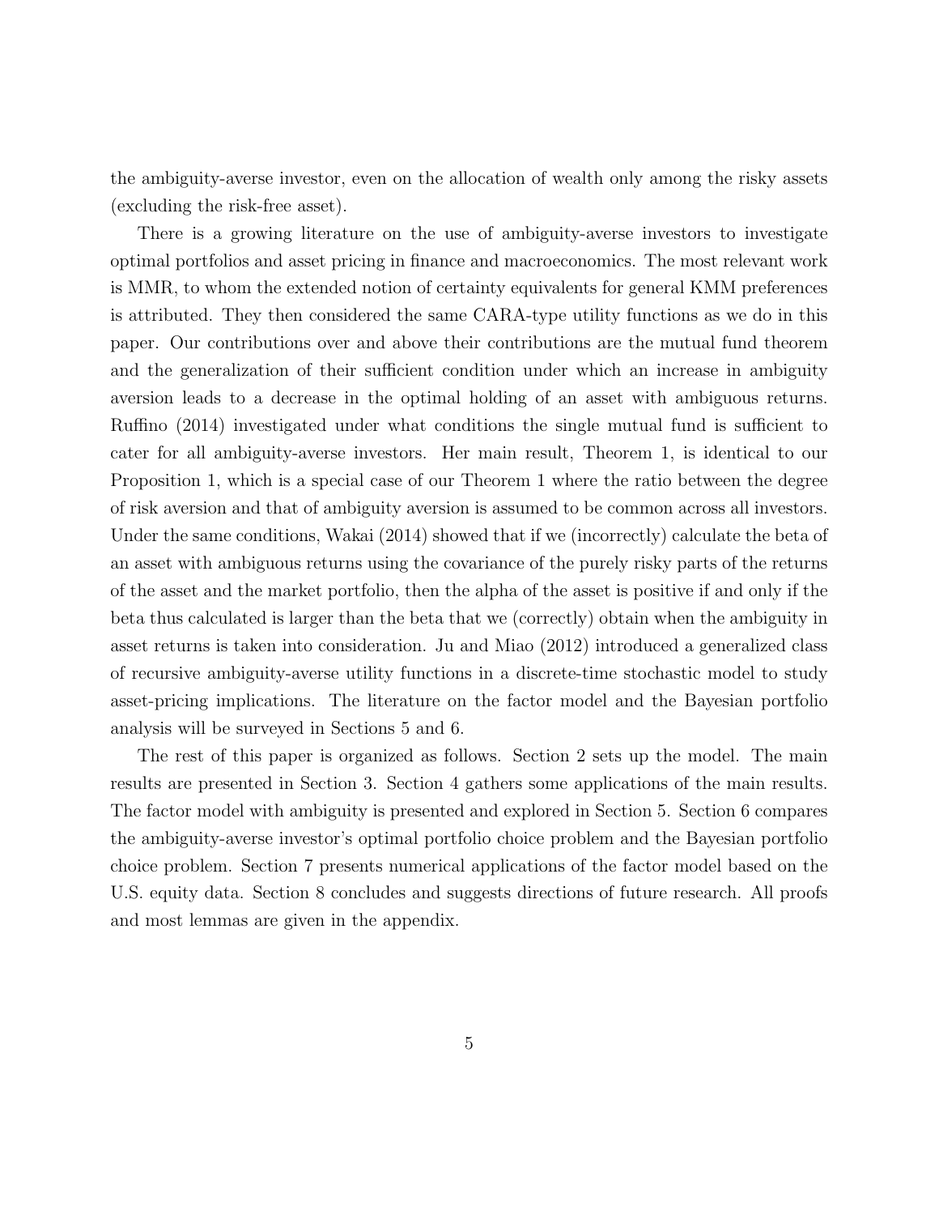the ambiguity-averse investor, even on the allocation of wealth only among the risky assets (excluding the risk-free asset).

There is a growing literature on the use of ambiguity-averse investors to investigate optimal portfolios and asset pricing in finance and macroeconomics. The most relevant work is MMR, to whom the extended notion of certainty equivalents for general KMM preferences is attributed. They then considered the same CARA-type utility functions as we do in this paper. Our contributions over and above their contributions are the mutual fund theorem and the generalization of their sufficient condition under which an increase in ambiguity aversion leads to a decrease in the optimal holding of an asset with ambiguous returns. Ruffino (2014) investigated under what conditions the single mutual fund is sufficient to cater for all ambiguity-averse investors. Her main result, Theorem 1, is identical to our Proposition 1, which is a special case of our Theorem 1 where the ratio between the degree of risk aversion and that of ambiguity aversion is assumed to be common across all investors. Under the same conditions, Wakai (2014) showed that if we (incorrectly) calculate the beta of an asset with ambiguous returns using the covariance of the purely risky parts of the returns of the asset and the market portfolio, then the alpha of the asset is positive if and only if the beta thus calculated is larger than the beta that we (correctly) obtain when the ambiguity in asset returns is taken into consideration. Ju and Miao (2012) introduced a generalized class of recursive ambiguity-averse utility functions in a discrete-time stochastic model to study asset-pricing implications. The literature on the factor model and the Bayesian portfolio analysis will be surveyed in Sections 5 and 6.

The rest of this paper is organized as follows. Section 2 sets up the model. The main results are presented in Section 3. Section 4 gathers some applications of the main results. The factor model with ambiguity is presented and explored in Section 5. Section 6 compares the ambiguity-averse investor's optimal portfolio choice problem and the Bayesian portfolio choice problem. Section 7 presents numerical applications of the factor model based on the U.S. equity data. Section 8 concludes and suggests directions of future research. All proofs and most lemmas are given in the appendix.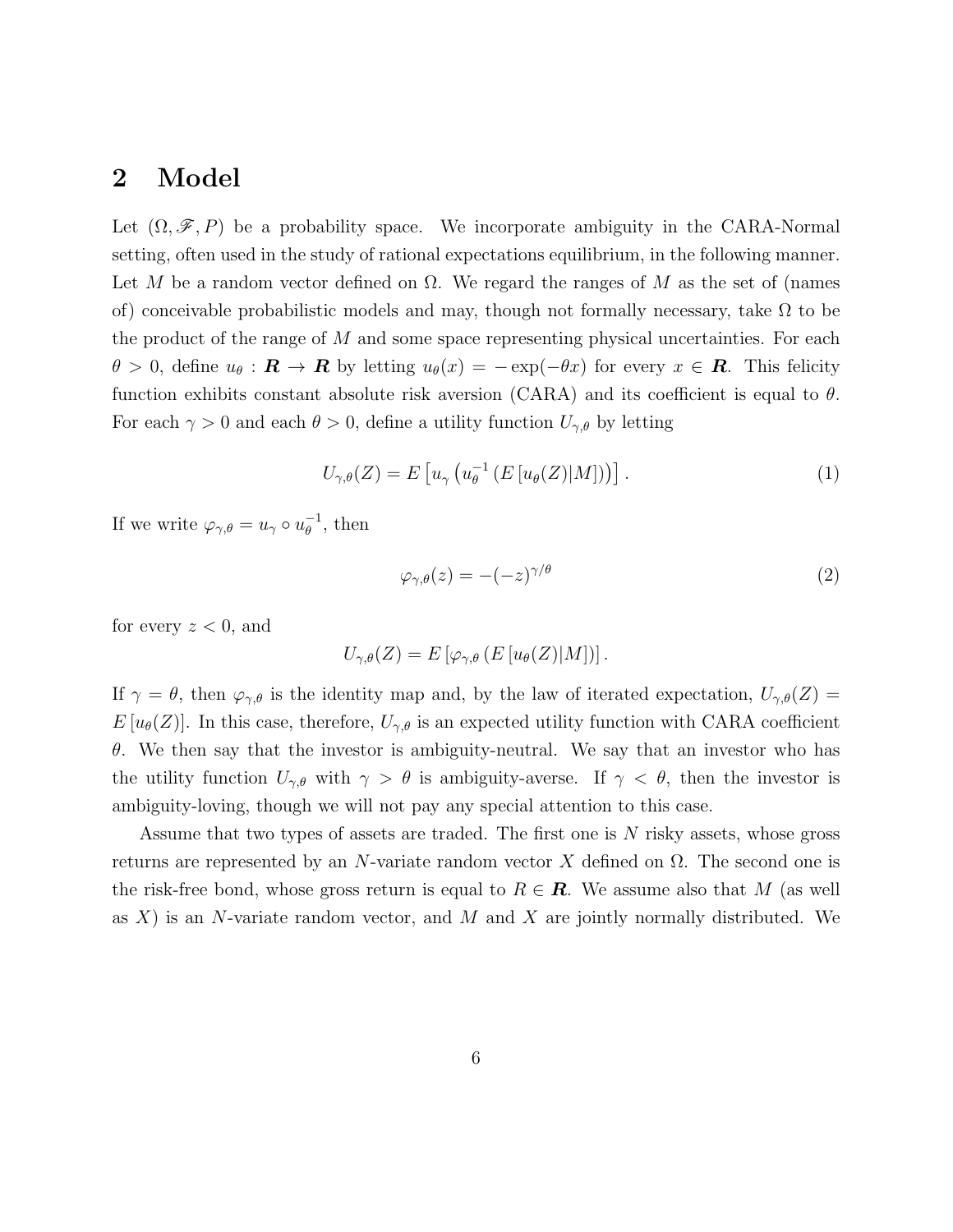## 2 Model

Let $(\Omega, \mathscr{F}, P)$ be a probability space. We incorporate ambiguity in the CARA-Normal setting, often used in the study of rational expectations equilibrium, in the following manner. Let $M$ be a random vector defined on $\Omega$. We regard the ranges of $M$ as the set of (names of) conceivable probabilistic models and may, though not formally necessary, take $\Omega$ to be the product of the range of $M$ and some space representing physical uncertainties. For each $\theta > 0$, define $u_\theta : \boldsymbol{R} \to \boldsymbol{R}$ by letting $u_\theta(x) = -\exp(-\theta x)$ for every $x \in \boldsymbol{R}$. This felicity function exhibits constant absolute risk aversion (CARA) and its coefficient is equal to $\theta$. For each $\gamma > 0$ and each $\theta > 0$, define a utility function $U_{\gamma,\theta}$ by letting

$$U_{\gamma,\theta}(Z) = E\left[u_\gamma\left(u_\theta^{-1}\left(E\left[u_\theta(Z)|M\right]\right)\right)\right]. \tag{1}$$

If we write $\varphi_{\gamma,\theta} = u_\gamma \circ u_\theta^{-1}$, then

$$\varphi_{\gamma,\theta}(z) = -(-z)^{\gamma/\theta} \tag{2}$$

for every $z < 0$, and

$$U_{\gamma,\theta}(Z) = E\left[\varphi_{\gamma,\theta}\left(E\left[u_\theta(Z)|M\right]\right)\right].$$

If $\gamma = \theta$, then $\varphi_{\gamma,\theta}$ is the identity map and, by the law of iterated expectation, $U_{\gamma,\theta}(Z) = E\left[u_\theta(Z)\right]$. In this case, therefore, $U_{\gamma,\theta}$ is an expected utility function with CARA coefficient $\theta$. We then say that the investor is ambiguity-neutral. We say that an investor who has the utility function $U_{\gamma,\theta}$ with $\gamma > \theta$ is ambiguity-averse. If $\gamma < \theta$, then the investor is ambiguity-loving, though we will not pay any special attention to this case.

Assume that two types of assets are traded. The first one is $N$ risky assets, whose gross returns are represented by an $N$-variate random vector $X$ defined on $\Omega$. The second one is the risk-free bond, whose gross return is equal to $R \in \boldsymbol{R}$. We assume also that $M$ (as well as $X$) is an $N$-variate random vector, and $M$ and $X$ are jointly normally distributed. We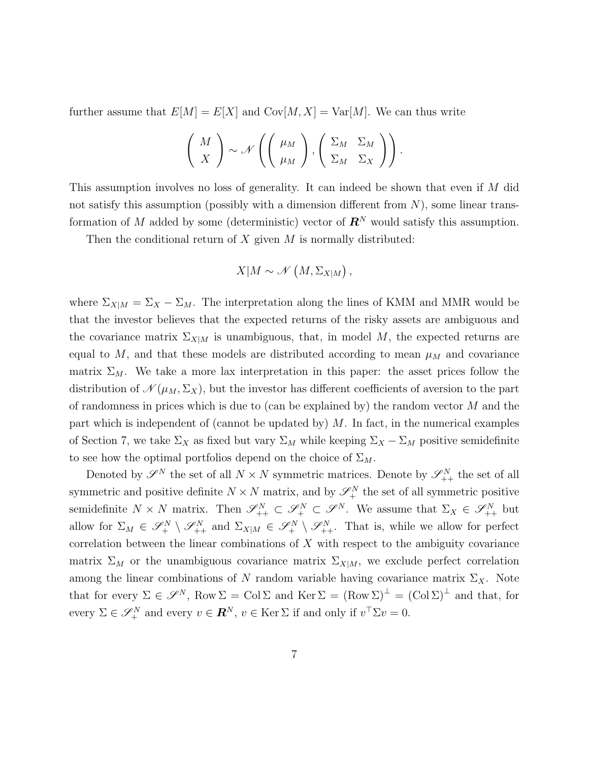further assume that $E[M] = E[X]$ and $\text{Cov}[M, X] = \text{Var}[M]$. We can thus write

$$\begin{pmatrix} M \\ X \end{pmatrix} \sim \mathscr{N}\left( \begin{pmatrix} \mu_M \\ \mu_M \end{pmatrix}, \begin{pmatrix} \Sigma_M & \Sigma_M \\ \Sigma_M & \Sigma_X \end{pmatrix} \right).$$

This assumption involves no loss of generality. It can indeed be shown that even if $M$ did not satisfy this assumption (possibly with a dimension different from $N$), some linear transformation of $M$ added by some (deterministic) vector of $\boldsymbol{R}^N$ would satisfy this assumption.

Then the conditional return of $X$ given $M$ is normally distributed:

$$X|M \sim \mathscr{N}\left(M, \Sigma_{X|M}\right),$$

where $\Sigma_{X|M} = \Sigma_X - \Sigma_M$. The interpretation along the lines of KMM and MMR would be that the investor believes that the expected returns of the risky assets are ambiguous and the covariance matrix $\Sigma_{X|M}$ is unambiguous, that, in model $M$, the expected returns are equal to $M$, and that these models are distributed according to mean $\mu_M$ and covariance matrix $\Sigma_M$. We take a more lax interpretation in this paper: the asset prices follow the distribution of $\mathscr{N}(\mu_M, \Sigma_X)$, but the investor has different coefficients of aversion to the part of randomness in prices which is due to (can be explained by) the random vector $M$ and the part which is independent of (cannot be updated by) $M$. In fact, in the numerical examples of Section 7, we take $\Sigma_X$ as fixed but vary $\Sigma_M$ while keeping $\Sigma_X - \Sigma_M$ positive semidefinite to see how the optimal portfolios depend on the choice of $\Sigma_M$.

Denoted by $\mathscr{S}^N$ the set of all $N \times N$ symmetric matrices. Denote by $\mathscr{S}^N_{++}$ the set of all symmetric and positive definite $N \times N$ matrix, and by $\mathscr{S}^N_{+}$ the set of all symmetric positive semidefinite $N \times N$ matrix. Then $\mathscr{S}^N_{++} \subset \mathscr{S}^N_{+} \subset \mathscr{S}^N$. We assume that $\Sigma_X \in \mathscr{S}^N_{++}$ but allow for $\Sigma_M \in \mathscr{S}^N_{+} \setminus \mathscr{S}^N_{++}$ and $\Sigma_{X|M} \in \mathscr{S}^N_{+} \setminus \mathscr{S}^N_{++}$. That is, while we allow for perfect correlation between the linear combinations of $X$ with respect to the ambiguity covariance matrix $\Sigma_M$ or the unambiguous covariance matrix $\Sigma_{X|M}$, we exclude perfect correlation among the linear combinations of $N$ random variable having covariance matrix $\Sigma_X$. Note that for every $\Sigma \in \mathscr{S}^N$, $\text{Row}\,\Sigma = \text{Col}\,\Sigma$ and $\text{Ker}\,\Sigma = (\text{Row}\,\Sigma)^\perp = (\text{Col}\,\Sigma)^\perp$ and that, for every $\Sigma \in \mathscr{S}^N_{+}$ and every $v \in \boldsymbol{R}^N$, $v \in \text{Ker}\,\Sigma$ if and only if $v^\top \Sigma v = 0$.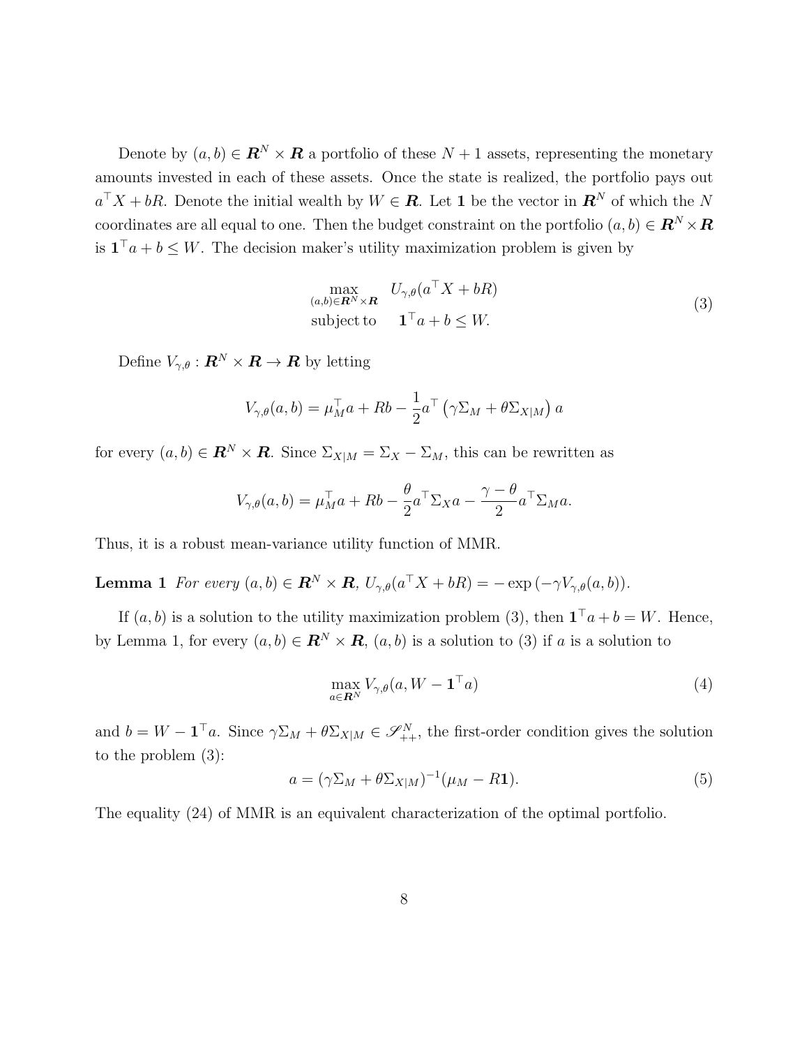Denote by $(a, b) \in \boldsymbol{R}^N \times \boldsymbol{R}$ a portfolio of these $N+1$ assets, representing the monetary amounts invested in each of these assets. Once the state is realized, the portfolio pays out $a^\top X + bR$. Denote the initial wealth by $W \in \boldsymbol{R}$. Let $\mathbf{1}$ be the vector in $\boldsymbol{R}^N$ of which the $N$ coordinates are all equal to one. Then the budget constraint on the portfolio $(a, b) \in \boldsymbol{R}^N \times \boldsymbol{R}$ is $\mathbf{1}^\top a + b \leq W$. The decision maker's utility maximization problem is given by

$$
\begin{aligned}
\max_{(a,b) \in \boldsymbol{R}^N \times \boldsymbol{R}} \quad & U_{\gamma,\theta}(a^\top X + bR) \\
\text{subject to} \quad & \mathbf{1}^\top a + b \leq W.
\end{aligned}
\tag{3}
$$

Define $V_{\gamma,\theta} : \boldsymbol{R}^N \times \boldsymbol{R} \to \boldsymbol{R}$ by letting

$$
V_{\gamma,\theta}(a, b) = \mu_M^\top a + Rb - \frac{1}{2} a^\top \left( \gamma \Sigma_M + \theta \Sigma_{X|M} \right) a
$$

for every $(a, b) \in \boldsymbol{R}^N \times \boldsymbol{R}$. Since $\Sigma_{X|M} = \Sigma_X - \Sigma_M$, this can be rewritten as

$$
V_{\gamma,\theta}(a, b) = \mu_M^\top a + Rb - \frac{\theta}{2} a^\top \Sigma_X a - \frac{\gamma - \theta}{2} a^\top \Sigma_M a.
$$

Thus, it is a robust mean-variance utility function of MMR.

**Lemma 1** *For every $(a, b) \in \boldsymbol{R}^N \times \boldsymbol{R}$, $U_{\gamma,\theta}(a^\top X + bR) = -\exp\left(-\gamma V_{\gamma,\theta}(a, b)\right)$.*

If $(a, b)$ is a solution to the utility maximization problem (3), then $\mathbf{1}^\top a + b = W$. Hence, by Lemma 1, for every $(a, b) \in \boldsymbol{R}^N \times \boldsymbol{R}$, $(a, b)$ is a solution to (3) if $a$ is a solution to

$$
\max_{a \in \boldsymbol{R}^N} V_{\gamma,\theta}(a, W - \mathbf{1}^\top a)
\tag{4}
$$

and $b = W - \mathbf{1}^\top a$. Since $\gamma \Sigma_M + \theta \Sigma_{X|M} \in \mathscr{S}_{++}^N$, the first-order condition gives the solution to the problem (3):

$$
a = (\gamma \Sigma_M + \theta \Sigma_{X|M})^{-1} (\mu_M - R\mathbf{1}).
\tag{5}
$$

The equality (24) of MMR is an equivalent characterization of the optimal portfolio.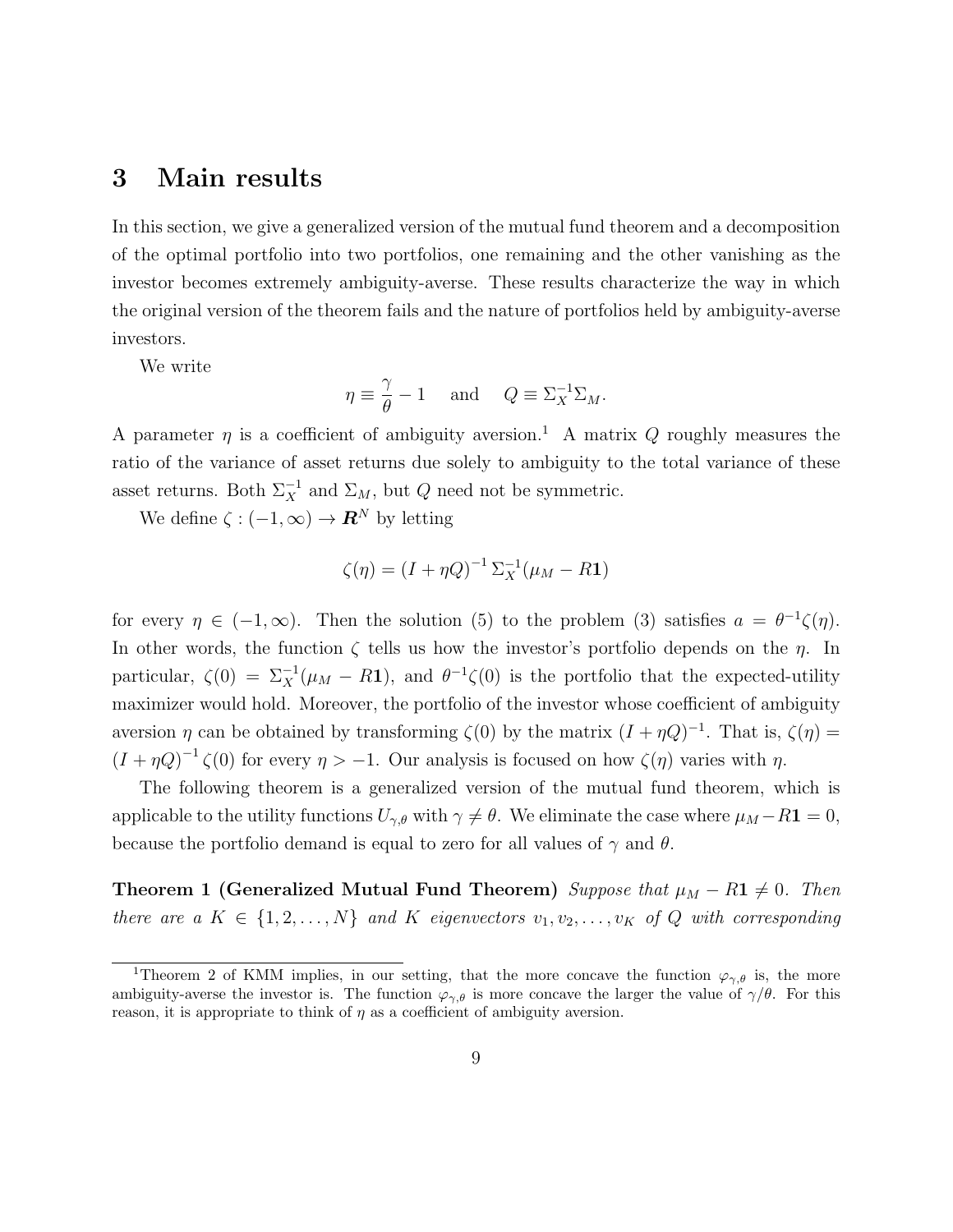## 3 Main results

In this section, we give a generalized version of the mutual fund theorem and a decomposition of the optimal portfolio into two portfolios, one remaining and the other vanishing as the investor becomes extremely ambiguity-averse. These results characterize the way in which the original version of the theorem fails and the nature of portfolios held by ambiguity-averse investors.

We write

$$\eta \equiv \frac{\gamma}{\theta} - 1 \quad \text{and} \quad Q \equiv \Sigma_X^{-1}\Sigma_M.$$

A parameter $\eta$ is a coefficient of ambiguity aversion.[1] A matrix $Q$ roughly measures the ratio of the variance of asset returns due solely to ambiguity to the total variance of these asset returns. Both $\Sigma_X^{-1}$ and $\Sigma_M$, but $Q$ need not be symmetric.

We define $\zeta : (-1, \infty) \to \boldsymbol{R}^N$ by letting

$$\zeta(\eta) = (I + \eta Q)^{-1} \Sigma_X^{-1}(\mu_M - R\mathbf{1})$$

for every $\eta \in (-1, \infty)$. Then the solution (5) to the problem (3) satisfies $a = \theta^{-1}\zeta(\eta)$. In other words, the function $\zeta$ tells us how the investor's portfolio depends on the $\eta$. In particular, $\zeta(0) = \Sigma_X^{-1}(\mu_M - R\mathbf{1})$, and $\theta^{-1}\zeta(0)$ is the portfolio that the expected-utility maximizer would hold. Moreover, the portfolio of the investor whose coefficient of ambiguity aversion $\eta$ can be obtained by transforming $\zeta(0)$ by the matrix $(I + \eta Q)^{-1}$. That is, $\zeta(\eta) = (I + \eta Q)^{-1} \zeta(0)$ for every $\eta > -1$. Our analysis is focused on how $\zeta(\eta)$ varies with $\eta$.

The following theorem is a generalized version of the mutual fund theorem, which is applicable to the utility functions $U_{\gamma,\theta}$ with $\gamma \neq \theta$. We eliminate the case where $\mu_M - R\mathbf{1} = 0$, because the portfolio demand is equal to zero for all values of $\gamma$ and $\theta$.

**Theorem 1 (Generalized Mutual Fund Theorem)** *Suppose that $\mu_M - R\mathbf{1} \neq 0$. Then there are a $K \in \{1, 2, \ldots, N\}$ and $K$ eigenvectors $v_1, v_2, \ldots, v_K$ of $Q$ with corresponding*

---

[1] Theorem 2 of KMM implies, in our setting, that the more concave the function $\varphi_{\gamma,\theta}$ is, the more ambiguity-averse the investor is. The function $\varphi_{\gamma,\theta}$ is more concave the larger the value of $\gamma/\theta$. For this reason, it is appropriate to think of $\eta$ as a coefficient of ambiguity aversion.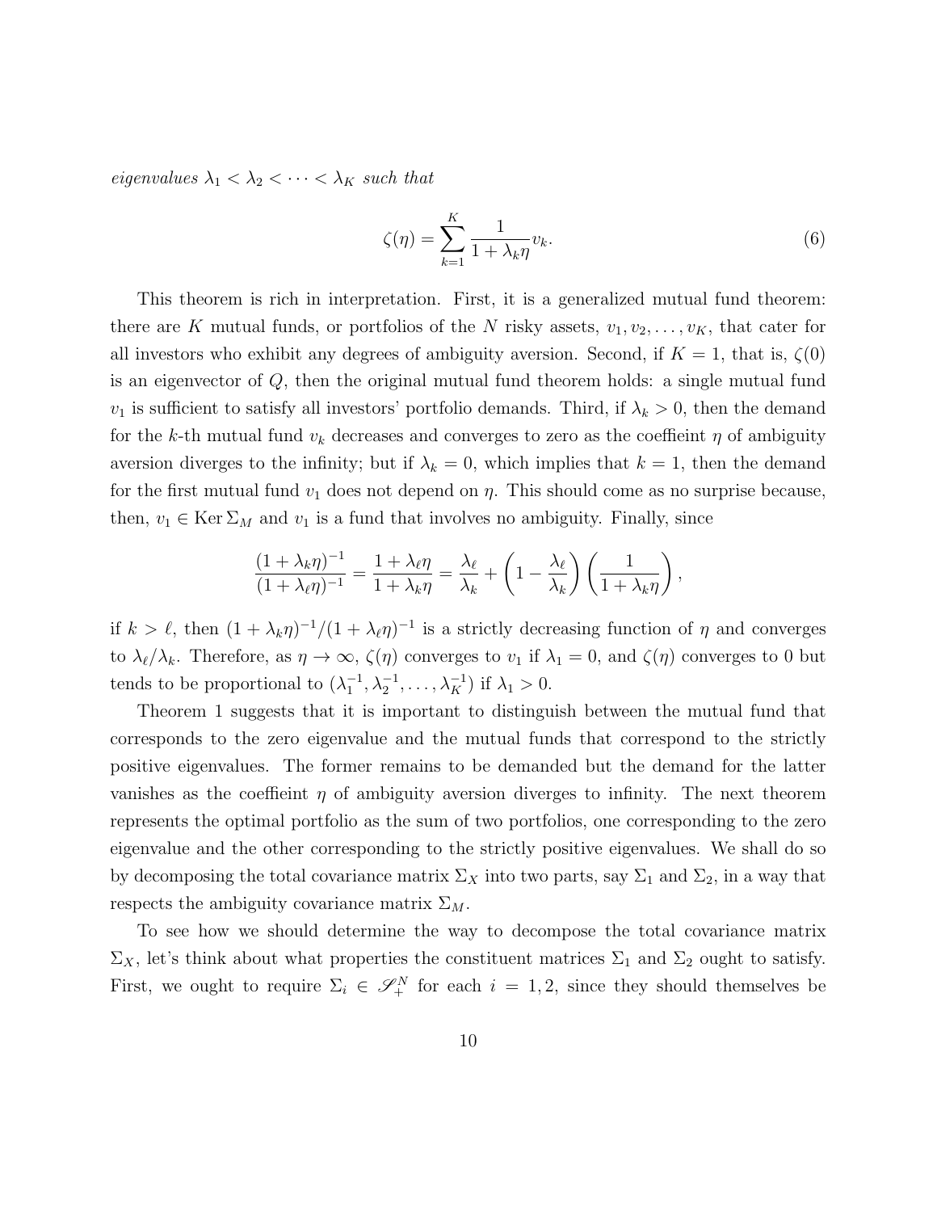*eigenvalues* $\lambda_1 < \lambda_2 < \cdots < \lambda_K$ *such that*

$$\zeta(\eta) = \sum_{k=1}^{K} \frac{1}{1 + \lambda_k \eta} v_k. \tag{6}$$

This theorem is rich in interpretation. First, it is a generalized mutual fund theorem: there are $K$ mutual funds, or portfolios of the $N$ risky assets, $v_1, v_2, \ldots, v_K$, that cater for all investors who exhibit any degrees of ambiguity aversion. Second, if $K = 1$, that is, $\zeta(0)$ is an eigenvector of $Q$, then the original mutual fund theorem holds: a single mutual fund $v_1$ is sufficient to satisfy all investors' portfolio demands. Third, if $\lambda_k > 0$, then the demand for the $k$-th mutual fund $v_k$ decreases and converges to zero as the coeffieint $\eta$ of ambiguity aversion diverges to the infinity; but if $\lambda_k = 0$, which implies that $k = 1$, then the demand for the first mutual fund $v_1$ does not depend on $\eta$. This should come as no surprise because, then, $v_1 \in \operatorname{Ker} \Sigma_M$ and $v_1$ is a fund that involves no ambiguity. Finally, since

$$\frac{(1 + \lambda_k \eta)^{-1}}{(1 + \lambda_\ell \eta)^{-1}} = \frac{1 + \lambda_\ell \eta}{1 + \lambda_k \eta} = \frac{\lambda_\ell}{\lambda_k} + \left(1 - \frac{\lambda_\ell}{\lambda_k}\right)\left(\frac{1}{1 + \lambda_k \eta}\right),$$

if $k > \ell$, then $(1 + \lambda_k \eta)^{-1}/(1 + \lambda_\ell \eta)^{-1}$ is a strictly decreasing function of $\eta$ and converges to $\lambda_\ell/\lambda_k$. Therefore, as $\eta \to \infty$, $\zeta(\eta)$ converges to $v_1$ if $\lambda_1 = 0$, and $\zeta(\eta)$ converges to 0 but tends to be proportional to $(\lambda_1^{-1}, \lambda_2^{-1}, \ldots, \lambda_K^{-1})$ if $\lambda_1 > 0$.

Theorem 1 suggests that it is important to distinguish between the mutual fund that corresponds to the zero eigenvalue and the mutual funds that correspond to the strictly positive eigenvalues. The former remains to be demanded but the demand for the latter vanishes as the coeffieint $\eta$ of ambiguity aversion diverges to infinity. The next theorem represents the optimal portfolio as the sum of two portfolios, one corresponding to the zero eigenvalue and the other corresponding to the strictly positive eigenvalues. We shall do so by decomposing the total covariance matrix $\Sigma_X$ into two parts, say $\Sigma_1$ and $\Sigma_2$, in a way that respects the ambiguity covariance matrix $\Sigma_M$.

To see how we should determine the way to decompose the total covariance matrix $\Sigma_X$, let's think about what properties the constituent matrices $\Sigma_1$ and $\Sigma_2$ ought to satisfy. First, we ought to require $\Sigma_i \in \mathscr{S}_+^N$ for each $i = 1, 2$, since they should themselves be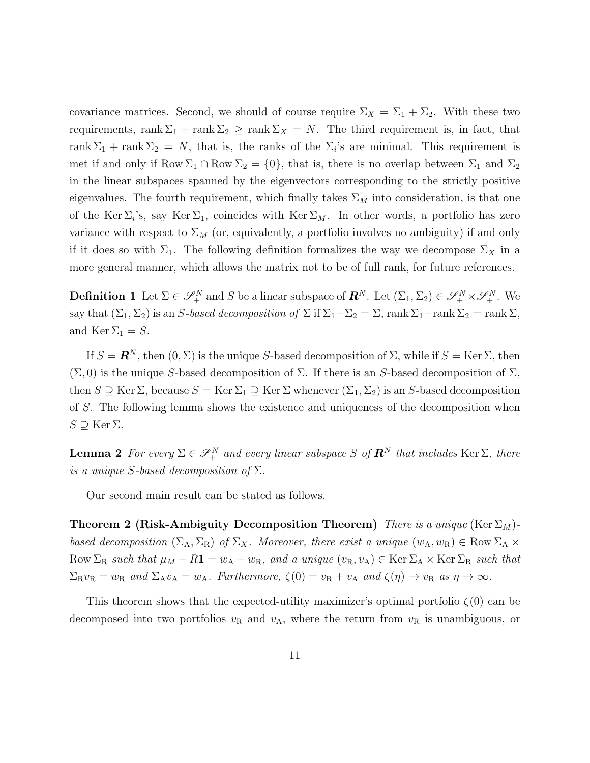covariance matrices. Second, we should of course require $\Sigma_X = \Sigma_1 + \Sigma_2$. With these two requirements, $\operatorname{rank}\Sigma_1 + \operatorname{rank}\Sigma_2 \geq \operatorname{rank}\Sigma_X = N$. The third requirement is, in fact, that $\operatorname{rank}\Sigma_1 + \operatorname{rank}\Sigma_2 = N$, that is, the ranks of the $\Sigma_i$'s are minimal. This requirement is met if and only if $\operatorname{Row}\Sigma_1 \cap \operatorname{Row}\Sigma_2 = \{0\}$, that is, there is no overlap between $\Sigma_1$ and $\Sigma_2$ in the linear subspaces spanned by the eigenvectors corresponding to the strictly positive eigenvalues. The fourth requirement, which finally takes $\Sigma_M$ into consideration, is that one of the $\operatorname{Ker}\Sigma_i$'s, say $\operatorname{Ker}\Sigma_1$, coincides with $\operatorname{Ker}\Sigma_M$. In other words, a portfolio has zero variance with respect to $\Sigma_M$ (or, equivalently, a portfolio involves no ambiguity) if and only if it does so with $\Sigma_1$. The following definition formalizes the way we decompose $\Sigma_X$ in a more general manner, which allows the matrix not to be of full rank, for future references.

**Definition 1** Let $\Sigma \in \mathscr{S}_+^N$ and $S$ be a linear subspace of $\boldsymbol{R}^N$. Let $(\Sigma_1, \Sigma_2) \in \mathscr{S}_+^N \times \mathscr{S}_+^N$. We say that $(\Sigma_1, \Sigma_2)$ is an *$S$-based decomposition of* $\Sigma$ if $\Sigma_1 + \Sigma_2 = \Sigma$, $\operatorname{rank}\Sigma_1 + \operatorname{rank}\Sigma_2 = \operatorname{rank}\Sigma$, and $\operatorname{Ker}\Sigma_1 = S$.

If $S = \boldsymbol{R}^N$, then $(0, \Sigma)$ is the unique $S$-based decomposition of $\Sigma$, while if $S = \operatorname{Ker}\Sigma$, then $(\Sigma, 0)$ is the unique $S$-based decomposition of $\Sigma$. If there is an $S$-based decomposition of $\Sigma$, then $S \supseteq \operatorname{Ker}\Sigma$, because $S = \operatorname{Ker}\Sigma_1 \supseteq \operatorname{Ker}\Sigma$ whenever $(\Sigma_1, \Sigma_2)$ is an $S$-based decomposition of $S$. The following lemma shows the existence and uniqueness of the decomposition when $S \supseteq \operatorname{Ker}\Sigma$.

**Lemma 2** *For every $\Sigma \in \mathscr{S}_+^N$ and every linear subspace $S$ of $\boldsymbol{R}^N$ that includes $\operatorname{Ker}\Sigma$, there is a unique $S$-based decomposition of $\Sigma$.*

Our second main result can be stated as follows.

**Theorem 2 (Risk-Ambiguity Decomposition Theorem)** *There is a unique $(\operatorname{Ker}\Sigma_M)$-based decomposition $(\Sigma_{\mathrm{A}}, \Sigma_{\mathrm{R}})$ of $\Sigma_X$. Moreover, there exist a unique $(w_{\mathrm{A}}, w_{\mathrm{R}}) \in \operatorname{Row}\Sigma_{\mathrm{A}} \times \operatorname{Row}\Sigma_{\mathrm{R}}$ such that $\mu_M - R\mathbf{1} = w_{\mathrm{A}} + w_{\mathrm{R}}$, and a unique $(v_{\mathrm{R}}, v_{\mathrm{A}}) \in \operatorname{Ker}\Sigma_{\mathrm{A}} \times \operatorname{Ker}\Sigma_{\mathrm{R}}$ such that $\Sigma_{\mathrm{R}} v_{\mathrm{R}} = w_{\mathrm{R}}$ and $\Sigma_{\mathrm{A}} v_{\mathrm{A}} = w_{\mathrm{A}}$. Furthermore, $\zeta(0) = v_{\mathrm{R}} + v_{\mathrm{A}}$ and $\zeta(\eta) \to v_{\mathrm{R}}$ as $\eta \to \infty$.*

This theorem shows that the expected-utility maximizer's optimal portfolio $\zeta(0)$ can be decomposed into two portfolios $v_{\mathrm{R}}$ and $v_{\mathrm{A}}$, where the return from $v_{\mathrm{R}}$ is unambiguous, or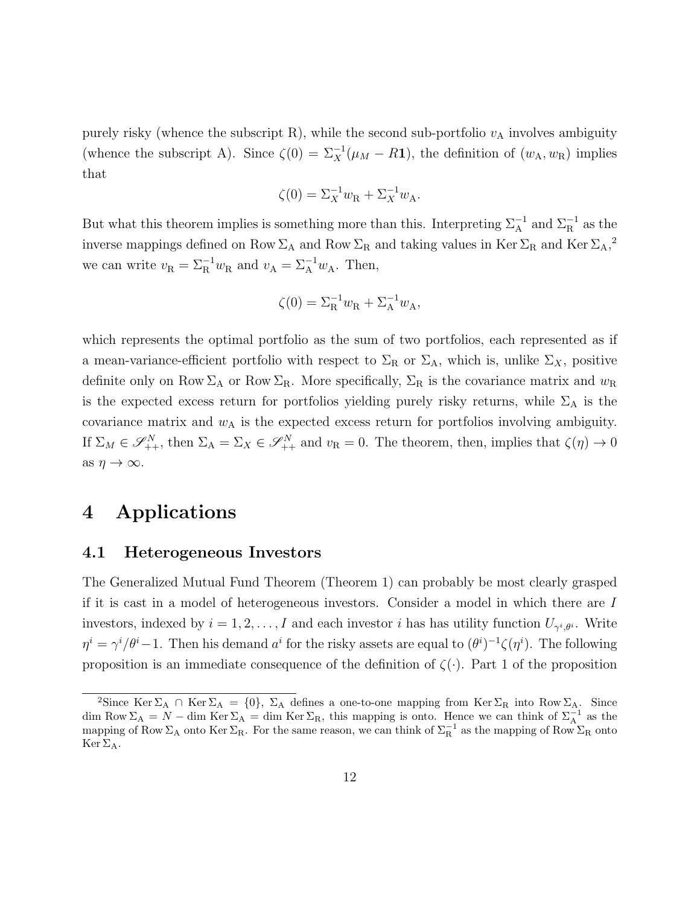purely risky (whence the subscript R), while the second sub-portfolio $v_{\mathrm{A}}$ involves ambiguity (whence the subscript A). Since $\zeta(0) = \Sigma_X^{-1}(\mu_M - R\mathbf{1})$, the definition of $(w_{\mathrm{A}}, w_{\mathrm{R}})$ implies that

$$\zeta(0) = \Sigma_X^{-1} w_{\mathrm{R}} + \Sigma_X^{-1} w_{\mathrm{A}}.$$

But what this theorem implies is something more than this. Interpreting $\Sigma_{\mathrm{A}}^{-1}$ and $\Sigma_{\mathrm{R}}^{-1}$ as the inverse mappings defined on $\operatorname{Row}\Sigma_{\mathrm{A}}$ and $\operatorname{Row}\Sigma_{\mathrm{R}}$ and taking values in $\operatorname{Ker}\Sigma_{\mathrm{R}}$ and $\operatorname{Ker}\Sigma_{\mathrm{A}}$,[2] we can write $v_{\mathrm{R}} = \Sigma_{\mathrm{R}}^{-1} w_{\mathrm{R}}$ and $v_{\mathrm{A}} = \Sigma_{\mathrm{A}}^{-1} w_{\mathrm{A}}$. Then,

$$\zeta(0) = \Sigma_{\mathrm{R}}^{-1} w_{\mathrm{R}} + \Sigma_{\mathrm{A}}^{-1} w_{\mathrm{A}},$$

which represents the optimal portfolio as the sum of two portfolios, each represented as if a mean-variance-efficient portfolio with respect to $\Sigma_{\mathrm{R}}$ or $\Sigma_{\mathrm{A}}$, which is, unlike $\Sigma_X$, positive definite only on $\operatorname{Row}\Sigma_{\mathrm{A}}$ or $\operatorname{Row}\Sigma_{\mathrm{R}}$. More specifically, $\Sigma_{\mathrm{R}}$ is the covariance matrix and $w_{\mathrm{R}}$ is the expected excess return for portfolios yielding purely risky returns, while $\Sigma_{\mathrm{A}}$ is the covariance matrix and $w_{\mathrm{A}}$ is the expected excess return for portfolios involving ambiguity. If $\Sigma_M \in \mathscr{S}_{++}^N$, then $\Sigma_{\mathrm{A}} = \Sigma_X \in \mathscr{S}_{++}^N$ and $v_{\mathrm{R}} = 0$. The theorem, then, implies that $\zeta(\eta) \to 0$ as $\eta \to \infty$.

# 4 Applications

## 4.1 Heterogeneous Investors

The Generalized Mutual Fund Theorem (Theorem 1) can probably be most clearly grasped if it is cast in a model of heterogeneous investors. Consider a model in which there are $I$ investors, indexed by $i = 1, 2, \ldots, I$ and each investor $i$ has has utility function $U_{\gamma^i, \theta^i}$. Write $\eta^i = \gamma^i/\theta^i - 1$. Then his demand $a^i$ for the risky assets are equal to $(\theta^i)^{-1}\zeta(\eta^i)$. The following proposition is an immediate consequence of the definition of $\zeta(\cdot)$. Part 1 of the proposition

[2] Since $\operatorname{Ker}\Sigma_{\mathrm{A}} \cap \operatorname{Ker}\Sigma_{\mathrm{A}} = \{0\}$, $\Sigma_{\mathrm{A}}$ defines a one-to-one mapping from $\operatorname{Ker}\Sigma_{\mathrm{R}}$ into $\operatorname{Row}\Sigma_{\mathrm{A}}$. Since $\dim \operatorname{Row}\Sigma_{\mathrm{A}} = N - \dim \operatorname{Ker}\Sigma_{\mathrm{A}} = \dim \operatorname{Ker}\Sigma_{\mathrm{R}}$, this mapping is onto. Hence we can think of $\Sigma_{\mathrm{A}}^{-1}$ as the mapping of $\operatorname{Row}\Sigma_{\mathrm{A}}$ onto $\operatorname{Ker}\Sigma_{\mathrm{R}}$. For the same reason, we can think of $\Sigma_{\mathrm{R}}^{-1}$ as the mapping of $\operatorname{Row}\Sigma_{\mathrm{R}}$ onto $\operatorname{Ker}\Sigma_{\mathrm{A}}$.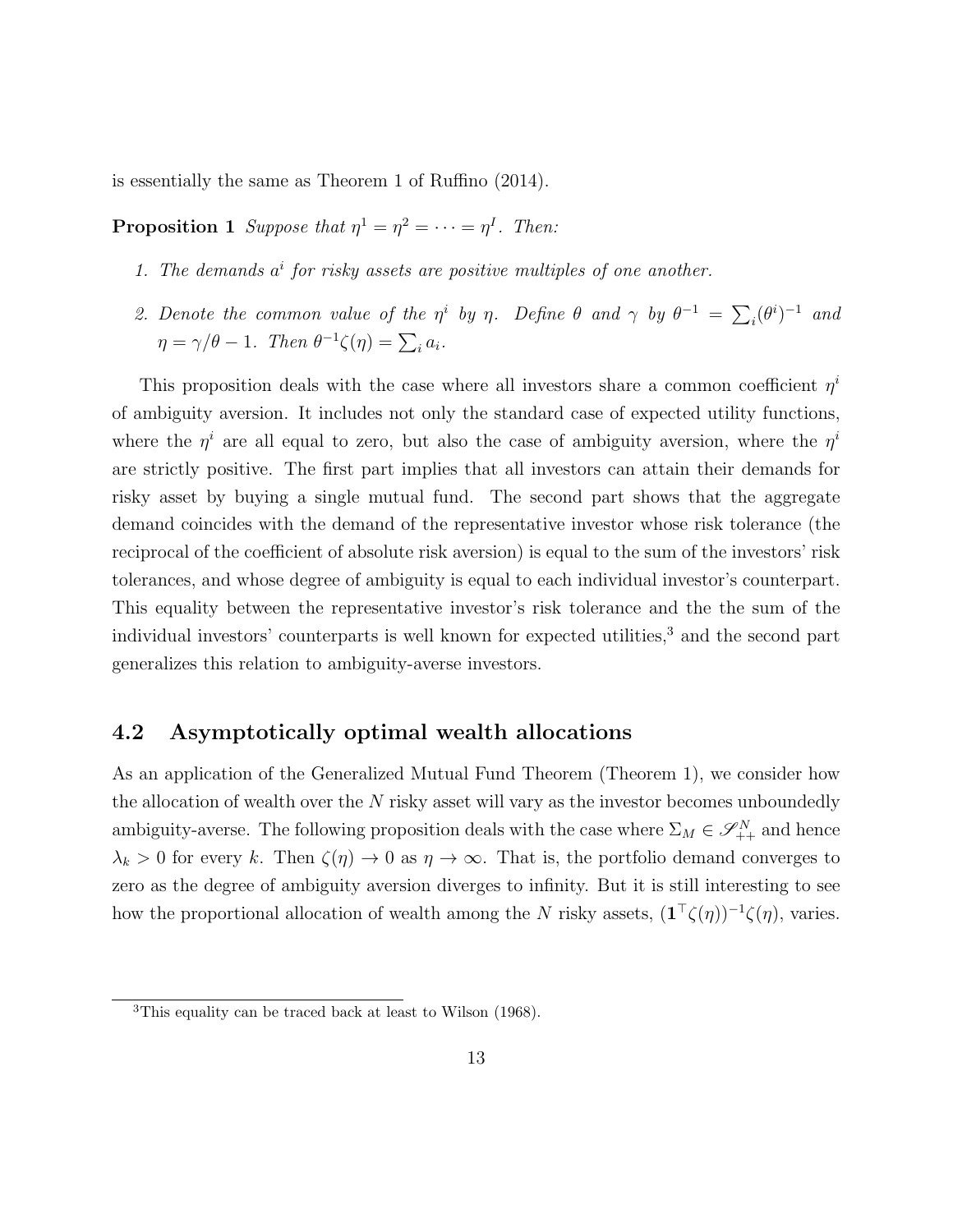is essentially the same as Theorem 1 of Ruffino (2014).

**Proposition 1** *Suppose that $\eta^1 = \eta^2 = \cdots = \eta^I$. Then:*

1. *The demands $a^i$ for risky assets are positive multiples of one another.*
2. *Denote the common value of the $\eta^i$ by $\eta$. Define $\theta$ and $\gamma$ by $\theta^{-1} = \sum_i (\theta^i)^{-1}$ and $\eta = \gamma/\theta - 1$. Then $\theta^{-1}\zeta(\eta) = \sum_i a_i$.*

This proposition deals with the case where all investors share a common coefficient $\eta^i$ of ambiguity aversion. It includes not only the standard case of expected utility functions, where the $\eta^i$ are all equal to zero, but also the case of ambiguity aversion, where the $\eta^i$ are strictly positive. The first part implies that all investors can attain their demands for risky asset by buying a single mutual fund. The second part shows that the aggregate demand coincides with the demand of the representative investor whose risk tolerance (the reciprocal of the coefficient of absolute risk aversion) is equal to the sum of the investors' risk tolerances, and whose degree of ambiguity is equal to each individual investor's counterpart. This equality between the representative investor's risk tolerance and the the sum of the individual investors' counterparts is well known for expected utilities,[3] and the second part generalizes this relation to ambiguity-averse investors.

## 4.2 Asymptotically optimal wealth allocations

As an application of the Generalized Mutual Fund Theorem (Theorem 1), we consider how the allocation of wealth over the $N$ risky asset will vary as the investor becomes unboundedly ambiguity-averse. The following proposition deals with the case where $\Sigma_M \in \mathscr{S}^N_{++}$ and hence $\lambda_k > 0$ for every $k$. Then $\zeta(\eta) \to 0$ as $\eta \to \infty$. That is, the portfolio demand converges to zero as the degree of ambiguity aversion diverges to infinity. But it is still interesting to see how the proportional allocation of wealth among the $N$ risky assets, $(\mathbf{1}^\top \zeta(\eta))^{-1}\zeta(\eta)$, varies.

[3] This equality can be traced back at least to Wilson (1968).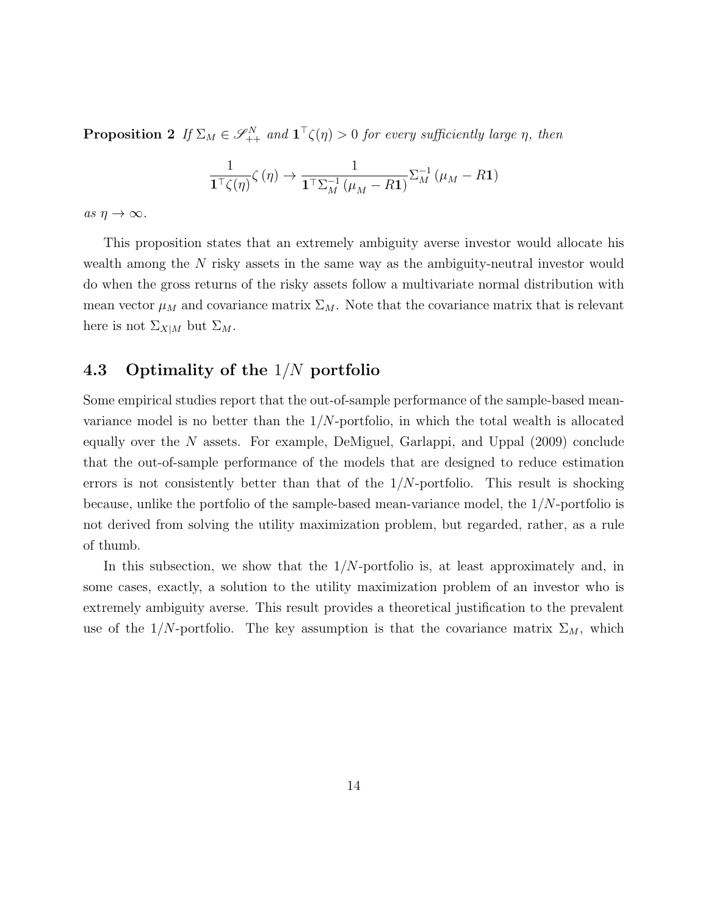**Proposition 2** *If $\Sigma_M \in \mathscr{S}_{++}^N$ and $\mathbf{1}^\top \zeta(\eta) > 0$ for every sufficiently large $\eta$, then*

$$\frac{1}{\mathbf{1}^\top \zeta(\eta)} \zeta(\eta) \to \frac{1}{\mathbf{1}^\top \Sigma_M^{-1} (\mu_M - R\mathbf{1})} \Sigma_M^{-1} (\mu_M - R\mathbf{1})$$

*as $\eta \to \infty$.*

This proposition states that an extremely ambiguity averse investor would allocate his wealth among the $N$ risky assets in the same way as the ambiguity-neutral investor would do when the gross returns of the risky assets follow a multivariate normal distribution with mean vector $\mu_M$ and covariance matrix $\Sigma_M$. Note that the covariance matrix that is relevant here is not $\Sigma_{X|M}$ but $\Sigma_M$.

### 4.3 Optimality of the $1/N$ portfolio

Some empirical studies report that the out-of-sample performance of the sample-based mean-variance model is no better than the $1/N$-portfolio, in which the total wealth is allocated equally over the $N$ assets. For example, DeMiguel, Garlappi, and Uppal (2009) conclude that the out-of-sample performance of the models that are designed to reduce estimation errors is not consistently better than that of the $1/N$-portfolio. This result is shocking because, unlike the portfolio of the sample-based mean-variance model, the $1/N$-portfolio is not derived from solving the utility maximization problem, but regarded, rather, as a rule of thumb.

In this subsection, we show that the $1/N$-portfolio is, at least approximately and, in some cases, exactly, a solution to the utility maximization problem of an investor who is extremely ambiguity averse. This result provides a theoretical justification to the prevalent use of the $1/N$-portfolio. The key assumption is that the covariance matrix $\Sigma_M$, which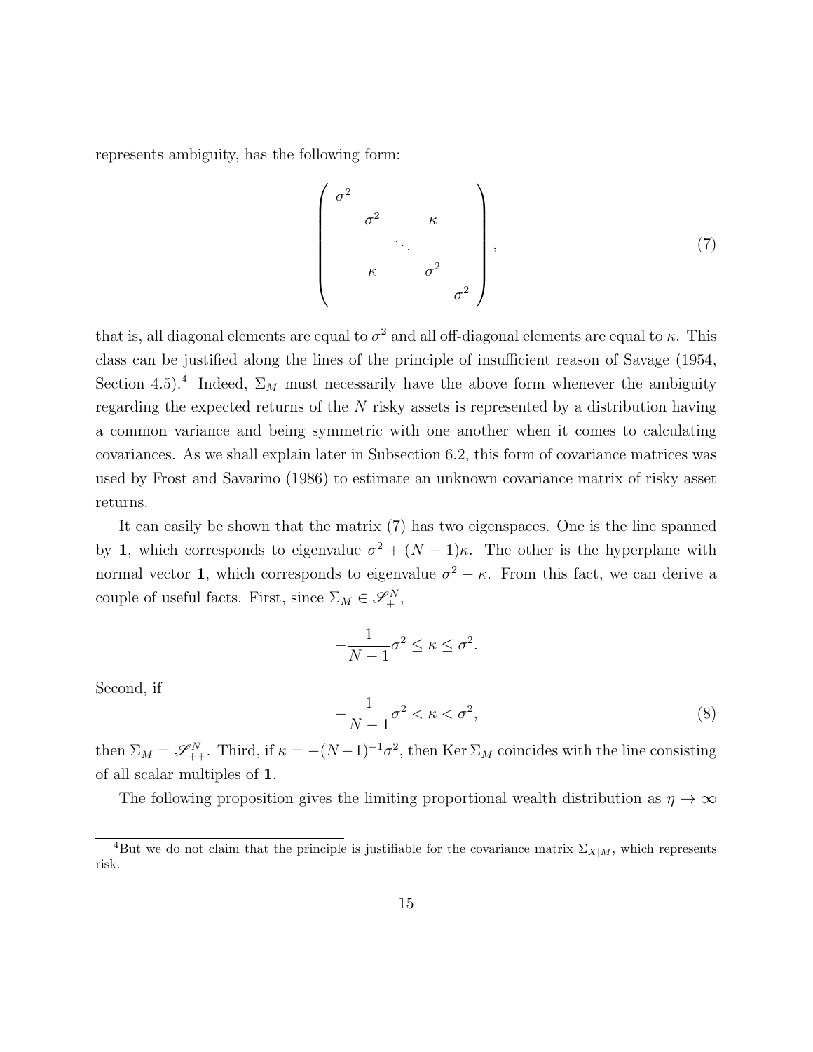represents ambiguity, has the following form:

$$
\begin{pmatrix}
\sigma^2 & & & & \\
& \sigma^2 & & \kappa & \\
& & \ddots & & \\
& \kappa & & \sigma^2 & \\
& & & & \sigma^2
\end{pmatrix}, \tag{7}
$$

that is, all diagonal elements are equal to $\sigma^2$ and all off-diagonal elements are equal to $\kappa$. This class can be justified along the lines of the principle of insufficient reason of Savage (1954, Section 4.5).[4] Indeed, $\Sigma_M$ must necessarily have the above form whenever the ambiguity regarding the expected returns of the $N$ risky assets is represented by a distribution having a common variance and being symmetric with one another when it comes to calculating covariances. As we shall explain later in Subsection 6.2, this form of covariance matrices was used by Frost and Savarino (1986) to estimate an unknown covariance matrix of risky asset returns.

It can easily be shown that the matrix (7) has two eigenspaces. One is the line spanned by $\mathbf{1}$, which corresponds to eigenvalue $\sigma^2 + (N-1)\kappa$. The other is the hyperplane with normal vector $\mathbf{1}$, which corresponds to eigenvalue $\sigma^2 - \kappa$. From this fact, we can derive a couple of useful facts. First, since $\Sigma_M \in \mathscr{S}^N_+$,

$$
-\frac{1}{N-1}\sigma^2 \leq \kappa \leq \sigma^2.
$$

Second, if

$$
-\frac{1}{N-1}\sigma^2 < \kappa < \sigma^2, \tag{8}
$$

then $\Sigma_M = \mathscr{S}^N_{++}$. Third, if $\kappa = -(N-1)^{-1}\sigma^2$, then $\operatorname{Ker} \Sigma_M$ coincides with the line consisting of all scalar multiples of $\mathbf{1}$.

The following proposition gives the limiting proportional wealth distribution as $\eta \to \infty$

[4] But we do not claim that the principle is justifiable for the covariance matrix $\Sigma_{X|M}$, which represents risk.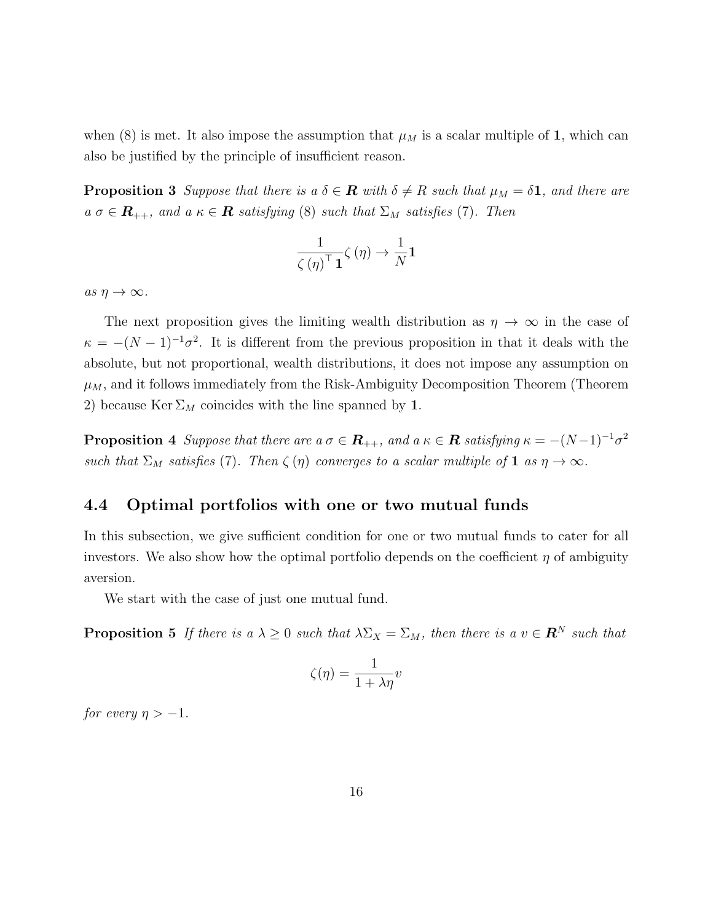when (8) is met. It also impose the assumption that $\mu_M$ is a scalar multiple of $\mathbf{1}$, which can also be justified by the principle of insufficient reason.

**Proposition 3** *Suppose that there is a $\delta \in \boldsymbol{R}$ with $\delta \neq R$ such that $\mu_M = \delta \mathbf{1}$, and there are a $\sigma \in \boldsymbol{R}_{++}$, and a $\kappa \in \boldsymbol{R}$ satisfying* (8) *such that $\Sigma_M$ satisfies* (7)*. Then*

$$\frac{1}{\zeta(\eta)^\top \mathbf{1}} \zeta(\eta) \to \frac{1}{N} \mathbf{1}$$

*as $\eta \to \infty$.*

The next proposition gives the limiting wealth distribution as $\eta \to \infty$ in the case of $\kappa = -(N-1)^{-1}\sigma^2$. It is different from the previous proposition in that it deals with the absolute, but not proportional, wealth distributions, it does not impose any assumption on $\mu_M$, and it follows immediately from the Risk-Ambiguity Decomposition Theorem (Theorem 2) because $\operatorname{Ker} \Sigma_M$ coincides with the line spanned by $\mathbf{1}$.

**Proposition 4** *Suppose that there are a $\sigma \in \boldsymbol{R}_{++}$, and a $\kappa \in \boldsymbol{R}$ satisfying $\kappa = -(N-1)^{-1}\sigma^2$ such that $\Sigma_M$ satisfies* (7)*. Then $\zeta(\eta)$ converges to a scalar multiple of $\mathbf{1}$ as $\eta \to \infty$.*

### 4.4 Optimal portfolios with one or two mutual funds

In this subsection, we give sufficient condition for one or two mutual funds to cater for all investors. We also show how the optimal portfolio depends on the coefficient $\eta$ of ambiguity aversion.

We start with the case of just one mutual fund.

**Proposition 5** *If there is a $\lambda \geq 0$ such that $\lambda \Sigma_X = \Sigma_M$, then there is a $v \in \boldsymbol{R}^N$ such that*

$$\zeta(\eta) = \frac{1}{1 + \lambda \eta} v$$

*for every $\eta > -1$.*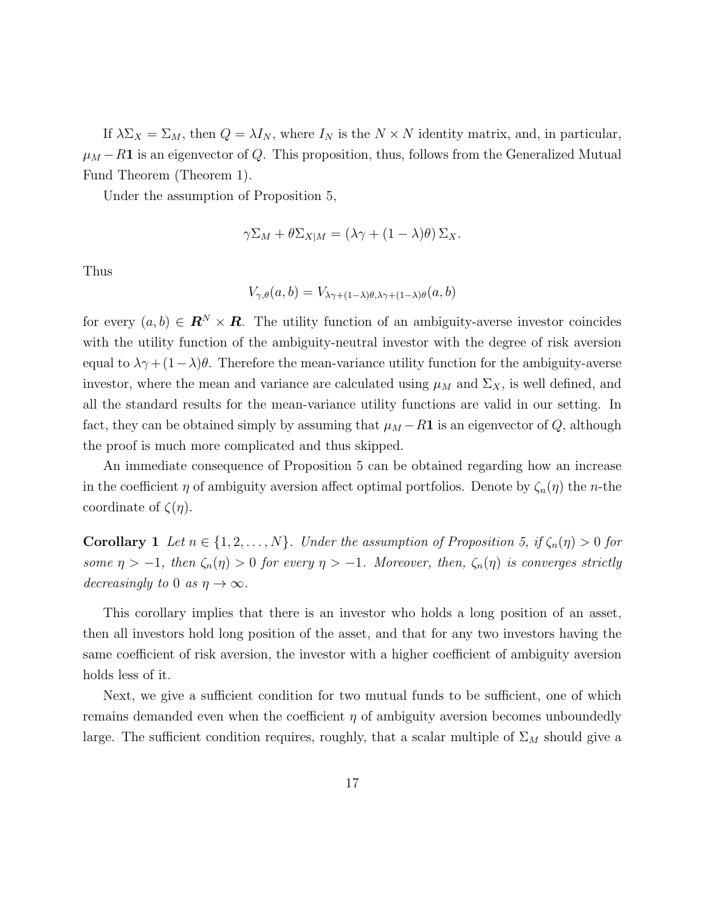If $\lambda\Sigma_X = \Sigma_M$, then $Q = \lambda I_N$, where $I_N$ is the $N \times N$ identity matrix, and, in particular, $\mu_M - R\mathbf{1}$ is an eigenvector of $Q$. This proposition, thus, follows from the Generalized Mutual Fund Theorem (Theorem 1).

Under the assumption of Proposition 5,

$$\gamma\Sigma_M + \theta\Sigma_{X|M} = (\lambda\gamma + (1-\lambda)\theta)\,\Sigma_X.$$

Thus

$$V_{\gamma,\theta}(a,b) = V_{\lambda\gamma+(1-\lambda)\theta,\lambda\gamma+(1-\lambda)\theta}(a,b)$$

for every $(a,b) \in \boldsymbol{R}^N \times \boldsymbol{R}$. The utility function of an ambiguity-averse investor coincides with the utility function of the ambiguity-neutral investor with the degree of risk aversion equal to $\lambda\gamma + (1-\lambda)\theta$. Therefore the mean-variance utility function for the ambiguity-averse investor, where the mean and variance are calculated using $\mu_M$ and $\Sigma_X$, is well defined, and all the standard results for the mean-variance utility functions are valid in our setting. In fact, they can be obtained simply by assuming that $\mu_M - R\mathbf{1}$ is an eigenvector of $Q$, although the proof is much more complicated and thus skipped.

An immediate consequence of Proposition 5 can be obtained regarding how an increase in the coefficient $\eta$ of ambiguity aversion affect optimal portfolios. Denote by $\zeta_n(\eta)$ the $n$-the coordinate of $\zeta(\eta)$.

**Corollary 1** *Let $n \in \{1,2,\dots,N\}$. Under the assumption of Proposition 5, if $\zeta_n(\eta) > 0$ for some $\eta > -1$, then $\zeta_n(\eta) > 0$ for every $\eta > -1$. Moreover, then, $\zeta_n(\eta)$ is converges strictly decreasingly to $0$ as $\eta \to \infty$.*

This corollary implies that there is an investor who holds a long position of an asset, then all investors hold long position of the asset, and that for any two investors having the same coefficient of risk aversion, the investor with a higher coefficient of ambiguity aversion holds less of it.

Next, we give a sufficient condition for two mutual funds to be sufficient, one of which remains demanded even when the coefficient $\eta$ of ambiguity aversion becomes unboundedly large. The sufficient condition requires, roughly, that a scalar multiple of $\Sigma_M$ should give a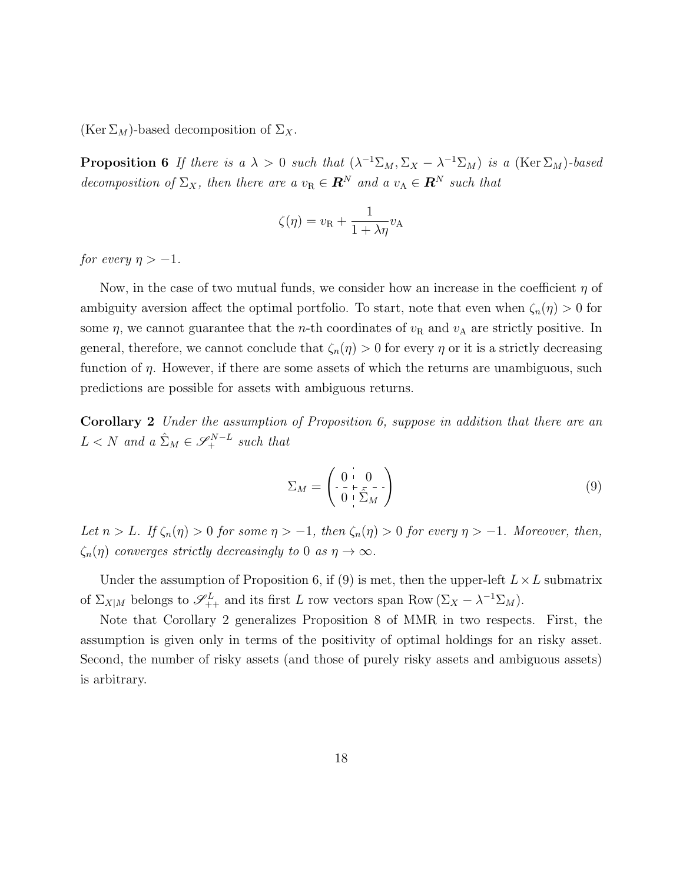$(\operatorname{Ker}\Sigma_M)$-based decomposition of $\Sigma_X$.

**Proposition 6** *If there is a $\lambda > 0$ such that $(\lambda^{-1}\Sigma_M, \Sigma_X - \lambda^{-1}\Sigma_M)$ is a $(\operatorname{Ker}\Sigma_M)$-based decomposition of $\Sigma_X$, then there are a $v_{\mathrm{R}} \in \boldsymbol{R}^N$ and a $v_{\mathrm{A}} \in \boldsymbol{R}^N$ such that*

$$\zeta(\eta) = v_{\mathrm{R}} + \frac{1}{1+\lambda\eta} v_{\mathrm{A}}$$

*for every $\eta > -1$.*

Now, in the case of two mutual funds, we consider how an increase in the coefficient $\eta$ of ambiguity aversion affect the optimal portfolio. To start, note that even when $\zeta_n(\eta) > 0$ for some $\eta$, we cannot guarantee that the $n$-th coordinates of $v_{\mathrm{R}}$ and $v_{\mathrm{A}}$ are strictly positive. In general, therefore, we cannot conclude that $\zeta_n(\eta) > 0$ for every $\eta$ or it is a strictly decreasing function of $\eta$. However, if there are some assets of which the returns are unambiguous, such predictions are possible for assets with ambiguous returns.

**Corollary 2** *Under the assumption of Proposition 6, suppose in addition that there are an $L < N$ and a $\hat{\Sigma}_M \in \mathscr{S}_+^{N-L}$ such that*

$$\Sigma_M = \left(\begin{array}{c|c} 0 & 0 \\ \hline 0 & \hat{\Sigma}_M \end{array}\right) \tag{9}$$

*Let $n > L$. If $\zeta_n(\eta) > 0$ for some $\eta > -1$, then $\zeta_n(\eta) > 0$ for every $\eta > -1$. Moreover, then, $\zeta_n(\eta)$ converges strictly decreasingly to 0 as $\eta \to \infty$.*

Under the assumption of Proposition 6, if (9) is met, then the upper-left $L \times L$ submatrix of $\Sigma_{X|M}$ belongs to $\mathscr{S}_{++}^L$ and its first $L$ row vectors span $\operatorname{Row}(\Sigma_X - \lambda^{-1}\Sigma_M)$.

Note that Corollary 2 generalizes Proposition 8 of MMR in two respects. First, the assumption is given only in terms of the positivity of optimal holdings for an risky asset. Second, the number of risky assets (and those of purely risky assets and ambiguous assets) is arbitrary.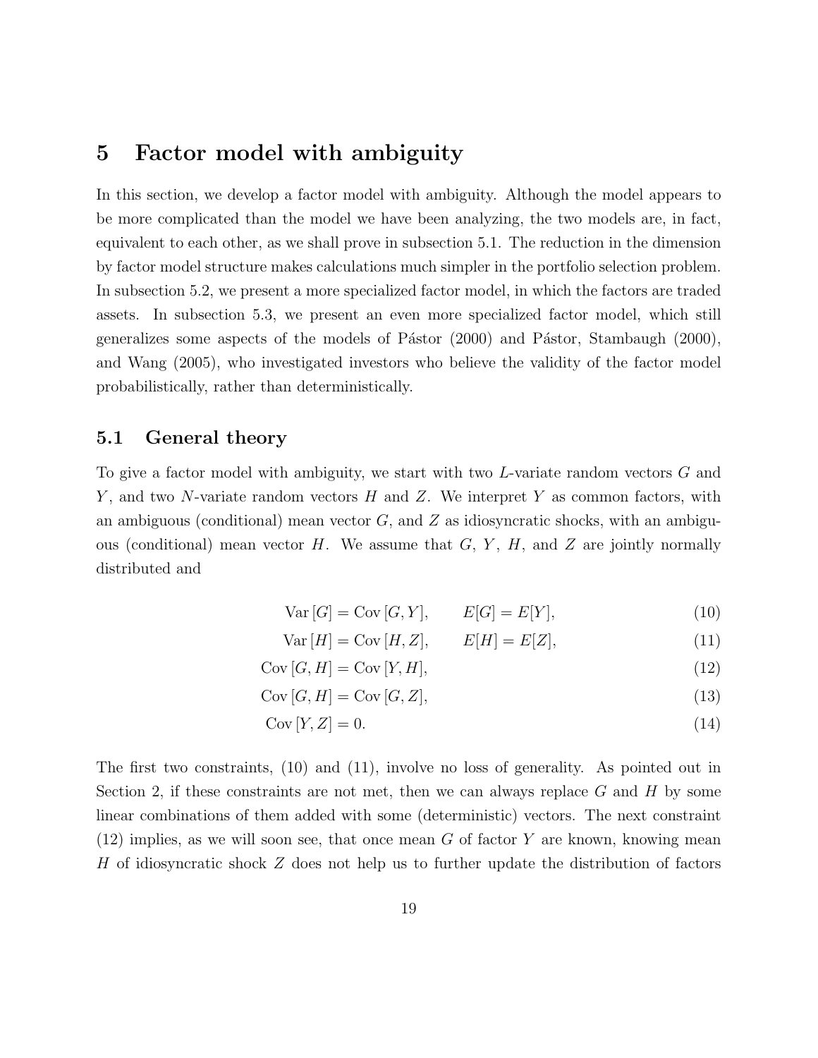# 5 Factor model with ambiguity

In this section, we develop a factor model with ambiguity. Although the model appears to be more complicated than the model we have been analyzing, the two models are, in fact, equivalent to each other, as we shall prove in subsection 5.1. The reduction in the dimension by factor model structure makes calculations much simpler in the portfolio selection problem. In subsection 5.2, we present a more specialized factor model, in which the factors are traded assets. In subsection 5.3, we present an even more specialized factor model, which still generalizes some aspects of the models of Pástor (2000) and Pástor, Stambaugh (2000), and Wang (2005), who investigated investors who believe the validity of the factor model probabilistically, rather than deterministically.

## 5.1 General theory

To give a factor model with ambiguity, we start with two $L$-variate random vectors $G$ and $Y$, and two $N$-variate random vectors $H$ and $Z$. We interpret $Y$ as common factors, with an ambiguous (conditional) mean vector $G$, and $Z$ as idiosyncratic shocks, with an ambiguous (conditional) mean vector $H$. We assume that $G$, $Y$, $H$, and $Z$ are jointly normally distributed and

$$\operatorname{Var}[G] = \operatorname{Cov}[G, Y], \qquad E[G] = E[Y], \tag{10}$$

$$\operatorname{Var}[H] = \operatorname{Cov}[H, Z], \qquad E[H] = E[Z], \tag{11}$$

$$\operatorname{Cov}[G, H] = \operatorname{Cov}[Y, H], \tag{12}$$

$$\operatorname{Cov}[G, H] = \operatorname{Cov}[G, Z], \tag{13}$$

$$\operatorname{Cov}[Y, Z] = 0. \tag{14}$$

The first two constraints, (10) and (11), involve no loss of generality. As pointed out in Section 2, if these constraints are not met, then we can always replace $G$ and $H$ by some linear combinations of them added with some (deterministic) vectors. The next constraint (12) implies, as we will soon see, that once mean $G$ of factor $Y$ are known, knowing mean $H$ of idiosyncratic shock $Z$ does not help us to further update the distribution of factors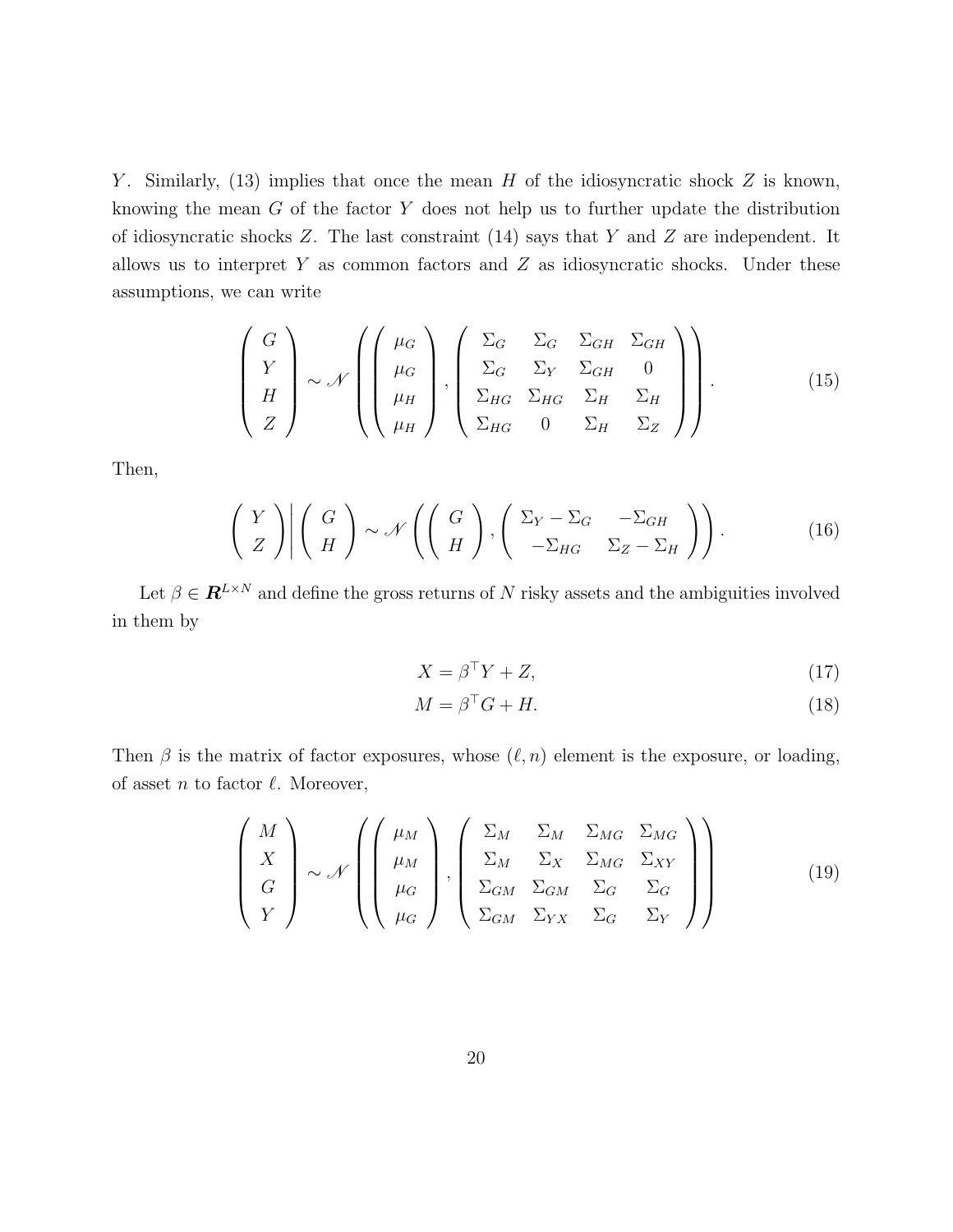$Y$. Similarly, (13) implies that once the mean $H$ of the idiosyncratic shock $Z$ is known, knowing the mean $G$ of the factor $Y$ does not help us to further update the distribution of idiosyncratic shocks $Z$. The last constraint (14) says that $Y$ and $Z$ are independent. It allows us to interpret $Y$ as common factors and $Z$ as idiosyncratic shocks. Under these assumptions, we can write

$$\begin{pmatrix} G \\ Y \\ H \\ Z \end{pmatrix} \sim \mathscr{N}\left( \begin{pmatrix} \mu_G \\ \mu_G \\ \mu_H \\ \mu_H \end{pmatrix}, \begin{pmatrix} \Sigma_G & \Sigma_G & \Sigma_{GH} & \Sigma_{GH} \\ \Sigma_G & \Sigma_Y & \Sigma_{GH} & 0 \\ \Sigma_{HG} & \Sigma_{HG} & \Sigma_H & \Sigma_H \\ \Sigma_{HG} & 0 & \Sigma_H & \Sigma_Z \end{pmatrix} \right). \tag{15}$$

Then,

$$\begin{pmatrix} Y \\ Z \end{pmatrix} \Bigg| \begin{pmatrix} G \\ H \end{pmatrix} \sim \mathscr{N}\left( \begin{pmatrix} G \\ H \end{pmatrix}, \begin{pmatrix} \Sigma_Y - \Sigma_G & -\Sigma_{GH} \\ -\Sigma_{HG} & \Sigma_Z - \Sigma_H \end{pmatrix} \right). \tag{16}$$

Let $\beta \in \boldsymbol{R}^{L \times N}$ and define the gross returns of $N$ risky assets and the ambiguities involved in them by

$$X = \beta^\top Y + Z, \tag{17}$$

$$M = \beta^\top G + H. \tag{18}$$

Then $\beta$ is the matrix of factor exposures, whose $(\ell, n)$ element is the exposure, or loading, of asset $n$ to factor $\ell$. Moreover,

$$\begin{pmatrix} M \\ X \\ G \\ Y \end{pmatrix} \sim \mathscr{N}\left( \begin{pmatrix} \mu_M \\ \mu_M \\ \mu_G \\ \mu_G \end{pmatrix}, \begin{pmatrix} \Sigma_M & \Sigma_M & \Sigma_{MG} & \Sigma_{MG} \\ \Sigma_M & \Sigma_X & \Sigma_{MG} & \Sigma_{XY} \\ \Sigma_{GM} & \Sigma_{GM} & \Sigma_G & \Sigma_G \\ \Sigma_{GM} & \Sigma_{YX} & \Sigma_G & \Sigma_Y \end{pmatrix} \right) \tag{19}$$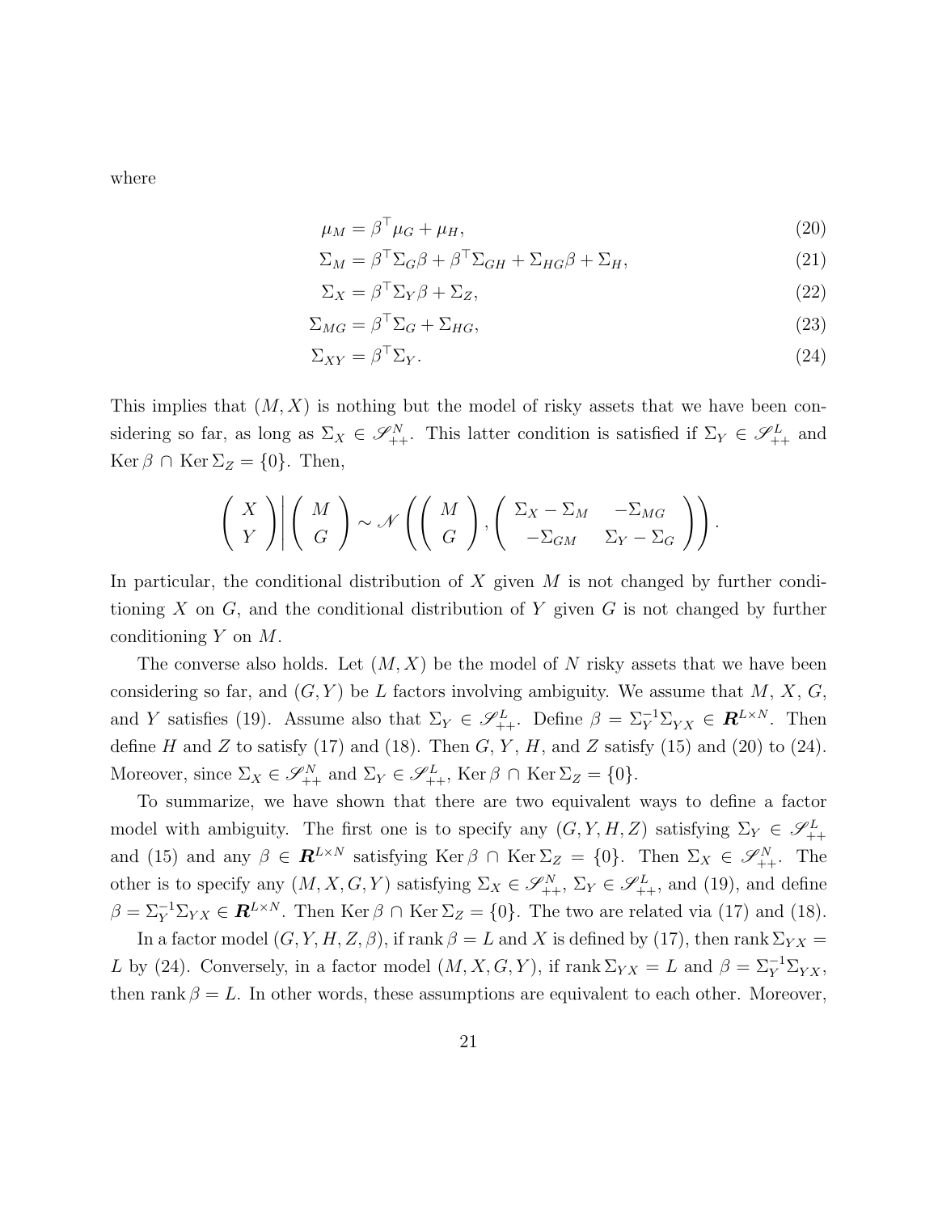where

$$\mu_M = \beta^\top \mu_G + \mu_H, \tag{20}$$

$$\Sigma_M = \beta^\top \Sigma_G \beta + \beta^\top \Sigma_{GH} + \Sigma_{HG}\beta + \Sigma_H, \tag{21}$$

$$\Sigma_X = \beta^\top \Sigma_Y \beta + \Sigma_Z, \tag{22}$$

$$\Sigma_{MG} = \beta^\top \Sigma_G + \Sigma_{HG}, \tag{23}$$

$$\Sigma_{XY} = \beta^\top \Sigma_Y. \tag{24}$$

This implies that $(M, X)$ is nothing but the model of risky assets that we have been considering so far, as long as $\Sigma_X \in \mathscr{S}^N_{++}$. This latter condition is satisfied if $\Sigma_Y \in \mathscr{S}^L_{++}$ and $\operatorname{Ker}\beta \cap \operatorname{Ker}\Sigma_Z = \{0\}$. Then,

$$\left( \begin{array}{c} X \\ Y \end{array} \right) \left| \left( \begin{array}{c} M \\ G \end{array} \right) \sim \mathscr{N}\left( \left( \begin{array}{c} M \\ G \end{array} \right), \left( \begin{array}{cc} \Sigma_X - \Sigma_M & -\Sigma_{MG} \\ -\Sigma_{GM} & \Sigma_Y - \Sigma_G \end{array} \right) \right) \right. .$$

In particular, the conditional distribution of $X$ given $M$ is not changed by further conditioning $X$ on $G$, and the conditional distribution of $Y$ given $G$ is not changed by further conditioning $Y$ on $M$.

The converse also holds. Let $(M, X)$ be the model of $N$ risky assets that we have been considering so far, and $(G, Y)$ be $L$ factors involving ambiguity. We assume that $M$, $X$, $G$, and $Y$ satisfies (19). Assume also that $\Sigma_Y \in \mathscr{S}^L_{++}$. Define $\beta = \Sigma_Y^{-1}\Sigma_{YX} \in \boldsymbol{R}^{L\times N}$. Then define $H$ and $Z$ to satisfy (17) and (18). Then $G$, $Y$, $H$, and $Z$ satisfy (15) and (20) to (24). Moreover, since $\Sigma_X \in \mathscr{S}^N_{++}$ and $\Sigma_Y \in \mathscr{S}^L_{++}$, $\operatorname{Ker}\beta \cap \operatorname{Ker}\Sigma_Z = \{0\}$.

To summarize, we have shown that there are two equivalent ways to define a factor model with ambiguity. The first one is to specify any $(G, Y, H, Z)$ satisfying $\Sigma_Y \in \mathscr{S}^L_{++}$ and (15) and any $\beta \in \boldsymbol{R}^{L\times N}$ satisfying $\operatorname{Ker}\beta \cap \operatorname{Ker}\Sigma_Z = \{0\}$. Then $\Sigma_X \in \mathscr{S}^N_{++}$. The other is to specify any $(M, X, G, Y)$ satisfying $\Sigma_X \in \mathscr{S}^N_{++}$, $\Sigma_Y \in \mathscr{S}^L_{++}$, and (19), and define $\beta = \Sigma_Y^{-1}\Sigma_{YX} \in \boldsymbol{R}^{L\times N}$. Then $\operatorname{Ker}\beta \cap \operatorname{Ker}\Sigma_Z = \{0\}$. The two are related via (17) and (18).

In a factor model $(G, Y, H, Z, \beta)$, if $\operatorname{rank}\beta = L$ and $X$ is defined by (17), then $\operatorname{rank}\Sigma_{YX} = L$ by (24). Conversely, in a factor model $(M, X, G, Y)$, if $\operatorname{rank}\Sigma_{YX} = L$ and $\beta = \Sigma_Y^{-1}\Sigma_{YX}$, then $\operatorname{rank}\beta = L$. In other words, these assumptions are equivalent to each other. Moreover,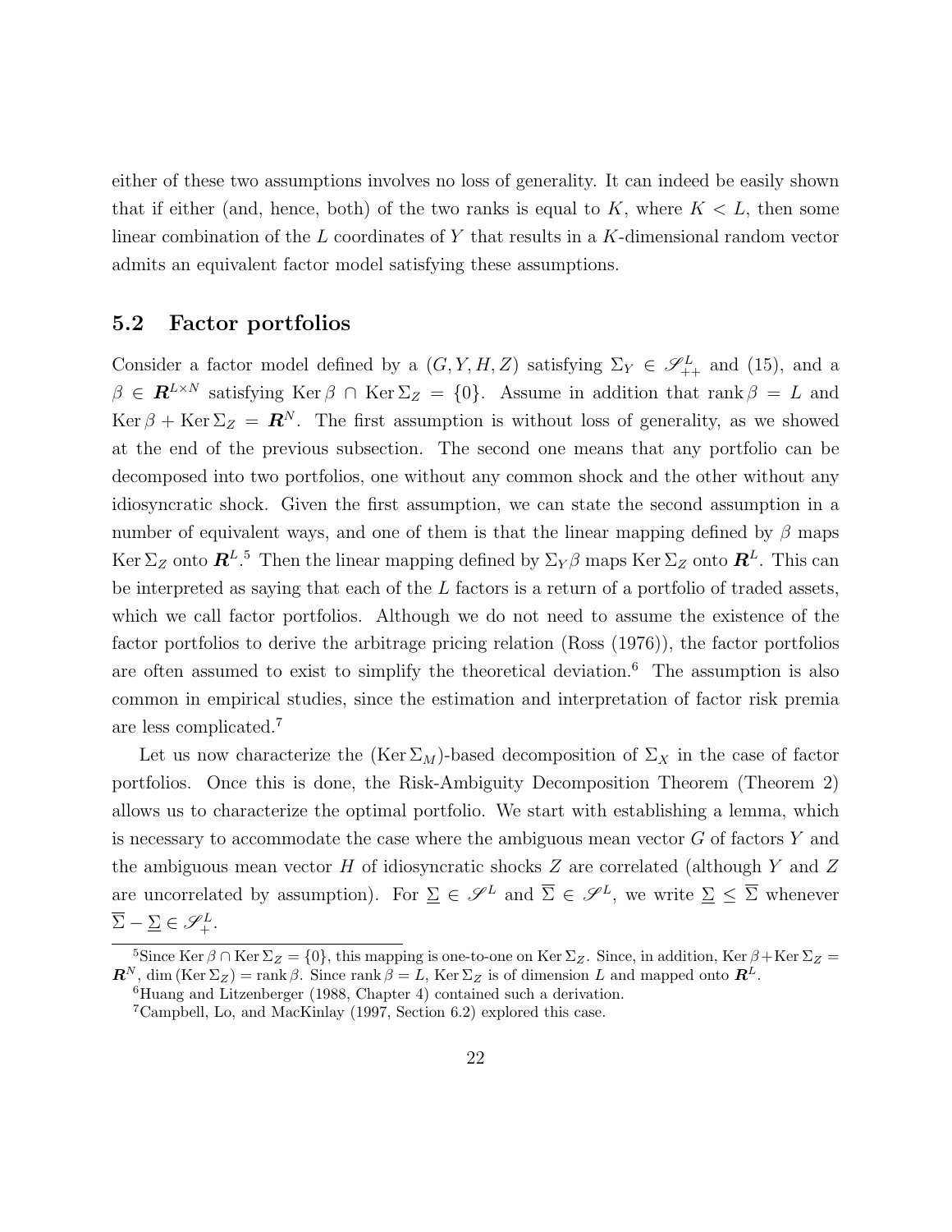either of these two assumptions involves no loss of generality. It can indeed be easily shown that if either (and, hence, both) of the two ranks is equal to $K$, where $K < L$, then some linear combination of the $L$ coordinates of $Y$ that results in a $K$-dimensional random vector admits an equivalent factor model satisfying these assumptions.

## 5.2 Factor portfolios

Consider a factor model defined by a $(G, Y, H, Z)$ satisfying $\Sigma_Y \in \mathscr{S}^L_{++}$ and (15), and a $\beta \in \boldsymbol{R}^{L \times N}$ satisfying $\operatorname{Ker} \beta \cap \operatorname{Ker} \Sigma_Z = \{0\}$. Assume in addition that $\operatorname{rank} \beta = L$ and $\operatorname{Ker} \beta + \operatorname{Ker} \Sigma_Z = \boldsymbol{R}^N$. The first assumption is without loss of generality, as we showed at the end of the previous subsection. The second one means that any portfolio can be decomposed into two portfolios, one without any common shock and the other without any idiosyncratic shock. Given the first assumption, we can state the second assumption in a number of equivalent ways, and one of them is that the linear mapping defined by $\beta$ maps $\operatorname{Ker} \Sigma_Z$ onto $\boldsymbol{R}^L$.[5] Then the linear mapping defined by $\Sigma_Y \beta$ maps $\operatorname{Ker} \Sigma_Z$ onto $\boldsymbol{R}^L$. This can be interpreted as saying that each of the $L$ factors is a return of a portfolio of traded assets, which we call factor portfolios. Although we do not need to assume the existence of the factor portfolios to derive the arbitrage pricing relation (Ross (1976)), the factor portfolios are often assumed to exist to simplify the theoretical deviation.[6] The assumption is also common in empirical studies, since the estimation and interpretation of factor risk premia are less complicated.[7]

Let us now characterize the $(\operatorname{Ker} \Sigma_M)$-based decomposition of $\Sigma_X$ in the case of factor portfolios. Once this is done, the Risk-Ambiguity Decomposition Theorem (Theorem 2) allows us to characterize the optimal portfolio. We start with establishing a lemma, which is necessary to accommodate the case where the ambiguous mean vector $G$ of factors $Y$ and the ambiguous mean vector $H$ of idiosyncratic shocks $Z$ are correlated (although $Y$ and $Z$ are uncorrelated by assumption). For $\underline{\Sigma} \in \mathscr{S}^L$ and $\overline{\Sigma} \in \mathscr{S}^L$, we write $\underline{\Sigma} \leq \overline{\Sigma}$ whenever $\overline{\Sigma} - \underline{\Sigma} \in \mathscr{S}^L_+$.

[5] Since $\operatorname{Ker} \beta \cap \operatorname{Ker} \Sigma_Z = \{0\}$, this mapping is one-to-one on $\operatorname{Ker} \Sigma_Z$. Since, in addition, $\operatorname{Ker} \beta + \operatorname{Ker} \Sigma_Z = \boldsymbol{R}^N$, $\dim (\operatorname{Ker} \Sigma_Z) = \operatorname{rank} \beta$. Since $\operatorname{rank} \beta = L$, $\operatorname{Ker} \Sigma_Z$ is of dimension $L$ and mapped onto $\boldsymbol{R}^L$.

[6] Huang and Litzenberger (1988, Chapter 4) contained such a derivation.

[7] Campbell, Lo, and MacKinlay (1997, Section 6.2) explored this case.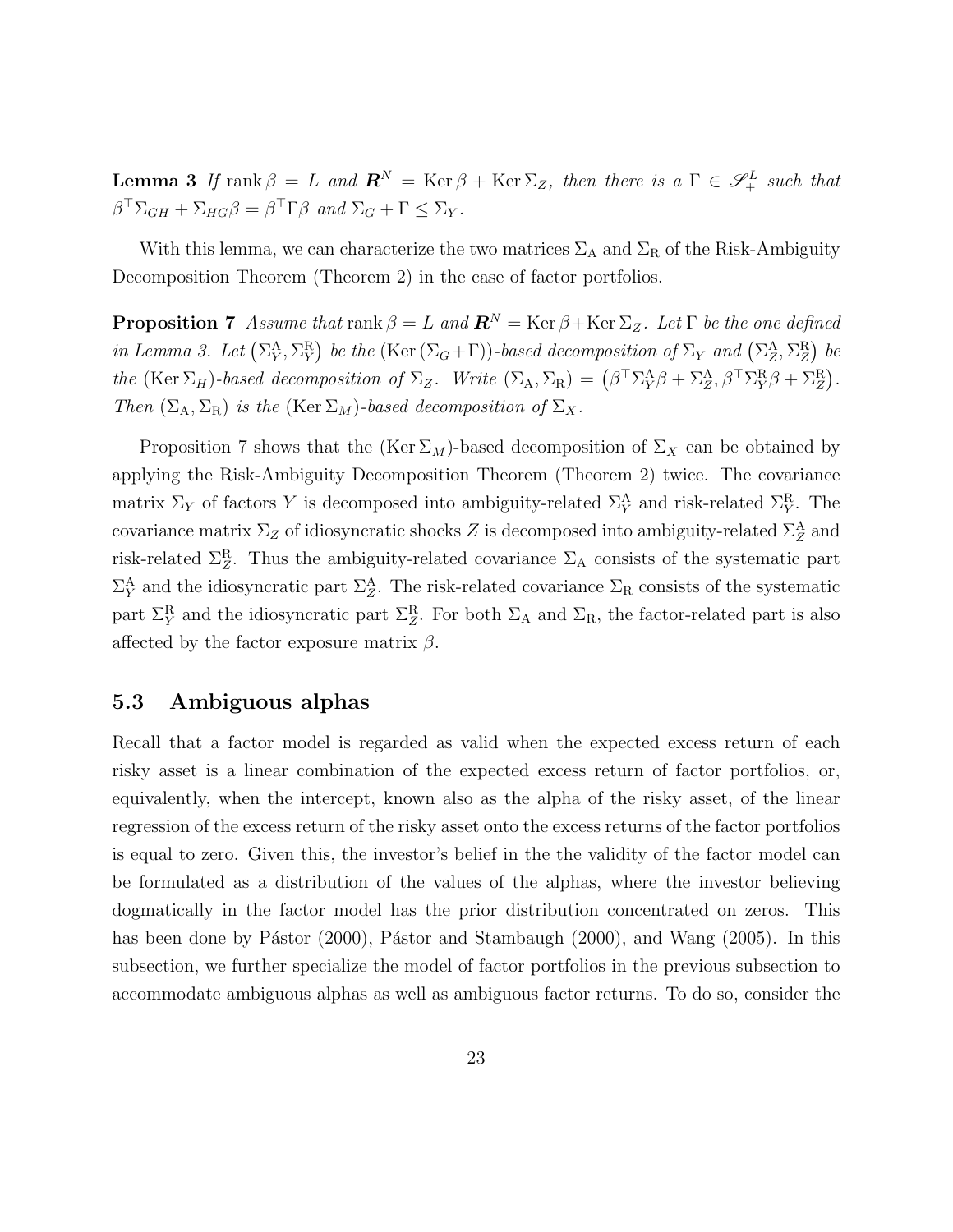**Lemma 3** *If* $\operatorname{rank} \beta = L$ *and* $\boldsymbol{R}^N = \operatorname{Ker} \beta + \operatorname{Ker} \Sigma_Z$*, then there is a* $\Gamma \in \mathscr{S}_+^L$ *such that* $\beta^\top \Sigma_{GH} + \Sigma_{HG} \beta = \beta^\top \Gamma \beta$ *and* $\Sigma_G + \Gamma \leq \Sigma_Y$*.*

With this lemma, we can characterize the two matrices $\Sigma_{\mathrm{A}}$ and $\Sigma_{\mathrm{R}}$ of the Risk-Ambiguity Decomposition Theorem (Theorem 2) in the case of factor portfolios.

**Proposition 7** *Assume that* $\operatorname{rank} \beta = L$ *and* $\boldsymbol{R}^N = \operatorname{Ker} \beta + \operatorname{Ker} \Sigma_Z$*. Let* $\Gamma$ *be the one defined in Lemma 3. Let* $\left(\Sigma_Y^{\mathrm{A}}, \Sigma_Y^{\mathrm{R}}\right)$ *be the* $(\operatorname{Ker}(\Sigma_G + \Gamma))$*-based decomposition of* $\Sigma_Y$ *and* $\left(\Sigma_Z^{\mathrm{A}}, \Sigma_Z^{\mathrm{R}}\right)$ *be the* $(\operatorname{Ker} \Sigma_H)$*-based decomposition of* $\Sigma_Z$*. Write* $(\Sigma_{\mathrm{A}}, \Sigma_{\mathrm{R}}) = \left(\beta^\top \Sigma_Y^{\mathrm{A}} \beta + \Sigma_Z^{\mathrm{A}}, \beta^\top \Sigma_Y^{\mathrm{R}} \beta + \Sigma_Z^{\mathrm{R}}\right)$*. Then* $(\Sigma_{\mathrm{A}}, \Sigma_{\mathrm{R}})$ *is the* $(\operatorname{Ker} \Sigma_M)$*-based decomposition of* $\Sigma_X$*.*

Proposition 7 shows that the $(\operatorname{Ker} \Sigma_M)$-based decomposition of $\Sigma_X$ can be obtained by applying the Risk-Ambiguity Decomposition Theorem (Theorem 2) twice. The covariance matrix $\Sigma_Y$ of factors $Y$ is decomposed into ambiguity-related $\Sigma_Y^{\mathrm{A}}$ and risk-related $\Sigma_Y^{\mathrm{R}}$. The covariance matrix $\Sigma_Z$ of idiosyncratic shocks $Z$ is decomposed into ambiguity-related $\Sigma_Z^{\mathrm{A}}$ and risk-related $\Sigma_Z^{\mathrm{R}}$. Thus the ambiguity-related covariance $\Sigma_{\mathrm{A}}$ consists of the systematic part $\Sigma_Y^{\mathrm{A}}$ and the idiosyncratic part $\Sigma_Z^{\mathrm{A}}$. The risk-related covariance $\Sigma_{\mathrm{R}}$ consists of the systematic part $\Sigma_Y^{\mathrm{R}}$ and the idiosyncratic part $\Sigma_Z^{\mathrm{R}}$. For both $\Sigma_{\mathrm{A}}$ and $\Sigma_{\mathrm{R}}$, the factor-related part is also affected by the factor exposure matrix $\beta$.

## 5.3 Ambiguous alphas

Recall that a factor model is regarded as valid when the expected excess return of each risky asset is a linear combination of the expected excess return of factor portfolios, or, equivalently, when the intercept, known also as the alpha of the risky asset, of the linear regression of the excess return of the risky asset onto the excess returns of the factor portfolios is equal to zero. Given this, the investor's belief in the the validity of the factor model can be formulated as a distribution of the values of the alphas, where the investor believing dogmatically in the factor model has the prior distribution concentrated on zeros. This has been done by Pástor (2000), Pástor and Stambaugh (2000), and Wang (2005). In this subsection, we further specialize the model of factor portfolios in the previous subsection to accommodate ambiguous alphas as well as ambiguous factor returns. To do so, consider the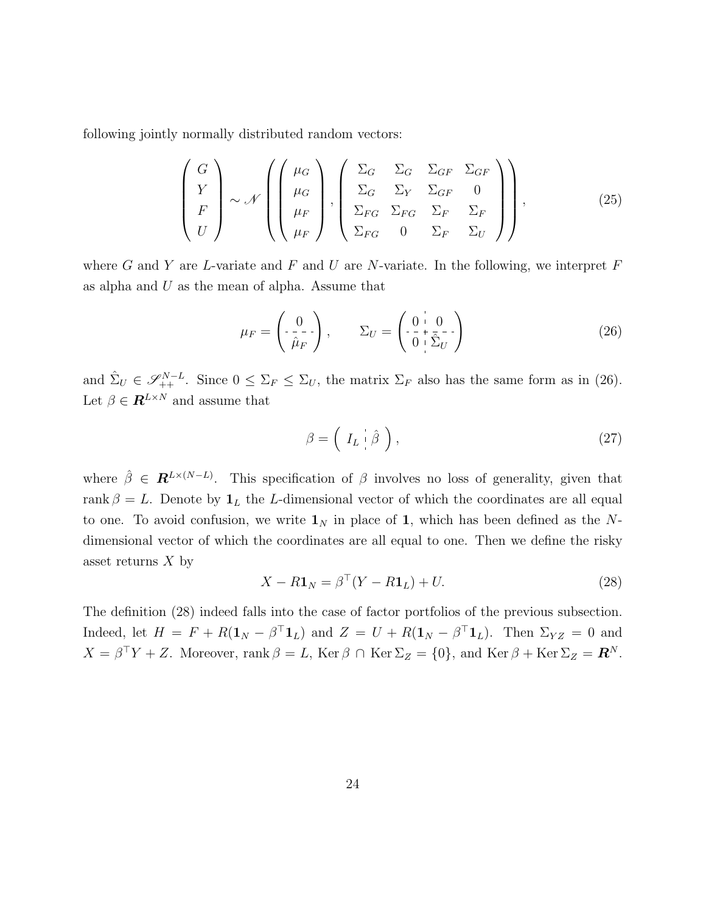following jointly normally distributed random vectors:

$$
\begin{pmatrix} G \\ Y \\ F \\ U \end{pmatrix} \sim \mathscr{N} \left( \begin{pmatrix} \mu_G \\ \mu_G \\ \mu_F \\ \mu_F \end{pmatrix}, \begin{pmatrix} \Sigma_G & \Sigma_G & \Sigma_{GF} & \Sigma_{GF} \\ \Sigma_G & \Sigma_Y & \Sigma_{GF} & 0 \\ \Sigma_{FG} & \Sigma_{FG} & \Sigma_F & \Sigma_F \\ \Sigma_{FG} & 0 & \Sigma_F & \Sigma_U \end{pmatrix} \right), \tag{25}
$$

where $G$ and $Y$ are $L$-variate and $F$ and $U$ are $N$-variate. In the following, we interpret $F$ as alpha and $U$ as the mean of alpha. Assume that

$$
\mu_F = \begin{pmatrix} 0 \\ \hline \hat{\mu}_F \end{pmatrix}, \qquad \Sigma_U = \left( \begin{array}{c|c} 0 & 0 \\ \hline 0 & \hat{\Sigma}_U \end{array} \right) \tag{26}
$$

and $\hat{\Sigma}_U \in \mathscr{S}^{N-L}_{++}$. Since $0 \leq \Sigma_F \leq \Sigma_U$, the matrix $\Sigma_F$ also has the same form as in (26). Let $\beta \in \boldsymbol{R}^{L \times N}$ and assume that

$$
\beta = \left( \begin{array}{c|c} I_L & \hat{\beta} \end{array} \right), \tag{27}
$$

where $\hat{\beta} \in \boldsymbol{R}^{L \times (N-L)}$. This specification of $\beta$ involves no loss of generality, given that $\operatorname{rank} \beta = L$. Denote by $\mathbf{1}_L$ the $L$-dimensional vector of which the coordinates are all equal to one. To avoid confusion, we write $\mathbf{1}_N$ in place of $\mathbf{1}$, which has been defined as the $N$-dimensional vector of which the coordinates are all equal to one. Then we define the risky asset returns $X$ by

$$
X - R\mathbf{1}_N = \beta^\top (Y - R\mathbf{1}_L) + U. \tag{28}
$$

The definition (28) indeed falls into the case of factor portfolios of the previous subsection. Indeed, let $H = F + R(\mathbf{1}_N - \beta^\top \mathbf{1}_L)$ and $Z = U + R(\mathbf{1}_N - \beta^\top \mathbf{1}_L)$. Then $\Sigma_{YZ} = 0$ and $X = \beta^\top Y + Z$. Moreover, $\operatorname{rank} \beta = L$, $\operatorname{Ker} \beta \cap \operatorname{Ker} \Sigma_Z = \{0\}$, and $\operatorname{Ker} \beta + \operatorname{Ker} \Sigma_Z = \boldsymbol{R}^N$.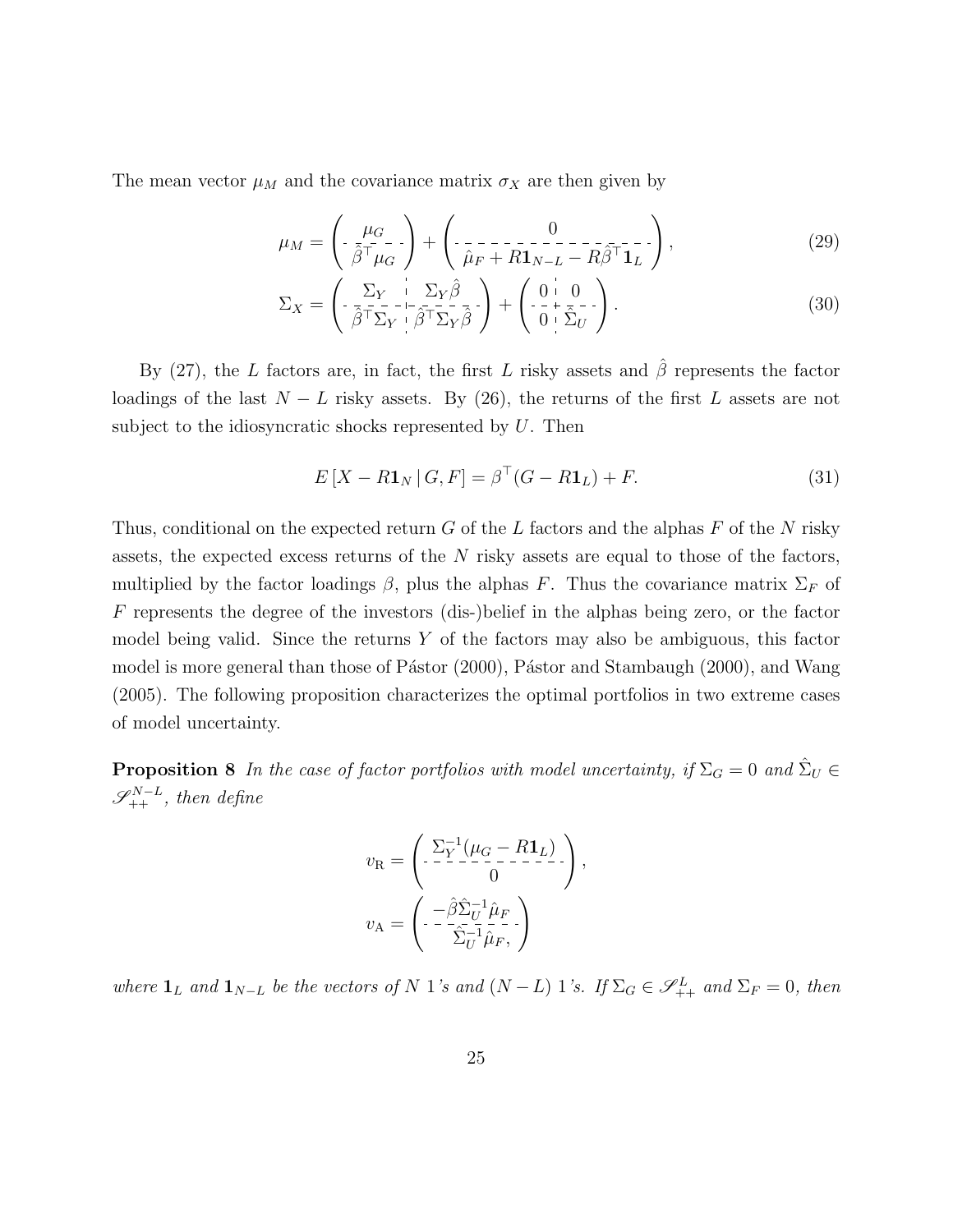The mean vector $\mu_M$ and the covariance matrix $\sigma_X$ are then given by

$$\mu_M = \left( \begin{array}{c} \mu_G \\ \hline \hat{\beta}^\top \mu_G \end{array} \right) + \left( \begin{array}{c} 0 \\ \hline \hat{\mu}_F + R\mathbf{1}_{N-L} - R\hat{\beta}^\top \mathbf{1}_L \end{array} \right), \tag{29}$$

$$\Sigma_X = \left( \begin{array}{c|c} \Sigma_Y & \Sigma_Y \hat{\beta} \\ \hline \hat{\beta}^\top \Sigma_Y & \hat{\beta}^\top \Sigma_Y \hat{\beta} \end{array} \right) + \left( \begin{array}{c|c} 0 & 0 \\ \hline 0 & \hat{\Sigma}_U \end{array} \right). \tag{30}$$

By (27), the $L$ factors are, in fact, the first $L$ risky assets and $\hat{\beta}$ represents the factor loadings of the last $N - L$ risky assets. By (26), the returns of the first $L$ assets are not subject to the idiosyncratic shocks represented by $U$. Then

$$E\left[X - R\mathbf{1}_N \,|\, G, F\right] = \beta^\top (G - R\mathbf{1}_L) + F. \tag{31}$$

Thus, conditional on the expected return $G$ of the $L$ factors and the alphas $F$ of the $N$ risky assets, the expected excess returns of the $N$ risky assets are equal to those of the factors, multiplied by the factor loadings $\beta$, plus the alphas $F$. Thus the covariance matrix $\Sigma_F$ of $F$ represents the degree of the investors (dis-)belief in the alphas being zero, or the factor model being valid. Since the returns $Y$ of the factors may also be ambiguous, this factor model is more general than those of Pástor (2000), Pástor and Stambaugh (2000), and Wang (2005). The following proposition characterizes the optimal portfolios in two extreme cases of model uncertainty.

**Proposition 8** *In the case of factor portfolios with model uncertainty, if $\Sigma_G = 0$ and $\hat{\Sigma}_U \in \mathscr{S}_{++}^{N-L}$, then define*

$$v_{\mathrm{R}} = \left( \begin{array}{c} \Sigma_Y^{-1}(\mu_G - R\mathbf{1}_L) \\ \hline 0 \end{array} \right),$$

$$v_{\mathrm{A}} = \left( \begin{array}{c} -\hat{\beta}\hat{\Sigma}_U^{-1}\hat{\mu}_F \\ \hline \hat{\Sigma}_U^{-1}\hat{\mu}_F, \end{array} \right)$$

*where $\mathbf{1}_L$ and $\mathbf{1}_{N-L}$ be the vectors of $N$ 1's and $(N-L)$ 1's. If $\Sigma_G \in \mathscr{S}_{++}^{L}$ and $\Sigma_F = 0$, then*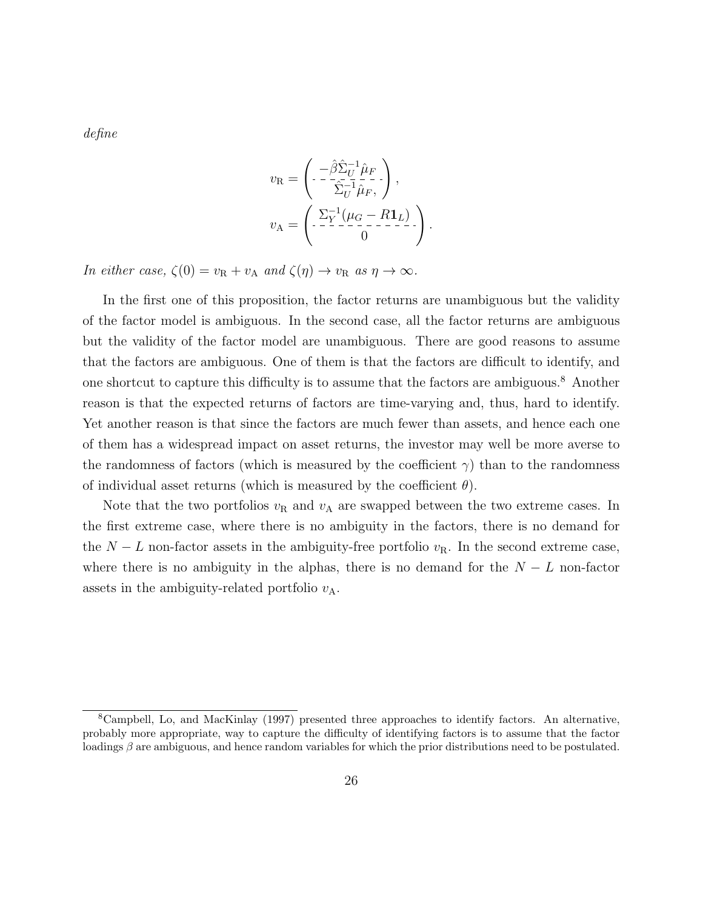*define*

$$
v_{\rm R} = \left( \begin{array}{c} -\hat{\beta}\hat{\Sigma}_U^{-1}\hat{\mu}_F \\ \hdashline \hat{\Sigma}_U^{-1}\hat{\mu}_F, \end{array} \right),
$$

$$
v_{\rm A} = \left( \begin{array}{c} \Sigma_Y^{-1}(\mu_G - R\mathbf{1}_L) \\ \hdashline 0 \end{array} \right).
$$

*In either case,* $\zeta(0) = v_{\rm R} + v_{\rm A}$ *and* $\zeta(\eta) \to v_{\rm R}$ *as* $\eta \to \infty$.

In the first one of this proposition, the factor returns are unambiguous but the validity of the factor model is ambiguous. In the second case, all the factor returns are ambiguous but the validity of the factor model are unambiguous. There are good reasons to assume that the factors are ambiguous. One of them is that the factors are difficult to identify, and one shortcut to capture this difficulty is to assume that the factors are ambiguous.[8] Another reason is that the expected returns of factors are time-varying and, thus, hard to identify. Yet another reason is that since the factors are much fewer than assets, and hence each one of them has a widespread impact on asset returns, the investor may well be more averse to the randomness of factors (which is measured by the coefficient $\gamma$) than to the randomness of individual asset returns (which is measured by the coefficient $\theta$).

Note that the two portfolios $v_{\rm R}$ and $v_{\rm A}$ are swapped between the two extreme cases. In the first extreme case, where there is no ambiguity in the factors, there is no demand for the $N - L$ non-factor assets in the ambiguity-free portfolio $v_{\rm R}$. In the second extreme case, where there is no ambiguity in the alphas, there is no demand for the $N - L$ non-factor assets in the ambiguity-related portfolio $v_{\rm A}$.

[8] Campbell, Lo, and MacKinlay (1997) presented three approaches to identify factors. An alternative, probably more appropriate, way to capture the difficulty of identifying factors is to assume that the factor loadings $\beta$ are ambiguous, and hence random variables for which the prior distributions need to be postulated.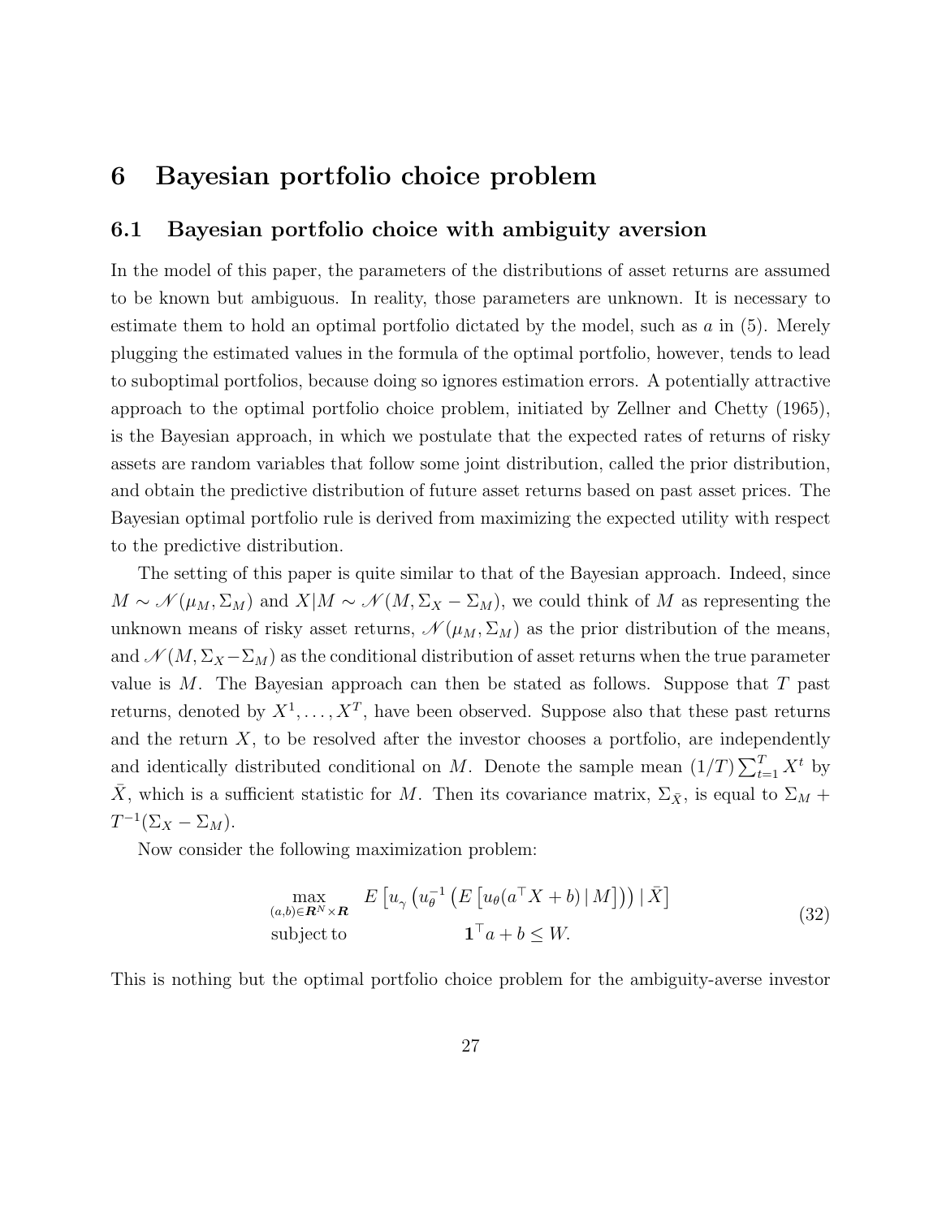# 6 Bayesian portfolio choice problem

## 6.1 Bayesian portfolio choice with ambiguity aversion

In the model of this paper, the parameters of the distributions of asset returns are assumed to be known but ambiguous. In reality, those parameters are unknown. It is necessary to estimate them to hold an optimal portfolio dictated by the model, such as $a$ in (5). Merely plugging the estimated values in the formula of the optimal portfolio, however, tends to lead to suboptimal portfolios, because doing so ignores estimation errors. A potentially attractive approach to the optimal portfolio choice problem, initiated by Zellner and Chetty (1965), is the Bayesian approach, in which we postulate that the expected rates of returns of risky assets are random variables that follow some joint distribution, called the prior distribution, and obtain the predictive distribution of future asset returns based on past asset prices. The Bayesian optimal portfolio rule is derived from maximizing the expected utility with respect to the predictive distribution.

The setting of this paper is quite similar to that of the Bayesian approach. Indeed, since $M \sim \mathscr{N}(\mu_M, \Sigma_M)$ and $X|M \sim \mathscr{N}(M, \Sigma_X - \Sigma_M)$, we could think of $M$ as representing the unknown means of risky asset returns, $\mathscr{N}(\mu_M, \Sigma_M)$ as the prior distribution of the means, and $\mathscr{N}(M, \Sigma_X - \Sigma_M)$ as the conditional distribution of asset returns when the true parameter value is $M$. The Bayesian approach can then be stated as follows. Suppose that $T$ past returns, denoted by $X^1, \dots, X^T$, have been observed. Suppose also that these past returns and the return $X$, to be resolved after the investor chooses a portfolio, are independently and identically distributed conditional on $M$. Denote the sample mean $(1/T)\sum_{t=1}^{T} X^t$ by $\bar{X}$, which is a sufficient statistic for $M$. Then its covariance matrix, $\Sigma_{\bar{X}}$, is equal to $\Sigma_M + T^{-1}(\Sigma_X - \Sigma_M)$.

Now consider the following maximization problem:

$$
\begin{aligned}
\max_{(a,b) \in \boldsymbol{R}^N \times \boldsymbol{R}} \quad & E\left[u_\gamma\left(u_\theta^{-1}\left(E\left[u_\theta(a^\top X + b) \mid M\right]\right)\right) \mid \bar{X}\right] \\
\text{subject to} \quad & \mathbf{1}^\top a + b \leq W.
\end{aligned}
\tag{32}
$$

This is nothing but the optimal portfolio choice problem for the ambiguity-averse investor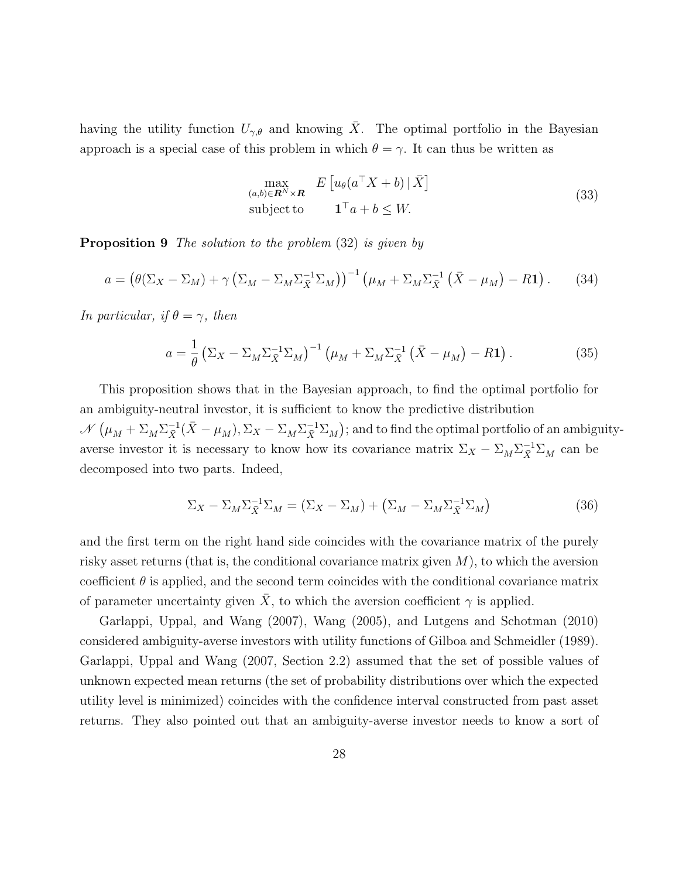having the utility function $U_{\gamma,\theta}$ and knowing $\bar{X}$. The optimal portfolio in the Bayesian approach is a special case of this problem in which $\theta = \gamma$. It can thus be written as

$$
\begin{array}{ll}
\max\limits_{(a,b)\in \boldsymbol{R}^N \times \boldsymbol{R}} & E\left[u_\theta(a^\top X + b) \,|\, \bar{X}\right] \\
\text{subject to} & \mathbf{1}^\top a + b \leq W.
\end{array}
\tag{33}
$$

**Proposition 9** *The solution to the problem* (32) *is given by*

$$
a = \left(\theta(\Sigma_X - \Sigma_M) + \gamma\left(\Sigma_M - \Sigma_M \Sigma_{\bar{X}}^{-1} \Sigma_M\right)\right)^{-1} \left(\mu_M + \Sigma_M \Sigma_{\bar{X}}^{-1}\left(\bar{X} - \mu_M\right) - R\mathbf{1}\right). \tag{34}
$$

*In particular, if $\theta = \gamma$, then*

$$
a = \frac{1}{\theta}\left(\Sigma_X - \Sigma_M \Sigma_{\bar{X}}^{-1} \Sigma_M\right)^{-1} \left(\mu_M + \Sigma_M \Sigma_{\bar{X}}^{-1}\left(\bar{X} - \mu_M\right) - R\mathbf{1}\right). \tag{35}
$$

This proposition shows that in the Bayesian approach, to find the optimal portfolio for an ambiguity-neutral investor, it is sufficient to know the predictive distribution $\mathscr{N}\left(\mu_M + \Sigma_M \Sigma_{\bar{X}}^{-1}(\bar{X} - \mu_M), \Sigma_X - \Sigma_M \Sigma_{\bar{X}}^{-1} \Sigma_M\right)$; and to find the optimal portfolio of an ambiguity-averse investor it is necessary to know how its covariance matrix $\Sigma_X - \Sigma_M \Sigma_{\bar{X}}^{-1} \Sigma_M$ can be decomposed into two parts. Indeed,

$$
\Sigma_X - \Sigma_M \Sigma_{\bar{X}}^{-1} \Sigma_M = (\Sigma_X - \Sigma_M) + \left(\Sigma_M - \Sigma_M \Sigma_{\bar{X}}^{-1} \Sigma_M\right) \tag{36}
$$

and the first term on the right hand side coincides with the covariance matrix of the purely risky asset returns (that is, the conditional covariance matrix given $M$), to which the aversion coefficient $\theta$ is applied, and the second term coincides with the conditional covariance matrix of parameter uncertainty given $\bar{X}$, to which the aversion coefficient $\gamma$ is applied.

Garlappi, Uppal, and Wang (2007), Wang (2005), and Lutgens and Schotman (2010) considered ambiguity-averse investors with utility functions of Gilboa and Schmeidler (1989). Garlappi, Uppal and Wang (2007, Section 2.2) assumed that the set of possible values of unknown expected mean returns (the set of probability distributions over which the expected utility level is minimized) coincides with the confidence interval constructed from past asset returns. They also pointed out that an ambiguity-averse investor needs to know a sort of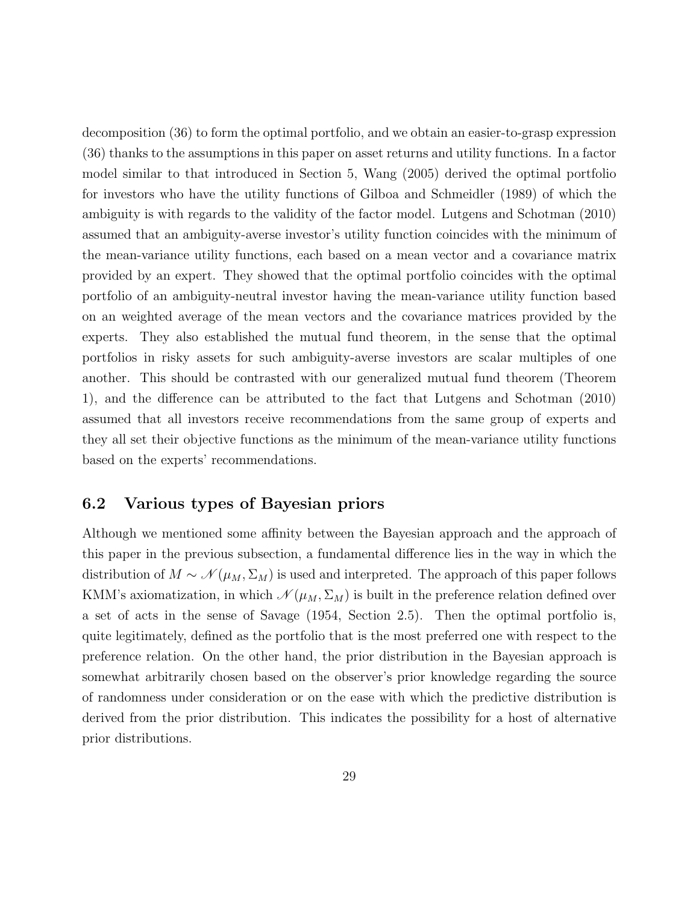decomposition (36) to form the optimal portfolio, and we obtain an easier-to-grasp expression (36) thanks to the assumptions in this paper on asset returns and utility functions. In a factor model similar to that introduced in Section 5, Wang (2005) derived the optimal portfolio for investors who have the utility functions of Gilboa and Schmeidler (1989) of which the ambiguity is with regards to the validity of the factor model. Lutgens and Schotman (2010) assumed that an ambiguity-averse investor's utility function coincides with the minimum of the mean-variance utility functions, each based on a mean vector and a covariance matrix provided by an expert. They showed that the optimal portfolio coincides with the optimal portfolio of an ambiguity-neutral investor having the mean-variance utility function based on an weighted average of the mean vectors and the covariance matrices provided by the experts. They also established the mutual fund theorem, in the sense that the optimal portfolios in risky assets for such ambiguity-averse investors are scalar multiples of one another. This should be contrasted with our generalized mutual fund theorem (Theorem 1), and the difference can be attributed to the fact that Lutgens and Schotman (2010) assumed that all investors receive recommendations from the same group of experts and they all set their objective functions as the minimum of the mean-variance utility functions based on the experts' recommendations.

## 6.2 Various types of Bayesian priors

Although we mentioned some affinity between the Bayesian approach and the approach of this paper in the previous subsection, a fundamental difference lies in the way in which the distribution of $M \sim \mathscr{N}(\mu_M, \Sigma_M)$ is used and interpreted. The approach of this paper follows KMM's axiomatization, in which $\mathscr{N}(\mu_M, \Sigma_M)$ is built in the preference relation defined over a set of acts in the sense of Savage (1954, Section 2.5). Then the optimal portfolio is, quite legitimately, defined as the portfolio that is the most preferred one with respect to the preference relation. On the other hand, the prior distribution in the Bayesian approach is somewhat arbitrarily chosen based on the observer's prior knowledge regarding the source of randomness under consideration or on the ease with which the predictive distribution is derived from the prior distribution. This indicates the possibility for a host of alternative prior distributions.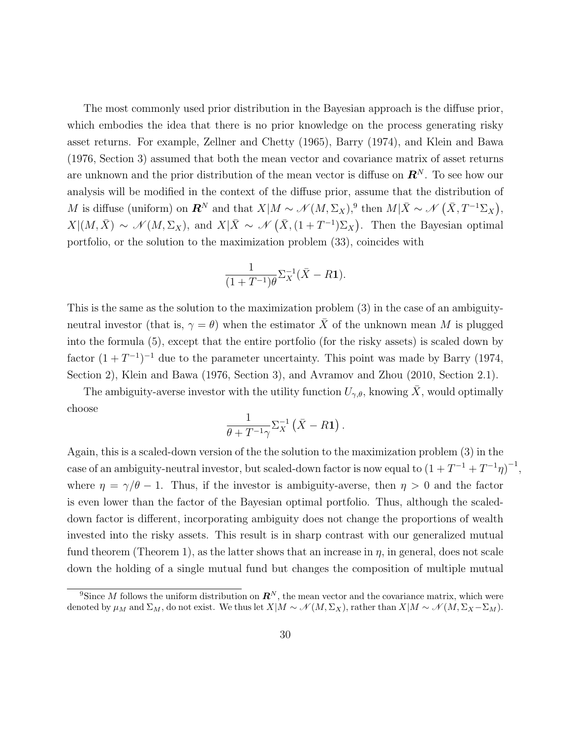The most commonly used prior distribution in the Bayesian approach is the diffuse prior, which embodies the idea that there is no prior knowledge on the process generating risky asset returns. For example, Zellner and Chetty (1965), Barry (1974), and Klein and Bawa (1976, Section 3) assumed that both the mean vector and covariance matrix of asset returns are unknown and the prior distribution of the mean vector is diffuse on $\boldsymbol{R}^N$. To see how our analysis will be modified in the context of the diffuse prior, assume that the distribution of $M$ is diffuse (uniform) on $\boldsymbol{R}^N$ and that $X|M \sim \mathscr{N}(M, \Sigma_X)$,[9] then $M|\bar{X} \sim \mathscr{N}\left(\bar{X}, T^{-1}\Sigma_X\right)$, $X|(M, \bar{X}) \sim \mathscr{N}(M, \Sigma_X)$, and $X|\bar{X} \sim \mathscr{N}\left(\bar{X}, (1+T^{-1})\Sigma_X\right)$. Then the Bayesian optimal portfolio, or the solution to the maximization problem (33), coincides with

$$\frac{1}{(1+T^{-1})\theta}\Sigma_X^{-1}(\bar{X} - R\mathbf{1}).$$

This is the same as the solution to the maximization problem (3) in the case of an ambiguity-neutral investor (that is, $\gamma = \theta$) when the estimator $\bar{X}$ of the unknown mean $M$ is plugged into the formula (5), except that the entire portfolio (for the risky assets) is scaled down by factor $(1+T^{-1})^{-1}$ due to the parameter uncertainty. This point was made by Barry (1974, Section 2), Klein and Bawa (1976, Section 3), and Avramov and Zhou (2010, Section 2.1).

The ambiguity-averse investor with the utility function $U_{\gamma,\theta}$, knowing $\bar{X}$, would optimally choose

$$\frac{1}{\theta + T^{-1}\gamma}\Sigma_X^{-1}\left(\bar{X} - R\mathbf{1}\right).$$

Again, this is a scaled-down version of the the solution to the maximization problem (3) in the case of an ambiguity-neutral investor, but scaled-down factor is now equal to $\left(1+T^{-1}+T^{-1}\eta\right)^{-1}$, where $\eta = \gamma/\theta - 1$. Thus, if the investor is ambiguity-averse, then $\eta > 0$ and the factor is even lower than the factor of the Bayesian optimal portfolio. Thus, although the scaled-down factor is different, incorporating ambiguity does not change the proportions of wealth invested into the risky assets. This result is in sharp contrast with our generalized mutual fund theorem (Theorem 1), as the latter shows that an increase in $\eta$, in general, does not scale down the holding of a single mutual fund but changes the composition of multiple mutual

[9] Since $M$ follows the uniform distribution on $\boldsymbol{R}^N$, the mean vector and the covariance matrix, which were denoted by $\mu_M$ and $\Sigma_M$, do not exist. We thus let $X|M \sim \mathscr{N}(M, \Sigma_X)$, rather than $X|M \sim \mathscr{N}(M, \Sigma_X - \Sigma_M)$.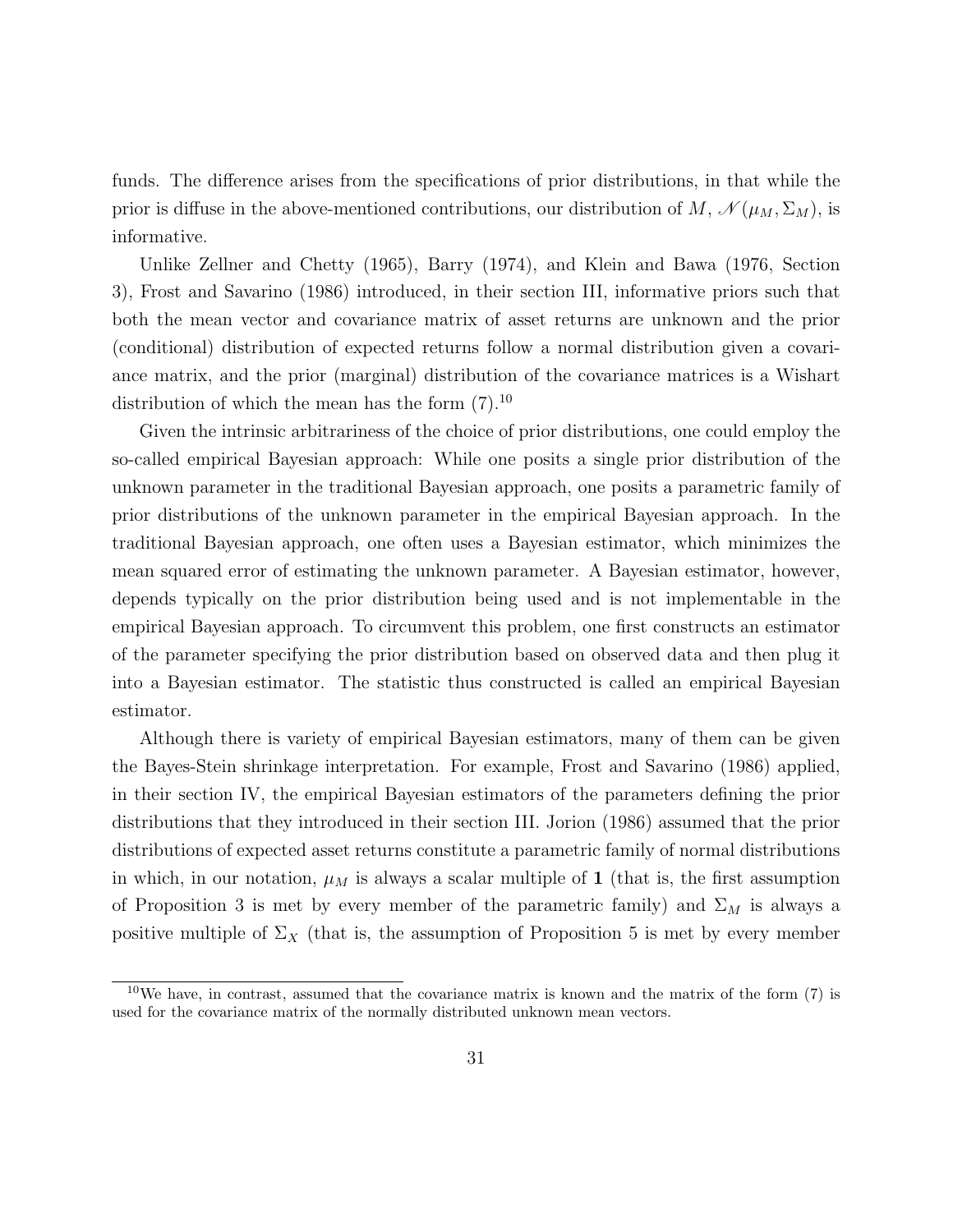funds. The difference arises from the specifications of prior distributions, in that while the prior is diffuse in the above-mentioned contributions, our distribution of $M$, $\mathscr{N}(\mu_M, \Sigma_M)$, is informative.

Unlike Zellner and Chetty (1965), Barry (1974), and Klein and Bawa (1976, Section 3), Frost and Savarino (1986) introduced, in their section III, informative priors such that both the mean vector and covariance matrix of asset returns are unknown and the prior (conditional) distribution of expected returns follow a normal distribution given a covariance matrix, and the prior (marginal) distribution of the covariance matrices is a Wishart distribution of which the mean has the form (7).[10]

Given the intrinsic arbitrariness of the choice of prior distributions, one could employ the so-called empirical Bayesian approach: While one posits a single prior distribution of the unknown parameter in the traditional Bayesian approach, one posits a parametric family of prior distributions of the unknown parameter in the empirical Bayesian approach. In the traditional Bayesian approach, one often uses a Bayesian estimator, which minimizes the mean squared error of estimating the unknown parameter. A Bayesian estimator, however, depends typically on the prior distribution being used and is not implementable in the empirical Bayesian approach. To circumvent this problem, one first constructs an estimator of the parameter specifying the prior distribution based on observed data and then plug it into a Bayesian estimator. The statistic thus constructed is called an empirical Bayesian estimator.

Although there is variety of empirical Bayesian estimators, many of them can be given the Bayes-Stein shrinkage interpretation. For example, Frost and Savarino (1986) applied, in their section IV, the empirical Bayesian estimators of the parameters defining the prior distributions that they introduced in their section III. Jorion (1986) assumed that the prior distributions of expected asset returns constitute a parametric family of normal distributions in which, in our notation, $\mu_M$ is always a scalar multiple of $\mathbf{1}$ (that is, the first assumption of Proposition 3 is met by every member of the parametric family) and $\Sigma_M$ is always a positive multiple of $\Sigma_X$ (that is, the assumption of Proposition 5 is met by every member

[10] We have, in contrast, assumed that the covariance matrix is known and the matrix of the form (7) is used for the covariance matrix of the normally distributed unknown mean vectors.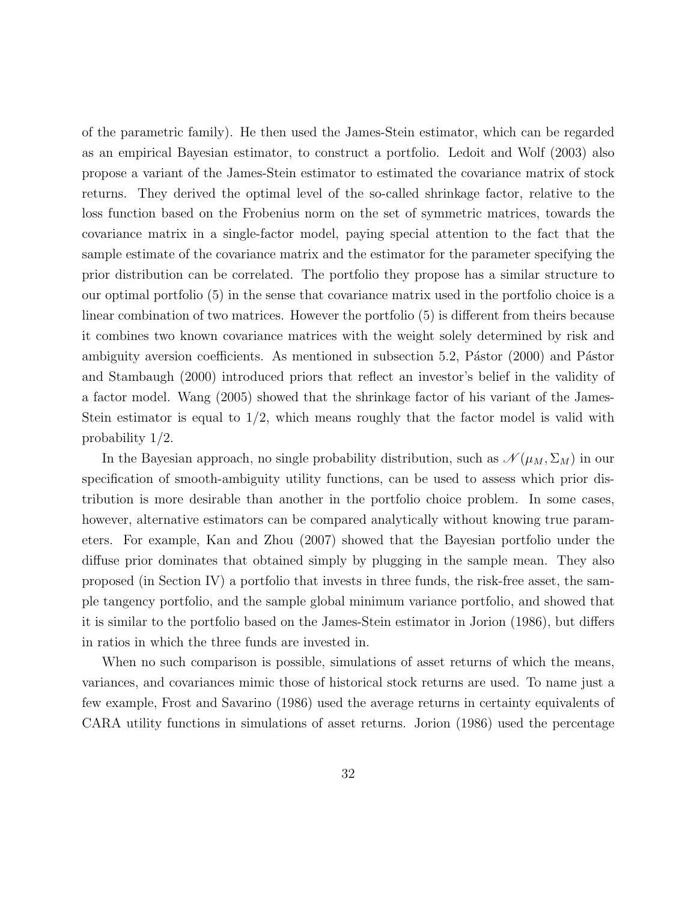of the parametric family). He then used the James-Stein estimator, which can be regarded as an empirical Bayesian estimator, to construct a portfolio. Ledoit and Wolf (2003) also propose a variant of the James-Stein estimator to estimated the covariance matrix of stock returns. They derived the optimal level of the so-called shrinkage factor, relative to the loss function based on the Frobenius norm on the set of symmetric matrices, towards the covariance matrix in a single-factor model, paying special attention to the fact that the sample estimate of the covariance matrix and the estimator for the parameter specifying the prior distribution can be correlated. The portfolio they propose has a similar structure to our optimal portfolio (5) in the sense that covariance matrix used in the portfolio choice is a linear combination of two matrices. However the portfolio (5) is different from theirs because it combines two known covariance matrices with the weight solely determined by risk and ambiguity aversion coefficients. As mentioned in subsection 5.2, Pástor (2000) and Pástor and Stambaugh (2000) introduced priors that reflect an investor's belief in the validity of a factor model. Wang (2005) showed that the shrinkage factor of his variant of the James-Stein estimator is equal to 1/2, which means roughly that the factor model is valid with probability 1/2.

In the Bayesian approach, no single probability distribution, such as $\mathscr{N}(\mu_M, \Sigma_M)$ in our specification of smooth-ambiguity utility functions, can be used to assess which prior distribution is more desirable than another in the portfolio choice problem. In some cases, however, alternative estimators can be compared analytically without knowing true parameters. For example, Kan and Zhou (2007) showed that the Bayesian portfolio under the diffuse prior dominates that obtained simply by plugging in the sample mean. They also proposed (in Section IV) a portfolio that invests in three funds, the risk-free asset, the sample tangency portfolio, and the sample global minimum variance portfolio, and showed that it is similar to the portfolio based on the James-Stein estimator in Jorion (1986), but differs in ratios in which the three funds are invested in.

When no such comparison is possible, simulations of asset returns of which the means, variances, and covariances mimic those of historical stock returns are used. To name just a few example, Frost and Savarino (1986) used the average returns in certainty equivalents of CARA utility functions in simulations of asset returns. Jorion (1986) used the percentage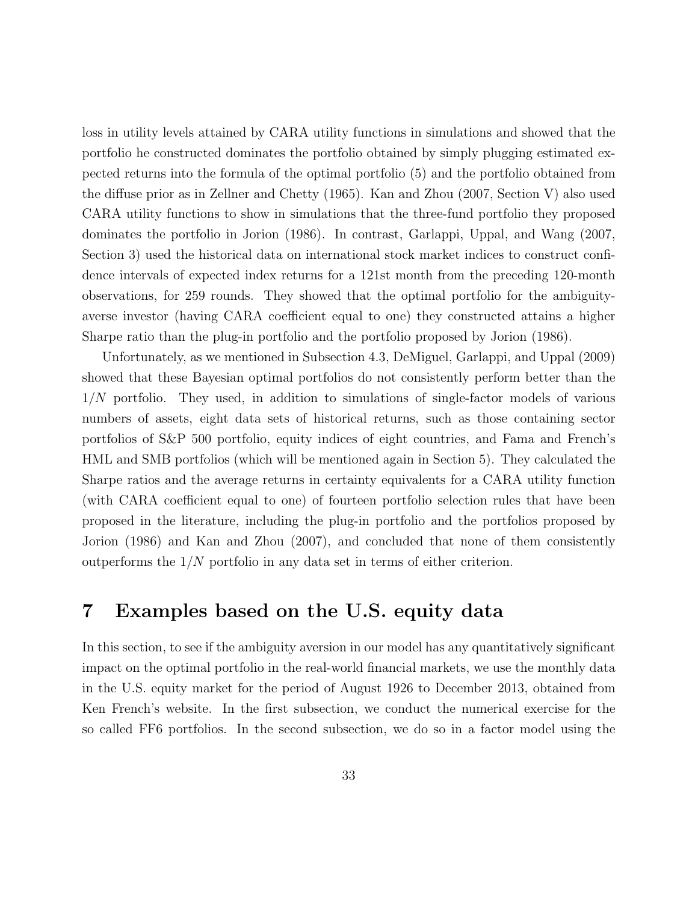loss in utility levels attained by CARA utility functions in simulations and showed that the portfolio he constructed dominates the portfolio obtained by simply plugging estimated expected returns into the formula of the optimal portfolio (5) and the portfolio obtained from the diffuse prior as in Zellner and Chetty (1965). Kan and Zhou (2007, Section V) also used CARA utility functions to show in simulations that the three-fund portfolio they proposed dominates the portfolio in Jorion (1986). In contrast, Garlappi, Uppal, and Wang (2007, Section 3) used the historical data on international stock market indices to construct confidence intervals of expected index returns for a 121st month from the preceding 120-month observations, for 259 rounds. They showed that the optimal portfolio for the ambiguity-averse investor (having CARA coefficient equal to one) they constructed attains a higher Sharpe ratio than the plug-in portfolio and the portfolio proposed by Jorion (1986).

Unfortunately, as we mentioned in Subsection 4.3, DeMiguel, Garlappi, and Uppal (2009) showed that these Bayesian optimal portfolios do not consistently perform better than the $1/N$ portfolio. They used, in addition to simulations of single-factor models of various numbers of assets, eight data sets of historical returns, such as those containing sector portfolios of S&P 500 portfolio, equity indices of eight countries, and Fama and French's HML and SMB portfolios (which will be mentioned again in Section 5). They calculated the Sharpe ratios and the average returns in certainty equivalents for a CARA utility function (with CARA coefficient equal to one) of fourteen portfolio selection rules that have been proposed in the literature, including the plug-in portfolio and the portfolios proposed by Jorion (1986) and Kan and Zhou (2007), and concluded that none of them consistently outperforms the $1/N$ portfolio in any data set in terms of either criterion.

# 7 Examples based on the U.S. equity data

In this section, to see if the ambiguity aversion in our model has any quantitatively significant impact on the optimal portfolio in the real-world financial markets, we use the monthly data in the U.S. equity market for the period of August 1926 to December 2013, obtained from Ken French's website. In the first subsection, we conduct the numerical exercise for the so called FF6 portfolios. In the second subsection, we do so in a factor model using the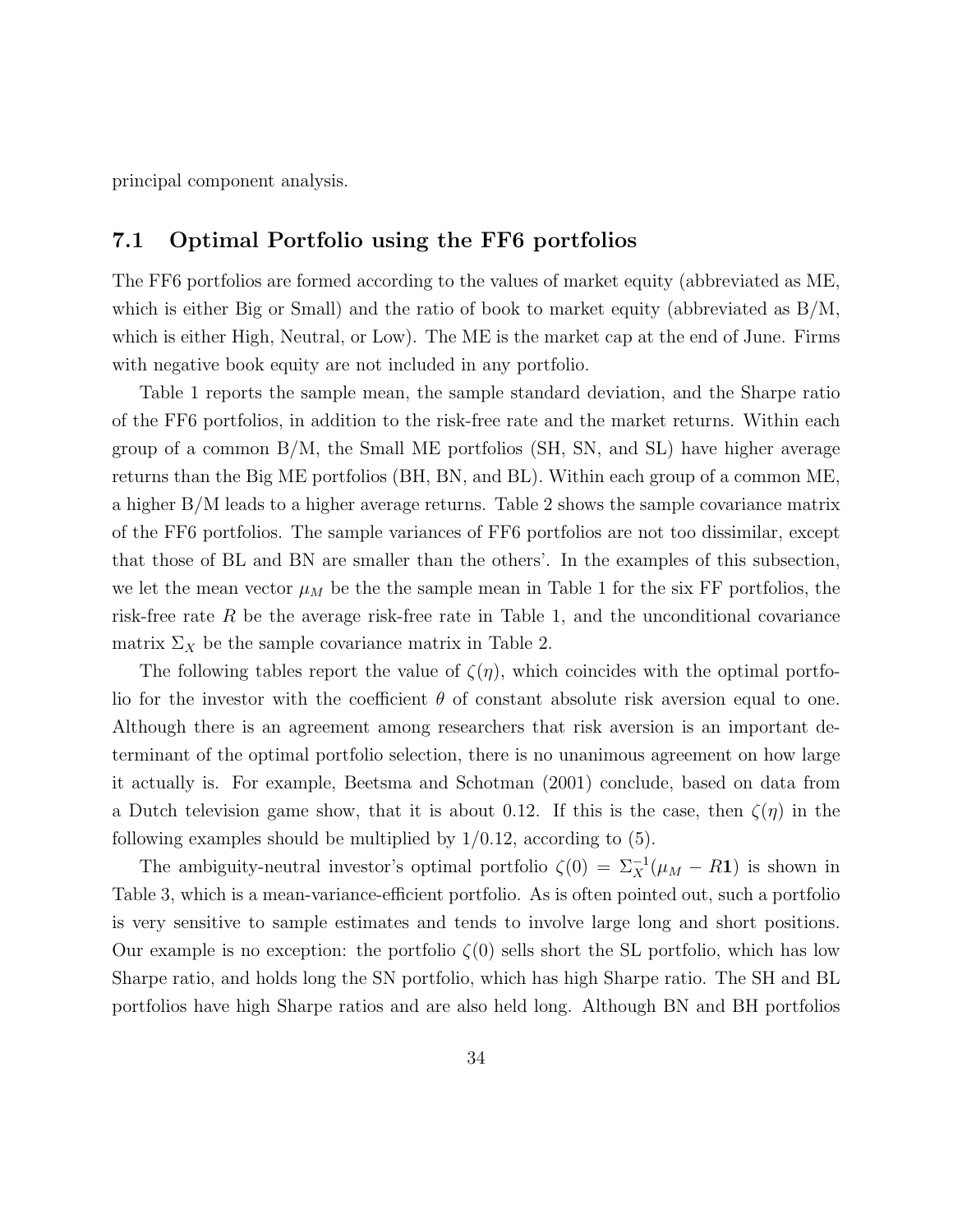principal component analysis.

## 7.1 Optimal Portfolio using the FF6 portfolios

The FF6 portfolios are formed according to the values of market equity (abbreviated as ME, which is either Big or Small) and the ratio of book to market equity (abbreviated as B/M, which is either High, Neutral, or Low). The ME is the market cap at the end of June. Firms with negative book equity are not included in any portfolio.

Table 1 reports the sample mean, the sample standard deviation, and the Sharpe ratio of the FF6 portfolios, in addition to the risk-free rate and the market returns. Within each group of a common B/M, the Small ME portfolios (SH, SN, and SL) have higher average returns than the Big ME portfolios (BH, BN, and BL). Within each group of a common ME, a higher B/M leads to a higher average returns. Table 2 shows the sample covariance matrix of the FF6 portfolios. The sample variances of FF6 portfolios are not too dissimilar, except that those of BL and BN are smaller than the others'. In the examples of this subsection, we let the mean vector $\mu_M$ be the the sample mean in Table 1 for the six FF portfolios, the risk-free rate $R$ be the average risk-free rate in Table 1, and the unconditional covariance matrix $\Sigma_X$ be the sample covariance matrix in Table 2.

The following tables report the value of $\zeta(\eta)$, which coincides with the optimal portfolio for the investor with the coefficient $\theta$ of constant absolute risk aversion equal to one. Although there is an agreement among researchers that risk aversion is an important determinant of the optimal portfolio selection, there is no unanimous agreement on how large it actually is. For example, Beetsma and Schotman (2001) conclude, based on data from a Dutch television game show, that it is about 0.12. If this is the case, then $\zeta(\eta)$ in the following examples should be multiplied by $1/0.12$, according to (5).

The ambiguity-neutral investor's optimal portfolio $\zeta(0) = \Sigma_X^{-1}(\mu_M - R\mathbf{1})$ is shown in Table 3, which is a mean-variance-efficient portfolio. As is often pointed out, such a portfolio is very sensitive to sample estimates and tends to involve large long and short positions. Our example is no exception: the portfolio $\zeta(0)$ sells short the SL portfolio, which has low Sharpe ratio, and holds long the SN portfolio, which has high Sharpe ratio. The SH and BL portfolios have high Sharpe ratios and are also held long. Although BN and BH portfolios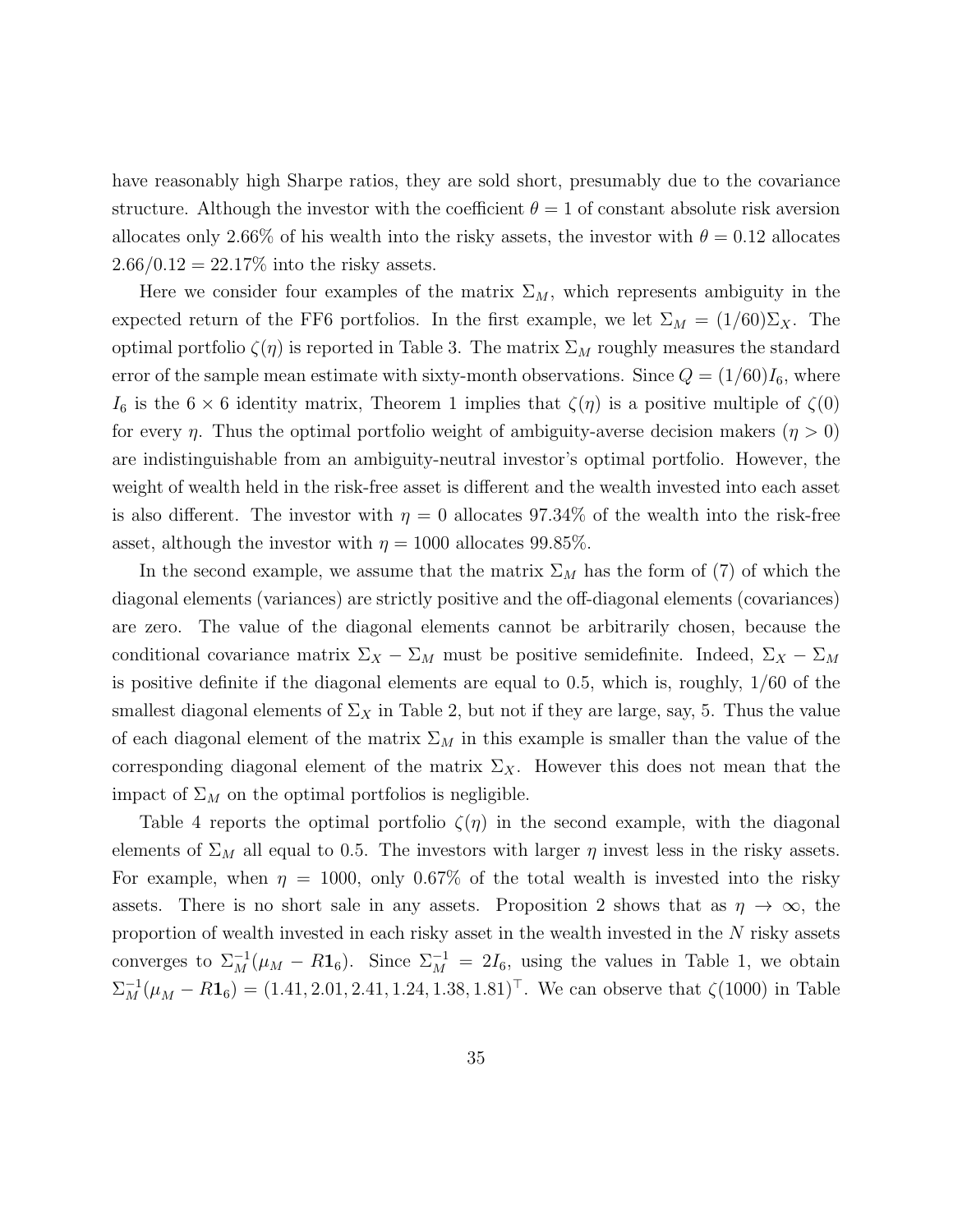have reasonably high Sharpe ratios, they are sold short, presumably due to the covariance structure. Although the investor with the coefficient $\theta = 1$ of constant absolute risk aversion allocates only 2.66% of his wealth into the risky assets, the investor with $\theta = 0.12$ allocates $2.66/0.12 = 22.17\%$ into the risky assets.

Here we consider four examples of the matrix $\Sigma_M$, which represents ambiguity in the expected return of the FF6 portfolios. In the first example, we let $\Sigma_M = (1/60)\Sigma_X$. The optimal portfolio $\zeta(\eta)$ is reported in Table 3. The matrix $\Sigma_M$ roughly measures the standard error of the sample mean estimate with sixty-month observations. Since $Q = (1/60)I_6$, where $I_6$ is the $6 \times 6$ identity matrix, Theorem 1 implies that $\zeta(\eta)$ is a positive multiple of $\zeta(0)$ for every $\eta$. Thus the optimal portfolio weight of ambiguity-averse decision makers ($\eta > 0$) are indistinguishable from an ambiguity-neutral investor's optimal portfolio. However, the weight of wealth held in the risk-free asset is different and the wealth invested into each asset is also different. The investor with $\eta = 0$ allocates 97.34% of the wealth into the risk-free asset, although the investor with $\eta = 1000$ allocates 99.85%.

In the second example, we assume that the matrix $\Sigma_M$ has the form of (7) of which the diagonal elements (variances) are strictly positive and the off-diagonal elements (covariances) are zero. The value of the diagonal elements cannot be arbitrarily chosen, because the conditional covariance matrix $\Sigma_X - \Sigma_M$ must be positive semidefinite. Indeed, $\Sigma_X - \Sigma_M$ is positive definite if the diagonal elements are equal to 0.5, which is, roughly, 1/60 of the smallest diagonal elements of $\Sigma_X$ in Table 2, but not if they are large, say, 5. Thus the value of each diagonal element of the matrix $\Sigma_M$ in this example is smaller than the value of the corresponding diagonal element of the matrix $\Sigma_X$. However this does not mean that the impact of $\Sigma_M$ on the optimal portfolios is negligible.

Table 4 reports the optimal portfolio $\zeta(\eta)$ in the second example, with the diagonal elements of $\Sigma_M$ all equal to 0.5. The investors with larger $\eta$ invest less in the risky assets. For example, when $\eta = 1000$, only 0.67% of the total wealth is invested into the risky assets. There is no short sale in any assets. Proposition 2 shows that as $\eta \to \infty$, the proportion of wealth invested in each risky asset in the wealth invested in the $N$ risky assets converges to $\Sigma_M^{-1}(\mu_M - R\mathbf{1}_6)$. Since $\Sigma_M^{-1} = 2I_6$, using the values in Table 1, we obtain $\Sigma_M^{-1}(\mu_M - R\mathbf{1}_6) = (1.41, 2.01, 2.41, 1.24, 1.38, 1.81)^\top$. We can observe that $\zeta(1000)$ in Table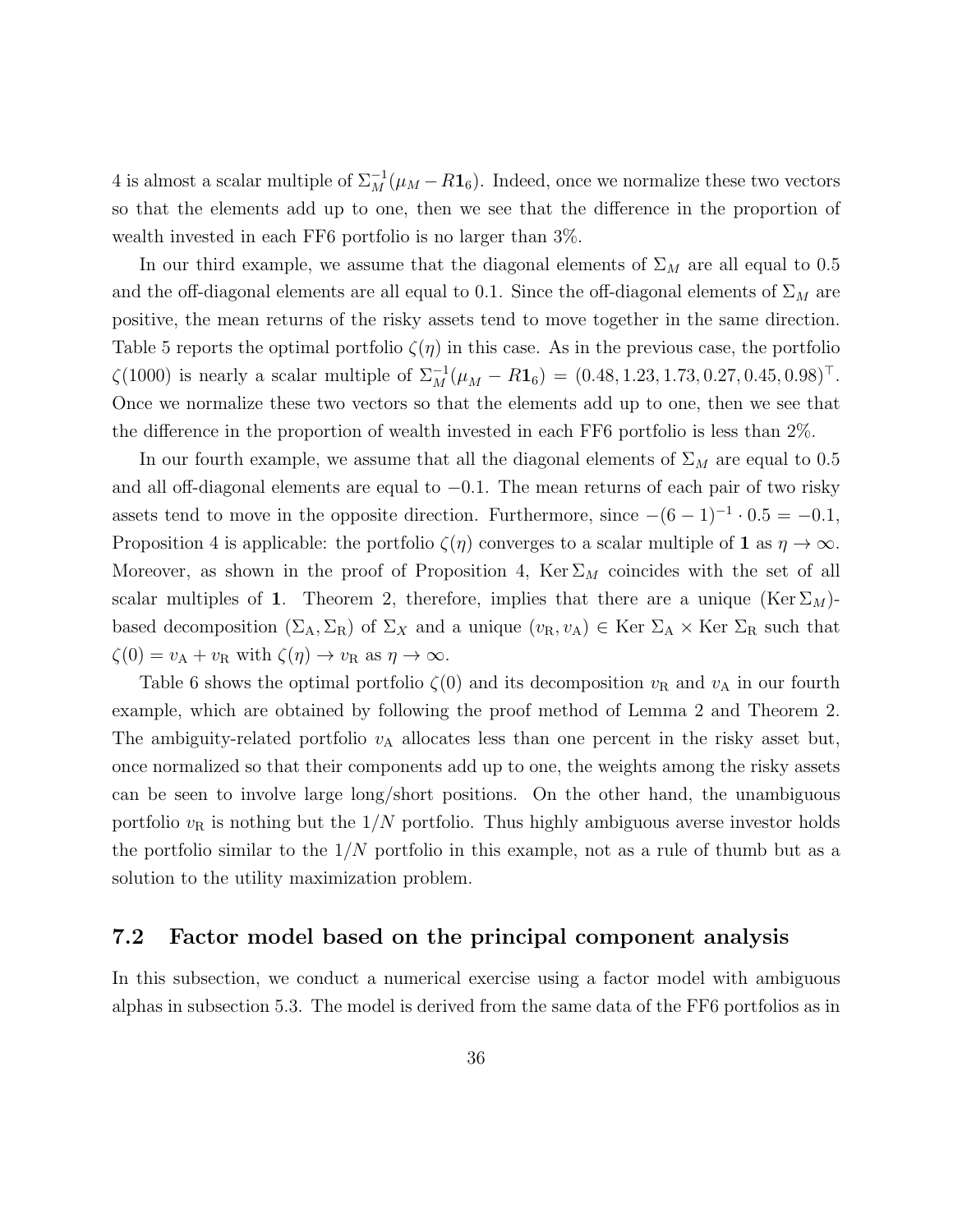4 is almost a scalar multiple of $\Sigma_M^{-1}(\mu_M - R\mathbf{1}_6)$. Indeed, once we normalize these two vectors so that the elements add up to one, then we see that the difference in the proportion of wealth invested in each FF6 portfolio is no larger than 3%.

In our third example, we assume that the diagonal elements of $\Sigma_M$ are all equal to 0.5 and the off-diagonal elements are all equal to 0.1. Since the off-diagonal elements of $\Sigma_M$ are positive, the mean returns of the risky assets tend to move together in the same direction. Table 5 reports the optimal portfolio $\zeta(\eta)$ in this case. As in the previous case, the portfolio $\zeta(1000)$ is nearly a scalar multiple of $\Sigma_M^{-1}(\mu_M - R\mathbf{1}_6) = (0.48, 1.23, 1.73, 0.27, 0.45, 0.98)^\top$. Once we normalize these two vectors so that the elements add up to one, then we see that the difference in the proportion of wealth invested in each FF6 portfolio is less than 2%.

In our fourth example, we assume that all the diagonal elements of $\Sigma_M$ are equal to 0.5 and all off-diagonal elements are equal to $-0.1$. The mean returns of each pair of two risky assets tend to move in the opposite direction. Furthermore, since $-(6-1)^{-1} \cdot 0.5 = -0.1$, Proposition 4 is applicable: the portfolio $\zeta(\eta)$ converges to a scalar multiple of $\mathbf{1}$ as $\eta \to \infty$. Moreover, as shown in the proof of Proposition 4, $\operatorname{Ker} \Sigma_M$ coincides with the set of all scalar multiples of $\mathbf{1}$. Theorem 2, therefore, implies that there are a unique $(\operatorname{Ker} \Sigma_M)$-based decomposition $(\Sigma_{\mathrm{A}}, \Sigma_{\mathrm{R}})$ of $\Sigma_X$ and a unique $(v_{\mathrm{R}}, v_{\mathrm{A}}) \in \operatorname{Ker} \Sigma_{\mathrm{A}} \times \operatorname{Ker} \Sigma_{\mathrm{R}}$ such that $\zeta(0) = v_{\mathrm{A}} + v_{\mathrm{R}}$ with $\zeta(\eta) \to v_{\mathrm{R}}$ as $\eta \to \infty$.

Table 6 shows the optimal portfolio $\zeta(0)$ and its decomposition $v_{\mathrm{R}}$ and $v_{\mathrm{A}}$ in our fourth example, which are obtained by following the proof method of Lemma 2 and Theorem 2. The ambiguity-related portfolio $v_{\mathrm{A}}$ allocates less than one percent in the risky asset but, once normalized so that their components add up to one, the weights among the risky assets can be seen to involve large long/short positions. On the other hand, the unambiguous portfolio $v_{\mathrm{R}}$ is nothing but the $1/N$ portfolio. Thus highly ambiguous averse investor holds the portfolio similar to the $1/N$ portfolio in this example, not as a rule of thumb but as a solution to the utility maximization problem.

## 7.2 Factor model based on the principal component analysis

In this subsection, we conduct a numerical exercise using a factor model with ambiguous alphas in subsection 5.3. The model is derived from the same data of the FF6 portfolios as in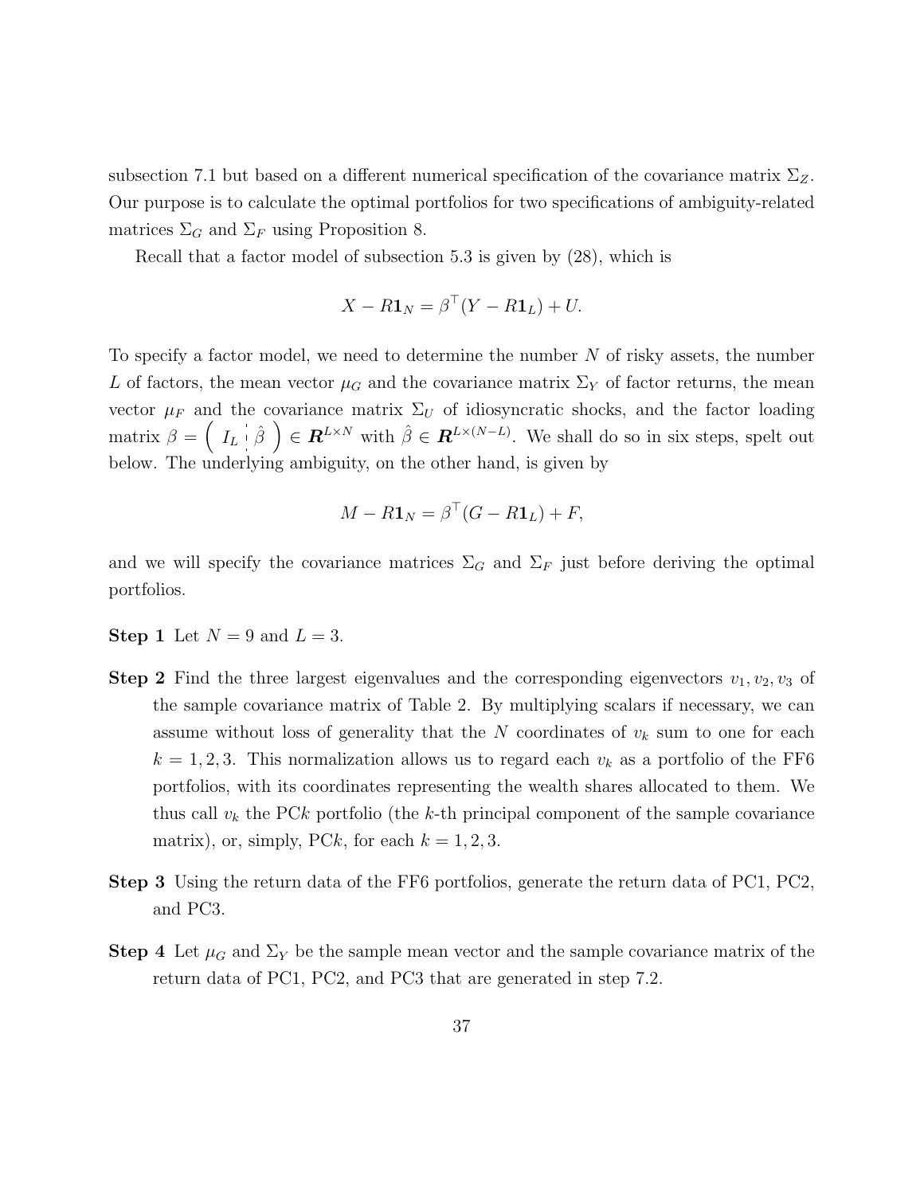subsection 7.1 but based on a different numerical specification of the covariance matrix $\Sigma_Z$. Our purpose is to calculate the optimal portfolios for two specifications of ambiguity-related matrices $\Sigma_G$ and $\Sigma_F$ using Proposition 8.

Recall that a factor model of subsection 5.3 is given by (28), which is

$$X - R\mathbf{1}_N = \beta^\top (Y - R\mathbf{1}_L) + U.$$

To specify a factor model, we need to determine the number $N$ of risky assets, the number $L$ of factors, the mean vector $\mu_G$ and the covariance matrix $\Sigma_Y$ of factor returns, the mean vector $\mu_F$ and the covariance matrix $\Sigma_U$ of idiosyncratic shocks, and the factor loading matrix $\beta = \left( \begin{array}{c:c} I_L & \hat{\beta} \end{array} \right) \in \boldsymbol{R}^{L \times N}$ with $\hat{\beta} \in \boldsymbol{R}^{L \times (N-L)}$. We shall do so in six steps, spelt out below. The underlying ambiguity, on the other hand, is given by

$$M - R\mathbf{1}_N = \beta^\top (G - R\mathbf{1}_L) + F,$$

and we will specify the covariance matrices $\Sigma_G$ and $\Sigma_F$ just before deriving the optimal portfolios.

**Step 1** Let $N = 9$ and $L = 3$.

**Step 2** Find the three largest eigenvalues and the corresponding eigenvectors $v_1, v_2, v_3$ of the sample covariance matrix of Table 2. By multiplying scalars if necessary, we can assume without loss of generality that the $N$ coordinates of $v_k$ sum to one for each $k = 1, 2, 3$. This normalization allows us to regard each $v_k$ as a portfolio of the FF6 portfolios, with its coordinates representing the wealth shares allocated to them. We thus call $v_k$ the PC$k$ portfolio (the $k$-th principal component of the sample covariance matrix), or, simply, PC$k$, for each $k = 1, 2, 3$.

**Step 3** Using the return data of the FF6 portfolios, generate the return data of PC1, PC2, and PC3.

**Step 4** Let $\mu_G$ and $\Sigma_Y$ be the sample mean vector and the sample covariance matrix of the return data of PC1, PC2, and PC3 that are generated in step 7.2.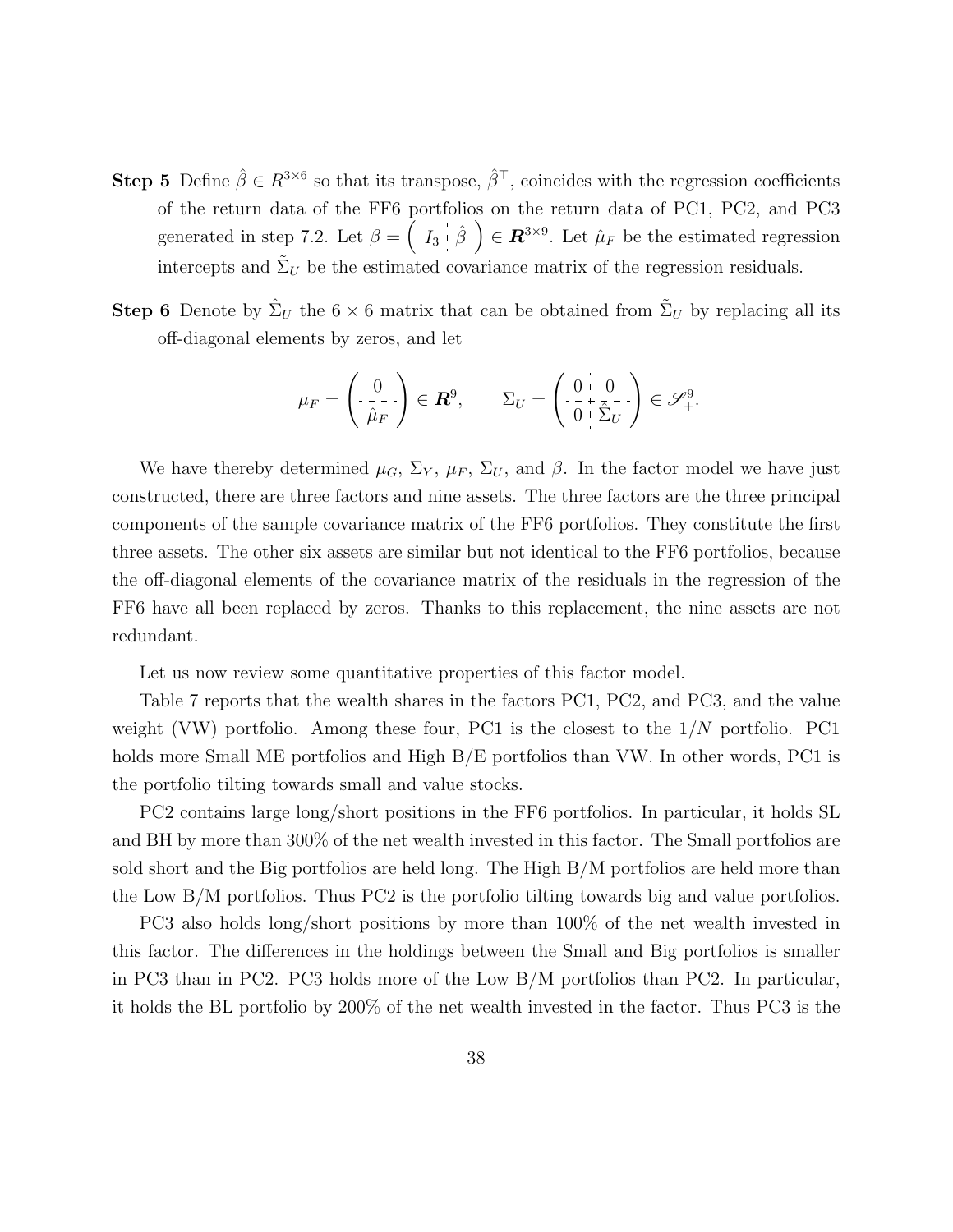**Step 5** Define $\hat{\beta} \in R^{3\times 6}$ so that its transpose, $\hat{\beta}^\top$, coincides with the regression coefficients of the return data of the FF6 portfolios on the return data of PC1, PC2, and PC3 generated in step 7.2. Let $\beta = \left( \begin{array}{c:c} I_3 & \hat{\beta} \end{array} \right) \in \boldsymbol{R}^{3\times 9}$. Let $\hat{\mu}_F$ be the estimated regression intercepts and $\tilde{\Sigma}_U$ be the estimated covariance matrix of the regression residuals.

**Step 6** Denote by $\hat{\Sigma}_U$ the $6 \times 6$ matrix that can be obtained from $\tilde{\Sigma}_U$ by replacing all its off-diagonal elements by zeros, and let

$$\mu_F = \left( \begin{array}{c} 0 \\ \hdashline \hat{\mu}_F \end{array} \right) \in \boldsymbol{R}^9, \qquad \Sigma_U = \left( \begin{array}{c:c} 0 & 0 \\ \hdashline 0 & \hat{\Sigma}_U \end{array} \right) \in \mathscr{S}^9_+.$$

We have thereby determined $\mu_G$, $\Sigma_Y$, $\mu_F$, $\Sigma_U$, and $\beta$. In the factor model we have just constructed, there are three factors and nine assets. The three factors are the three principal components of the sample covariance matrix of the FF6 portfolios. They constitute the first three assets. The other six assets are similar but not identical to the FF6 portfolios, because the off-diagonal elements of the covariance matrix of the residuals in the regression of the FF6 have all been replaced by zeros. Thanks to this replacement, the nine assets are not redundant.

Let us now review some quantitative properties of this factor model.

Table 7 reports that the wealth shares in the factors PC1, PC2, and PC3, and the value weight (VW) portfolio. Among these four, PC1 is the closest to the $1/N$ portfolio. PC1 holds more Small ME portfolios and High B/E portfolios than VW. In other words, PC1 is the portfolio tilting towards small and value stocks.

PC2 contains large long/short positions in the FF6 portfolios. In particular, it holds SL and BH by more than 300% of the net wealth invested in this factor. The Small portfolios are sold short and the Big portfolios are held long. The High B/M portfolios are held more than the Low B/M portfolios. Thus PC2 is the portfolio tilting towards big and value portfolios.

PC3 also holds long/short positions by more than 100% of the net wealth invested in this factor. The differences in the holdings between the Small and Big portfolios is smaller in PC3 than in PC2. PC3 holds more of the Low B/M portfolios than PC2. In particular, it holds the BL portfolio by 200% of the net wealth invested in the factor. Thus PC3 is the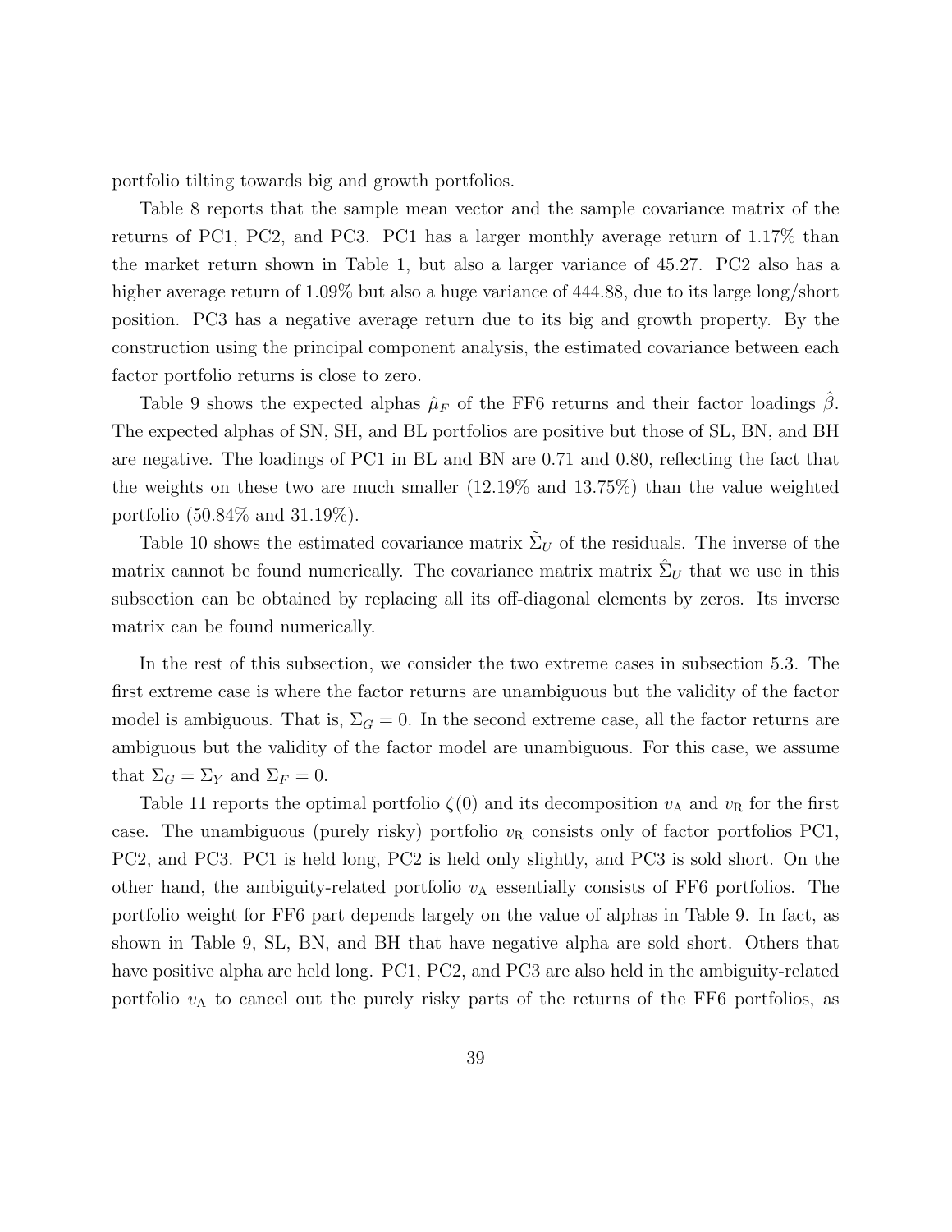portfolio tilting towards big and growth portfolios.

Table 8 reports that the sample mean vector and the sample covariance matrix of the returns of PC1, PC2, and PC3. PC1 has a larger monthly average return of 1.17% than the market return shown in Table 1, but also a larger variance of 45.27. PC2 also has a higher average return of 1.09% but also a huge variance of 444.88, due to its large long/short position. PC3 has a negative average return due to its big and growth property. By the construction using the principal component analysis, the estimated covariance between each factor portfolio returns is close to zero.

Table 9 shows the expected alphas $\hat{\mu}_F$ of the FF6 returns and their factor loadings $\hat{\beta}$. The expected alphas of SN, SH, and BL portfolios are positive but those of SL, BN, and BH are negative. The loadings of PC1 in BL and BN are 0.71 and 0.80, reflecting the fact that the weights on these two are much smaller (12.19% and 13.75%) than the value weighted portfolio (50.84% and 31.19%).

Table 10 shows the estimated covariance matrix $\tilde{\Sigma}_U$ of the residuals. The inverse of the matrix cannot be found numerically. The covariance matrix matrix $\hat{\Sigma}_U$ that we use in this subsection can be obtained by replacing all its off-diagonal elements by zeros. Its inverse matrix can be found numerically.

In the rest of this subsection, we consider the two extreme cases in subsection 5.3. The first extreme case is where the factor returns are unambiguous but the validity of the factor model is ambiguous. That is, $\Sigma_G = 0$. In the second extreme case, all the factor returns are ambiguous but the validity of the factor model are unambiguous. For this case, we assume that $\Sigma_G = \Sigma_Y$ and $\Sigma_F = 0$.

Table 11 reports the optimal portfolio $\zeta(0)$ and its decomposition $v_{\text{A}}$ and $v_{\text{R}}$ for the first case. The unambiguous (purely risky) portfolio $v_{\text{R}}$ consists only of factor portfolios PC1, PC2, and PC3. PC1 is held long, PC2 is held only slightly, and PC3 is sold short. On the other hand, the ambiguity-related portfolio $v_{\text{A}}$ essentially consists of FF6 portfolios. The portfolio weight for FF6 part depends largely on the value of alphas in Table 9. In fact, as shown in Table 9, SL, BN, and BH that have negative alpha are sold short. Others that have positive alpha are held long. PC1, PC2, and PC3 are also held in the ambiguity-related portfolio $v_{\text{A}}$ to cancel out the purely risky parts of the returns of the FF6 portfolios, as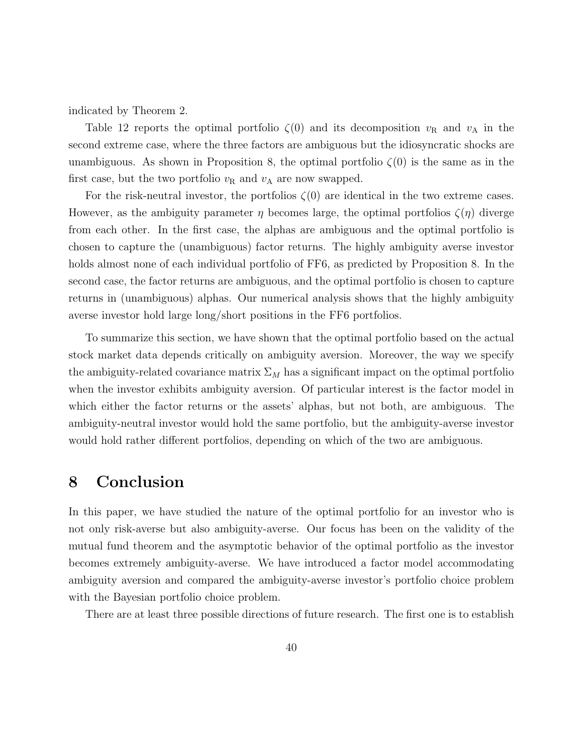indicated by Theorem 2.

Table 12 reports the optimal portfolio $\zeta(0)$ and its decomposition $v_{\mathrm{R}}$ and $v_{\mathrm{A}}$ in the second extreme case, where the three factors are ambiguous but the idiosyncratic shocks are unambiguous. As shown in Proposition 8, the optimal portfolio $\zeta(0)$ is the same as in the first case, but the two portfolio $v_{\mathrm{R}}$ and $v_{\mathrm{A}}$ are now swapped.

For the risk-neutral investor, the portfolios $\zeta(0)$ are identical in the two extreme cases. However, as the ambiguity parameter $\eta$ becomes large, the optimal portfolios $\zeta(\eta)$ diverge from each other. In the first case, the alphas are ambiguous and the optimal portfolio is chosen to capture the (unambiguous) factor returns. The highly ambiguity averse investor holds almost none of each individual portfolio of FF6, as predicted by Proposition 8. In the second case, the factor returns are ambiguous, and the optimal portfolio is chosen to capture returns in (unambiguous) alphas. Our numerical analysis shows that the highly ambiguity averse investor hold large long/short positions in the FF6 portfolios.

To summarize this section, we have shown that the optimal portfolio based on the actual stock market data depends critically on ambiguity aversion. Moreover, the way we specify the ambiguity-related covariance matrix $\Sigma_M$ has a significant impact on the optimal portfolio when the investor exhibits ambiguity aversion. Of particular interest is the factor model in which either the factor returns or the assets' alphas, but not both, are ambiguous. The ambiguity-neutral investor would hold the same portfolio, but the ambiguity-averse investor would hold rather different portfolios, depending on which of the two are ambiguous.

# 8 Conclusion

In this paper, we have studied the nature of the optimal portfolio for an investor who is not only risk-averse but also ambiguity-averse. Our focus has been on the validity of the mutual fund theorem and the asymptotic behavior of the optimal portfolio as the investor becomes extremely ambiguity-averse. We have introduced a factor model accommodating ambiguity aversion and compared the ambiguity-averse investor's portfolio choice problem with the Bayesian portfolio choice problem.

There are at least three possible directions of future research. The first one is to establish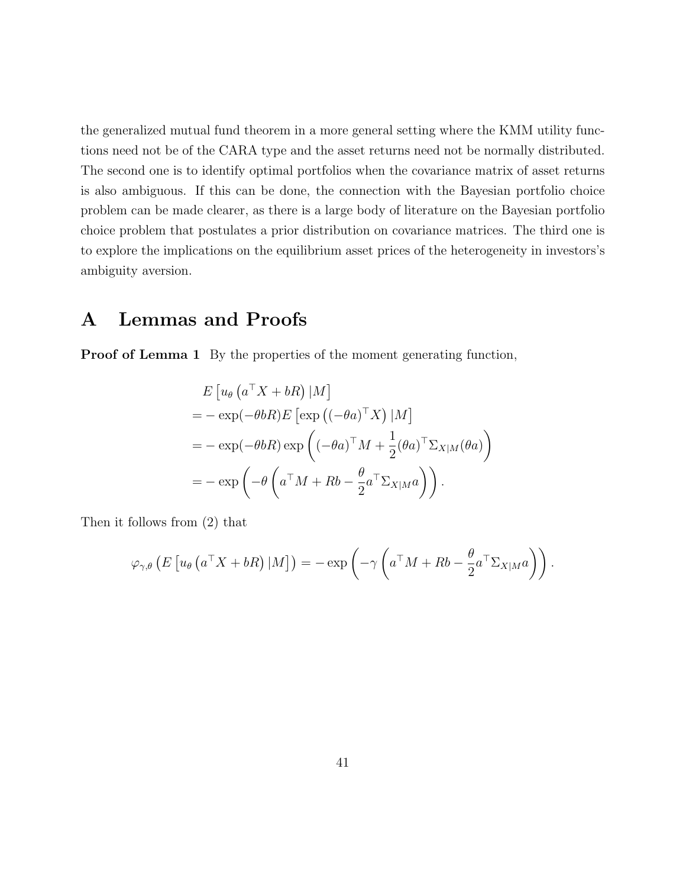the generalized mutual fund theorem in a more general setting where the KMM utility functions need not be of the CARA type and the asset returns need not be normally distributed. The second one is to identify optimal portfolios when the covariance matrix of asset returns is also ambiguous. If this can be done, the connection with the Bayesian portfolio choice problem can be made clearer, as there is a large body of literature on the Bayesian portfolio choice problem that postulates a prior distribution on covariance matrices. The third one is to explore the implications on the equilibrium asset prices of the heterogeneity in investors's ambiguity aversion.

# A Lemmas and Proofs

**Proof of Lemma 1** By the properties of the moment generating function,

$$
\begin{aligned}
& E\left[u_\theta\left(a^\top X + bR\right)|M\right] \\
&= -\exp(-\theta bR) E\left[\exp\left((-\theta a)^\top X\right)|M\right] \\
&= -\exp(-\theta bR)\exp\left((-\theta a)^\top M + \frac{1}{2}(\theta a)^\top \Sigma_{X|M}(\theta a)\right) \\
&= -\exp\left(-\theta\left(a^\top M + Rb - \frac{\theta}{2}a^\top \Sigma_{X|M} a\right)\right).
\end{aligned}
$$

Then it follows from (2) that

$$
\varphi_{\gamma,\theta}\left(E\left[u_\theta\left(a^\top X + bR\right)|M\right]\right) = -\exp\left(-\gamma\left(a^\top M + Rb - \frac{\theta}{2}a^\top \Sigma_{X|M} a\right)\right).
$$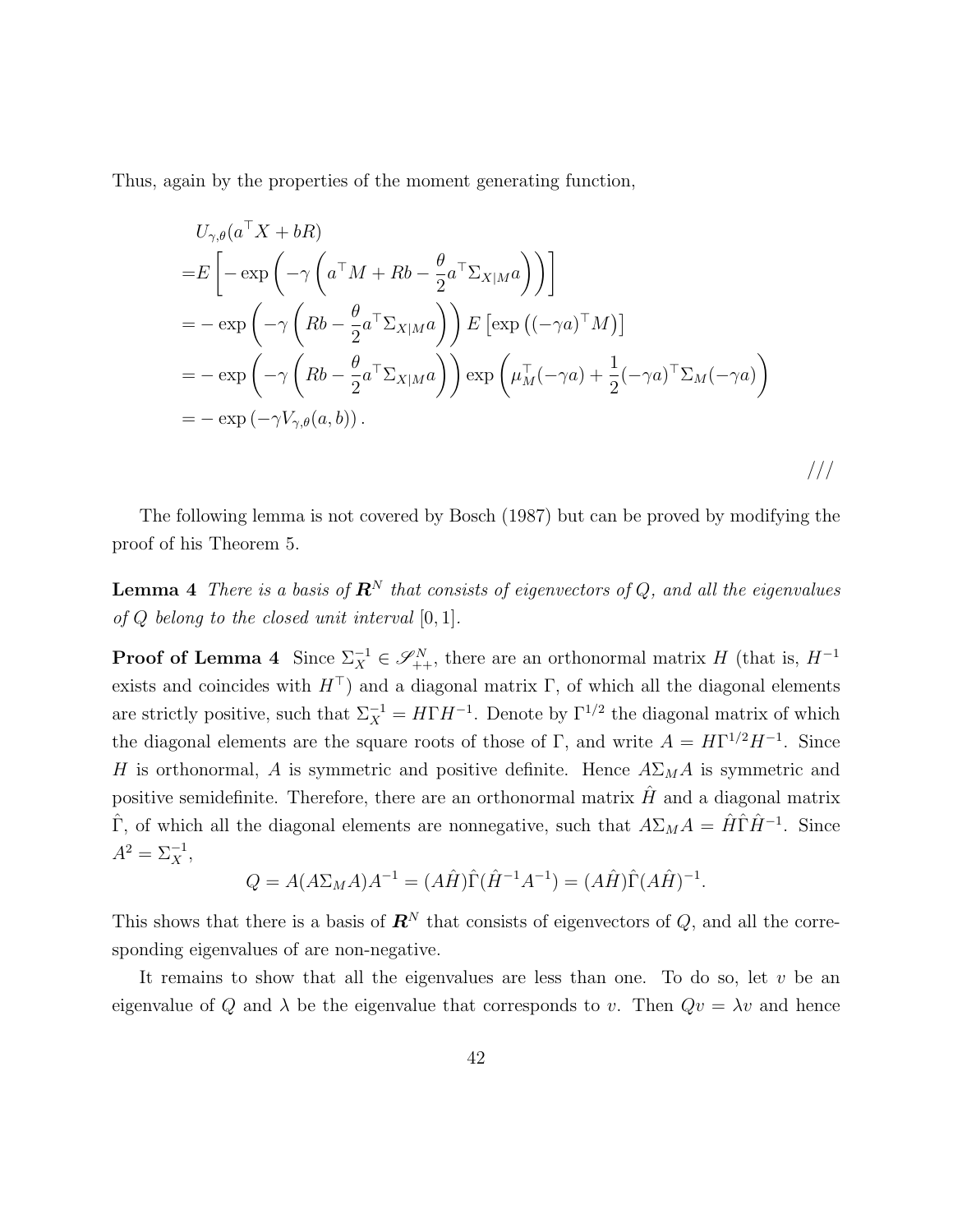Thus, again by the properties of the moment generating function,

$$
\begin{aligned}
&U_{\gamma,\theta}(a^\top X + bR) \\
=&E\left[-\exp\left(-\gamma\left(a^\top M + Rb - \frac{\theta}{2}a^\top \Sigma_{X|M} a\right)\right)\right] \\
=&-\exp\left(-\gamma\left(Rb - \frac{\theta}{2}a^\top \Sigma_{X|M} a\right)\right) E\left[\exp\left((-\gamma a)^\top M\right)\right] \\
=&-\exp\left(-\gamma\left(Rb - \frac{\theta}{2}a^\top \Sigma_{X|M} a\right)\right) \exp\left(\mu_M^\top(-\gamma a) + \frac{1}{2}(-\gamma a)^\top \Sigma_M (-\gamma a)\right) \\
=&-\exp\left(-\gamma V_{\gamma,\theta}(a,b)\right).
\end{aligned}
$$

///

The following lemma is not covered by Bosch (1987) but can be proved by modifying the proof of his Theorem 5.

**Lemma 4** *There is a basis of $\boldsymbol{R}^N$ that consists of eigenvectors of $Q$, and all the eigenvalues of $Q$ belong to the closed unit interval $[0,1]$.*

**Proof of Lemma 4** Since $\Sigma_X^{-1} \in \mathscr{S}_{++}^N$, there are an orthonormal matrix $H$ (that is, $H^{-1}$ exists and coincides with $H^\top$) and a diagonal matrix $\Gamma$, of which all the diagonal elements are strictly positive, such that $\Sigma_X^{-1} = H\Gamma H^{-1}$. Denote by $\Gamma^{1/2}$ the diagonal matrix of which the diagonal elements are the square roots of those of $\Gamma$, and write $A = H\Gamma^{1/2}H^{-1}$. Since $H$ is orthonormal, $A$ is symmetric and positive definite. Hence $A\Sigma_M A$ is symmetric and positive semidefinite. Therefore, there are an orthonormal matrix $\hat{H}$ and a diagonal matrix $\hat{\Gamma}$, of which all the diagonal elements are nonnegative, such that $A\Sigma_M A = \hat{H}\hat{\Gamma}\hat{H}^{-1}$. Since $A^2 = \Sigma_X^{-1}$,

$$
Q = A(A\Sigma_M A)A^{-1} = (A\hat{H})\hat{\Gamma}(\hat{H}^{-1}A^{-1}) = (A\hat{H})\hat{\Gamma}(A\hat{H})^{-1}.
$$

This shows that there is a basis of $\boldsymbol{R}^N$ that consists of eigenvectors of $Q$, and all the corresponding eigenvalues of are non-negative.

It remains to show that all the eigenvalues are less than one. To do so, let $v$ be an eigenvalue of $Q$ and $\lambda$ be the eigenvalue that corresponds to $v$. Then $Qv = \lambda v$ and hence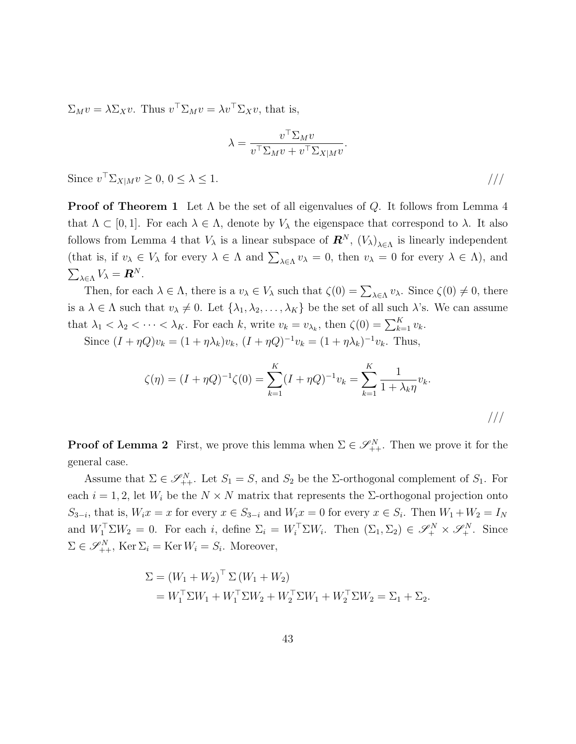$\Sigma_M v = \lambda \Sigma_X v$. Thus $v^\top \Sigma_M v = \lambda v^\top \Sigma_X v$, that is,

$$\lambda = \frac{v^\top \Sigma_M v}{v^\top \Sigma_M v + v^\top \Sigma_{X|M} v}.$$

Since $v^\top \Sigma_{X|M} v \geq 0$, $0 \leq \lambda \leq 1$. ///

**Proof of Theorem 1** Let $\Lambda$ be the set of all eigenvalues of $Q$. It follows from Lemma 4 that $\Lambda \subset [0, 1]$. For each $\lambda \in \Lambda$, denote by $V_\lambda$ the eigenspace that correspond to $\lambda$. It also follows from Lemma 4 that $V_\lambda$ is a linear subspace of $\boldsymbol{R}^N$, $(V_\lambda)_{\lambda \in \Lambda}$ is linearly independent (that is, if $v_\lambda \in V_\lambda$ for every $\lambda \in \Lambda$ and $\sum_{\lambda \in \Lambda} v_\lambda = 0$, then $v_\lambda = 0$ for every $\lambda \in \Lambda$), and $\sum_{\lambda \in \Lambda} V_\lambda = \boldsymbol{R}^N$.

Then, for each $\lambda \in \Lambda$, there is a $v_\lambda \in V_\lambda$ such that $\zeta(0) = \sum_{\lambda \in \Lambda} v_\lambda$. Since $\zeta(0) \neq 0$, there is a $\lambda \in \Lambda$ such that $v_\lambda \neq 0$. Let $\{\lambda_1, \lambda_2, \ldots, \lambda_K\}$ be the set of all such $\lambda$'s. We can assume that $\lambda_1 < \lambda_2 < \cdots < \lambda_K$. For each $k$, write $v_k = v_{\lambda_k}$, then $\zeta(0) = \sum_{k=1}^K v_k$.

Since $(I + \eta Q) v_k = (1 + \eta \lambda_k) v_k$, $(I + \eta Q)^{-1} v_k = (1 + \eta \lambda_k)^{-1} v_k$. Thus,

$$\zeta(\eta) = (I + \eta Q)^{-1} \zeta(0) = \sum_{k=1}^K (I + \eta Q)^{-1} v_k = \sum_{k=1}^K \frac{1}{1 + \lambda_k \eta} v_k.$$

///

**Proof of Lemma 2** First, we prove this lemma when $\Sigma \in \mathscr{S}^N_{++}$. Then we prove it for the general case.

Assume that $\Sigma \in \mathscr{S}^N_{++}$. Let $S_1 = S$, and $S_2$ be the $\Sigma$-orthogonal complement of $S_1$. For each $i = 1, 2$, let $W_i$ be the $N \times N$ matrix that represents the $\Sigma$-orthogonal projection onto $S_{3-i}$, that is, $W_i x = x$ for every $x \in S_{3-i}$ and $W_i x = 0$ for every $x \in S_i$. Then $W_1 + W_2 = I_N$ and $W_1^\top \Sigma W_2 = 0$. For each $i$, define $\Sigma_i = W_i^\top \Sigma W_i$. Then $(\Sigma_1, \Sigma_2) \in \mathscr{S}^N_+ \times \mathscr{S}^N_+$. Since $\Sigma \in \mathscr{S}^N_{++}$, $\operatorname{Ker} \Sigma_i = \operatorname{Ker} W_i = S_i$. Moreover,

$$\begin{aligned}
\Sigma &= (W_1 + W_2)^\top \Sigma (W_1 + W_2) \\
&= W_1^\top \Sigma W_1 + W_1^\top \Sigma W_2 + W_2^\top \Sigma W_1 + W_2^\top \Sigma W_2 = \Sigma_1 + \Sigma_2.
\end{aligned}$$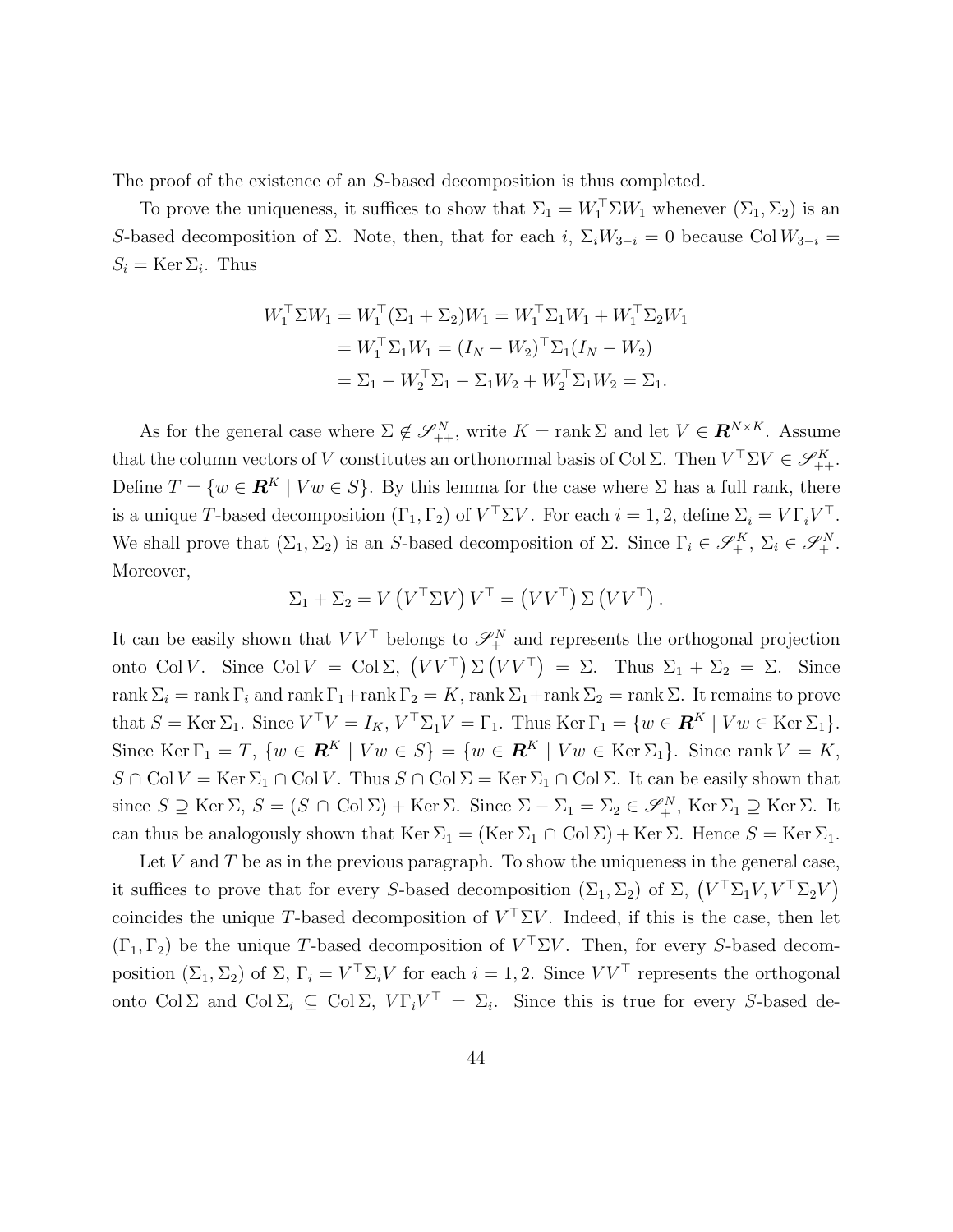The proof of the existence of an $S$-based decomposition is thus completed.

To prove the uniqueness, it suffices to show that $\Sigma_1 = W_1^\top \Sigma W_1$ whenever $(\Sigma_1, \Sigma_2)$ is an $S$-based decomposition of $\Sigma$. Note, then, that for each $i$, $\Sigma_i W_{3-i} = 0$ because $\operatorname{Col} W_{3-i} = S_i = \operatorname{Ker} \Sigma_i$. Thus

$$
\begin{aligned}
W_1^\top \Sigma W_1 &= W_1^\top (\Sigma_1 + \Sigma_2) W_1 = W_1^\top \Sigma_1 W_1 + W_1^\top \Sigma_2 W_1 \\
&= W_1^\top \Sigma_1 W_1 = (I_N - W_2)^\top \Sigma_1 (I_N - W_2) \\
&= \Sigma_1 - W_2^\top \Sigma_1 - \Sigma_1 W_2 + W_2^\top \Sigma_1 W_2 = \Sigma_1.
\end{aligned}
$$

As for the general case where $\Sigma \notin \mathscr{S}_{++}^N$, write $K = \operatorname{rank} \Sigma$ and let $V \in \boldsymbol{R}^{N \times K}$. Assume that the column vectors of $V$ constitutes an orthonormal basis of $\operatorname{Col} \Sigma$. Then $V^\top \Sigma V \in \mathscr{S}_{++}^K$. Define $T = \{ w \in \boldsymbol{R}^K \mid Vw \in S \}$. By this lemma for the case where $\Sigma$ has a full rank, there is a unique $T$-based decomposition $(\Gamma_1, \Gamma_2)$ of $V^\top \Sigma V$. For each $i = 1, 2$, define $\Sigma_i = V \Gamma_i V^\top$. We shall prove that $(\Sigma_1, \Sigma_2)$ is an $S$-based decomposition of $\Sigma$. Since $\Gamma_i \in \mathscr{S}_+^K$, $\Sigma_i \in \mathscr{S}_+^N$. Moreover,

$$
\Sigma_1 + \Sigma_2 = V \left( V^\top \Sigma V \right) V^\top = \left( V V^\top \right) \Sigma \left( V V^\top \right).
$$

It can be easily shown that $VV^\top$ belongs to $\mathscr{S}_+^N$ and represents the orthogonal projection onto $\operatorname{Col} V$. Since $\operatorname{Col} V = \operatorname{Col} \Sigma$, $\left( VV^\top \right) \Sigma \left( VV^\top \right) = \Sigma$. Thus $\Sigma_1 + \Sigma_2 = \Sigma$. Since $\operatorname{rank} \Sigma_i = \operatorname{rank} \Gamma_i$ and $\operatorname{rank} \Gamma_1 + \operatorname{rank} \Gamma_2 = K$, $\operatorname{rank} \Sigma_1 + \operatorname{rank} \Sigma_2 = \operatorname{rank} \Sigma$. It remains to prove that $S = \operatorname{Ker} \Sigma_1$. Since $V^\top V = I_K$, $V^\top \Sigma_1 V = \Gamma_1$. Thus $\operatorname{Ker} \Gamma_1 = \{ w \in \boldsymbol{R}^K \mid Vw \in \operatorname{Ker} \Sigma_1 \}$. Since $\operatorname{Ker} \Gamma_1 = T$, $\{ w \in \boldsymbol{R}^K \mid Vw \in S \} = \{ w \in \boldsymbol{R}^K \mid Vw \in \operatorname{Ker} \Sigma_1 \}$. Since $\operatorname{rank} V = K$, $S \cap \operatorname{Col} V = \operatorname{Ker} \Sigma_1 \cap \operatorname{Col} V$. Thus $S \cap \operatorname{Col} \Sigma = \operatorname{Ker} \Sigma_1 \cap \operatorname{Col} \Sigma$. It can be easily shown that since $S \supseteq \operatorname{Ker} \Sigma$, $S = (S \cap \operatorname{Col} \Sigma) + \operatorname{Ker} \Sigma$. Since $\Sigma - \Sigma_1 = \Sigma_2 \in \mathscr{S}_+^N$, $\operatorname{Ker} \Sigma_1 \supseteq \operatorname{Ker} \Sigma$. It can thus be analogously shown that $\operatorname{Ker} \Sigma_1 = (\operatorname{Ker} \Sigma_1 \cap \operatorname{Col} \Sigma) + \operatorname{Ker} \Sigma$. Hence $S = \operatorname{Ker} \Sigma_1$.

Let $V$ and $T$ be as in the previous paragraph. To show the uniqueness in the general case, it suffices to prove that for every $S$-based decomposition $(\Sigma_1, \Sigma_2)$ of $\Sigma$, $\left( V^\top \Sigma_1 V, V^\top \Sigma_2 V \right)$ coincides the unique $T$-based decomposition of $V^\top \Sigma V$. Indeed, if this is the case, then let $(\Gamma_1, \Gamma_2)$ be the unique $T$-based decomposition of $V^\top \Sigma V$. Then, for every $S$-based decomposition $(\Sigma_1, \Sigma_2)$ of $\Sigma$, $\Gamma_i = V^\top \Sigma_i V$ for each $i = 1, 2$. Since $VV^\top$ represents the orthogonal onto $\operatorname{Col} \Sigma$ and $\operatorname{Col} \Sigma_i \subseteq \operatorname{Col} \Sigma$, $V \Gamma_i V^\top = \Sigma_i$. Since this is true for every $S$-based de-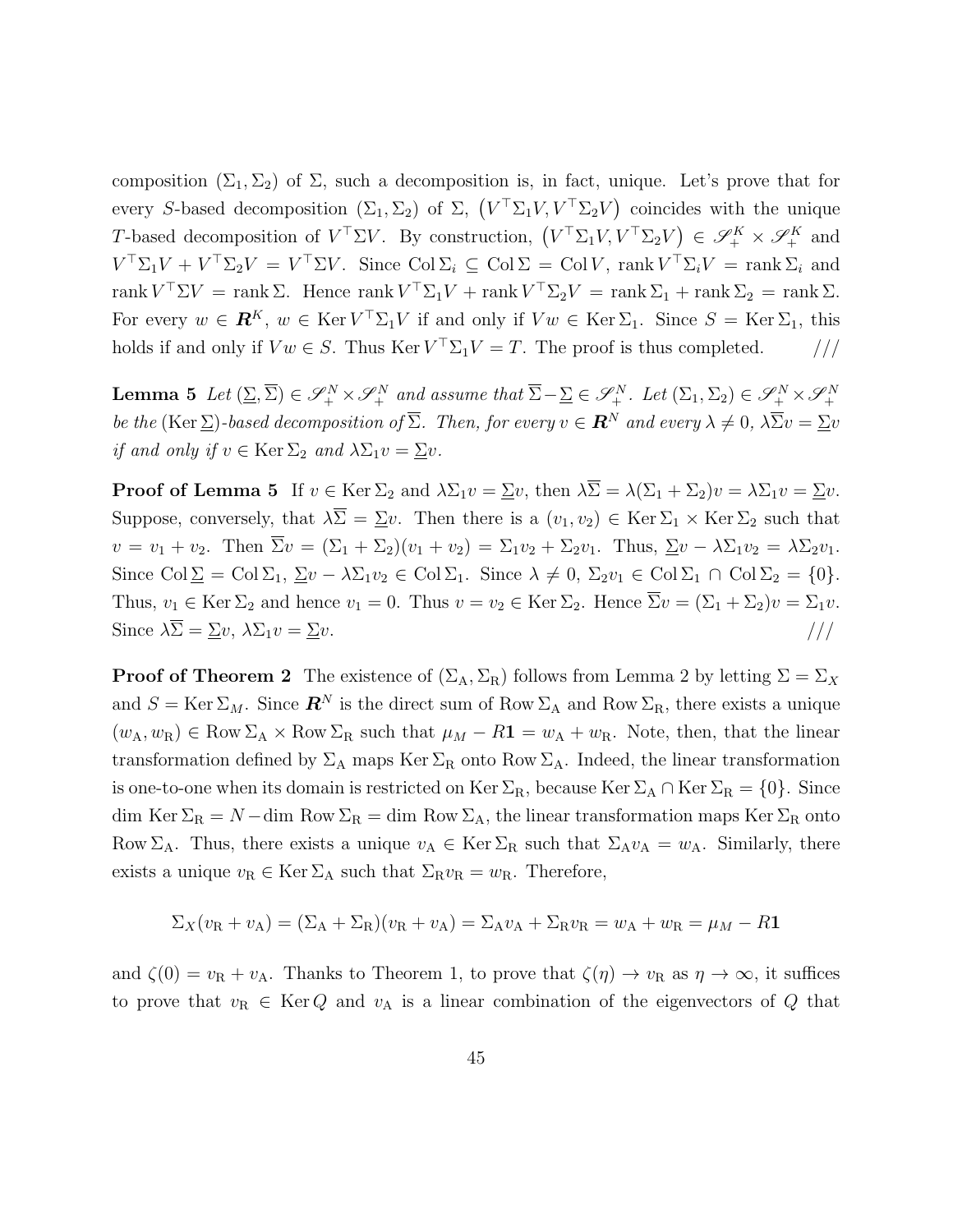composition $(\Sigma_1, \Sigma_2)$ of $\Sigma$, such a decomposition is, in fact, unique. Let's prove that for every $S$-based decomposition $(\Sigma_1, \Sigma_2)$ of $\Sigma$, $\left(V^\top \Sigma_1 V, V^\top \Sigma_2 V\right)$ coincides with the unique $T$-based decomposition of $V^\top \Sigma V$. By construction, $\left(V^\top \Sigma_1 V, V^\top \Sigma_2 V\right) \in \mathscr{S}_+^K \times \mathscr{S}_+^K$ and $V^\top \Sigma_1 V + V^\top \Sigma_2 V = V^\top \Sigma V$. Since $\operatorname{Col} \Sigma_i \subseteq \operatorname{Col} \Sigma = \operatorname{Col} V$, $\operatorname{rank} V^\top \Sigma_i V = \operatorname{rank} \Sigma_i$ and $\operatorname{rank} V^\top \Sigma V = \operatorname{rank} \Sigma$. Hence $\operatorname{rank} V^\top \Sigma_1 V + \operatorname{rank} V^\top \Sigma_2 V = \operatorname{rank} \Sigma_1 + \operatorname{rank} \Sigma_2 = \operatorname{rank} \Sigma$. For every $w \in \boldsymbol{R}^K$, $w \in \operatorname{Ker} V^\top \Sigma_1 V$ if and only if $Vw \in \operatorname{Ker} \Sigma_1$. Since $S = \operatorname{Ker} \Sigma_1$, this holds if and only if $Vw \in S$. Thus $\operatorname{Ker} V^\top \Sigma_1 V = T$. The proof is thus completed. ///

**Lemma 5** *Let $(\underline{\Sigma}, \overline{\Sigma}) \in \mathscr{S}_+^N \times \mathscr{S}_+^N$ and assume that $\overline{\Sigma} - \underline{\Sigma} \in \mathscr{S}_+^N$. Let $(\Sigma_1, \Sigma_2) \in \mathscr{S}_+^N \times \mathscr{S}_+^N$ be the $(\operatorname{Ker} \underline{\Sigma})$-based decomposition of $\overline{\Sigma}$. Then, for every $v \in \boldsymbol{R}^N$ and every $\lambda \neq 0$, $\lambda \overline{\Sigma} v = \underline{\Sigma} v$ if and only if $v \in \operatorname{Ker} \Sigma_2$ and $\lambda \Sigma_1 v = \underline{\Sigma} v$.*

**Proof of Lemma 5** If $v \in \operatorname{Ker} \Sigma_2$ and $\lambda \Sigma_1 v = \underline{\Sigma} v$, then $\lambda \overline{\Sigma} = \lambda(\Sigma_1 + \Sigma_2)v = \lambda \Sigma_1 v = \underline{\Sigma} v$. Suppose, conversely, that $\lambda \overline{\Sigma} = \underline{\Sigma} v$. Then there is a $(v_1, v_2) \in \operatorname{Ker} \Sigma_1 \times \operatorname{Ker} \Sigma_2$ such that $v = v_1 + v_2$. Then $\overline{\Sigma} v = (\Sigma_1 + \Sigma_2)(v_1 + v_2) = \Sigma_1 v_2 + \Sigma_2 v_1$. Thus, $\underline{\Sigma} v - \lambda \Sigma_1 v_2 = \lambda \Sigma_2 v_1$. Since $\operatorname{Col} \underline{\Sigma} = \operatorname{Col} \Sigma_1$, $\underline{\Sigma} v - \lambda \Sigma_1 v_2 \in \operatorname{Col} \Sigma_1$. Since $\lambda \neq 0$, $\Sigma_2 v_1 \in \operatorname{Col} \Sigma_1 \cap \operatorname{Col} \Sigma_2 = \{0\}$. Thus, $v_1 \in \operatorname{Ker} \Sigma_2$ and hence $v_1 = 0$. Thus $v = v_2 \in \operatorname{Ker} \Sigma_2$. Hence $\overline{\Sigma} v = (\Sigma_1 + \Sigma_2)v = \Sigma_1 v$. Since $\lambda \overline{\Sigma} = \underline{\Sigma} v$, $\lambda \Sigma_1 v = \underline{\Sigma} v$. ///

**Proof of Theorem 2** The existence of $(\Sigma_\text{A}, \Sigma_\text{R})$ follows from Lemma 2 by letting $\Sigma = \Sigma_X$ and $S = \operatorname{Ker} \Sigma_M$. Since $\boldsymbol{R}^N$ is the direct sum of $\operatorname{Row} \Sigma_\text{A}$ and $\operatorname{Row} \Sigma_\text{R}$, there exists a unique $(w_\text{A}, w_\text{R}) \in \operatorname{Row} \Sigma_\text{A} \times \operatorname{Row} \Sigma_\text{R}$ such that $\mu_M - R\mathbf{1} = w_\text{A} + w_\text{R}$. Note, then, that the linear transformation defined by $\Sigma_\text{A}$ maps $\operatorname{Ker} \Sigma_\text{R}$ onto $\operatorname{Row} \Sigma_\text{A}$. Indeed, the linear transformation is one-to-one when its domain is restricted on $\operatorname{Ker} \Sigma_\text{R}$, because $\operatorname{Ker} \Sigma_\text{A} \cap \operatorname{Ker} \Sigma_\text{R} = \{0\}$. Since $\dim \operatorname{Ker} \Sigma_\text{R} = N - \dim \operatorname{Row} \Sigma_\text{R} = \dim \operatorname{Row} \Sigma_\text{A}$, the linear transformation maps $\operatorname{Ker} \Sigma_\text{R}$ onto $\operatorname{Row} \Sigma_\text{A}$. Thus, there exists a unique $v_\text{A} \in \operatorname{Ker} \Sigma_\text{R}$ such that $\Sigma_\text{A} v_\text{A} = w_\text{A}$. Similarly, there exists a unique $v_\text{R} \in \operatorname{Ker} \Sigma_\text{A}$ such that $\Sigma_\text{R} v_\text{R} = w_\text{R}$. Therefore,

$$\Sigma_X(v_\text{R} + v_\text{A}) = (\Sigma_\text{A} + \Sigma_\text{R})(v_\text{R} + v_\text{A}) = \Sigma_\text{A} v_\text{A} + \Sigma_\text{R} v_\text{R} = w_\text{A} + w_\text{R} = \mu_M - R\mathbf{1}$$

and $\zeta(0) = v_\text{R} + v_\text{A}$. Thanks to Theorem 1, to prove that $\zeta(\eta) \to v_\text{R}$ as $\eta \to \infty$, it suffices to prove that $v_\text{R} \in \operatorname{Ker} Q$ and $v_\text{A}$ is a linear combination of the eigenvectors of $Q$ that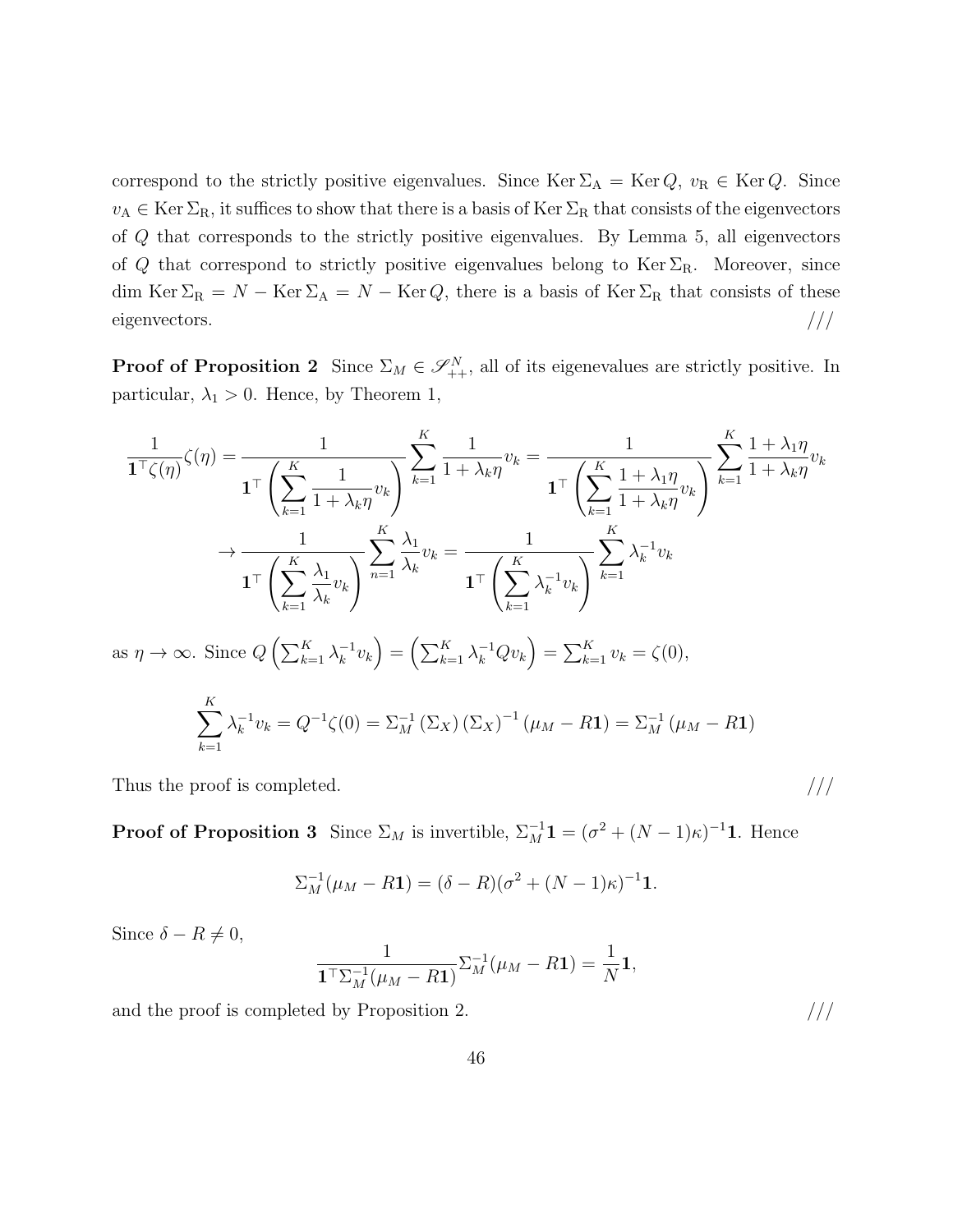correspond to the strictly positive eigenvalues. Since $\operatorname{Ker}\Sigma_{\mathrm{A}} = \operatorname{Ker} Q$, $v_{\mathrm{R}} \in \operatorname{Ker} Q$. Since $v_{\mathrm{A}} \in \operatorname{Ker}\Sigma_{\mathrm{R}}$, it suffices to show that there is a basis of $\operatorname{Ker}\Sigma_{\mathrm{R}}$ that consists of the eigenvectors of $Q$ that corresponds to the strictly positive eigenvalues. By Lemma 5, all eigenvectors of $Q$ that correspond to strictly positive eigenvalues belong to $\operatorname{Ker}\Sigma_{\mathrm{R}}$. Moreover, since $\dim \operatorname{Ker}\Sigma_{\mathrm{R}} = N - \operatorname{Ker}\Sigma_{\mathrm{A}} = N - \operatorname{Ker} Q$, there is a basis of $\operatorname{Ker}\Sigma_{\mathrm{R}}$ that consists of these eigenvectors. ///

**Proof of Proposition 2** Since $\Sigma_M \in \mathscr{S}^N_{++}$, all of its eigenevalues are strictly positive. In particular, $\lambda_1 > 0$. Hence, by Theorem 1,

$$
\begin{aligned}
\frac{1}{\mathbf{1}^\top \zeta(\eta)}\zeta(\eta) &= \frac{1}{\mathbf{1}^\top \left(\sum_{k=1}^{K} \frac{1}{1+\lambda_k \eta} v_k\right)} \sum_{k=1}^{K} \frac{1}{1+\lambda_k \eta} v_k = \frac{1}{\mathbf{1}^\top \left(\sum_{k=1}^{K} \frac{1+\lambda_1 \eta}{1+\lambda_k \eta} v_k\right)} \sum_{k=1}^{K} \frac{1+\lambda_1 \eta}{1+\lambda_k \eta} v_k \\
&\to \frac{1}{\mathbf{1}^\top \left(\sum_{k=1}^{K} \frac{\lambda_1}{\lambda_k} v_k\right)} \sum_{n=1}^{K} \frac{\lambda_1}{\lambda_k} v_k = \frac{1}{\mathbf{1}^\top \left(\sum_{k=1}^{K} \lambda_k^{-1} v_k\right)} \sum_{k=1}^{K} \lambda_k^{-1} v_k
\end{aligned}
$$

as $\eta \to \infty$. Since $Q\left(\sum_{k=1}^{K} \lambda_k^{-1} v_k\right) = \left(\sum_{k=1}^{K} \lambda_k^{-1} Q v_k\right) = \sum_{k=1}^{K} v_k = \zeta(0)$,

$$
\sum_{k=1}^{K} \lambda_k^{-1} v_k = Q^{-1}\zeta(0) = \Sigma_M^{-1}\left(\Sigma_X\right)\left(\Sigma_X\right)^{-1}\left(\mu_M - R\mathbf{1}\right) = \Sigma_M^{-1}\left(\mu_M - R\mathbf{1}\right)
$$

Thus the proof is completed. ///

**Proof of Proposition 3** Since $\Sigma_M$ is invertible, $\Sigma_M^{-1}\mathbf{1} = (\sigma^2 + (N-1)\kappa)^{-1}\mathbf{1}$. Hence

$$
\Sigma_M^{-1}(\mu_M - R\mathbf{1}) = (\delta - R)(\sigma^2 + (N-1)\kappa)^{-1}\mathbf{1}.
$$

Since $\delta - R \neq 0$,

$$
\frac{1}{\mathbf{1}^\top \Sigma_M^{-1}(\mu_M - R\mathbf{1})}\Sigma_M^{-1}(\mu_M - R\mathbf{1}) = \frac{1}{N}\mathbf{1},
$$

and the proof is completed by Proposition 2. ///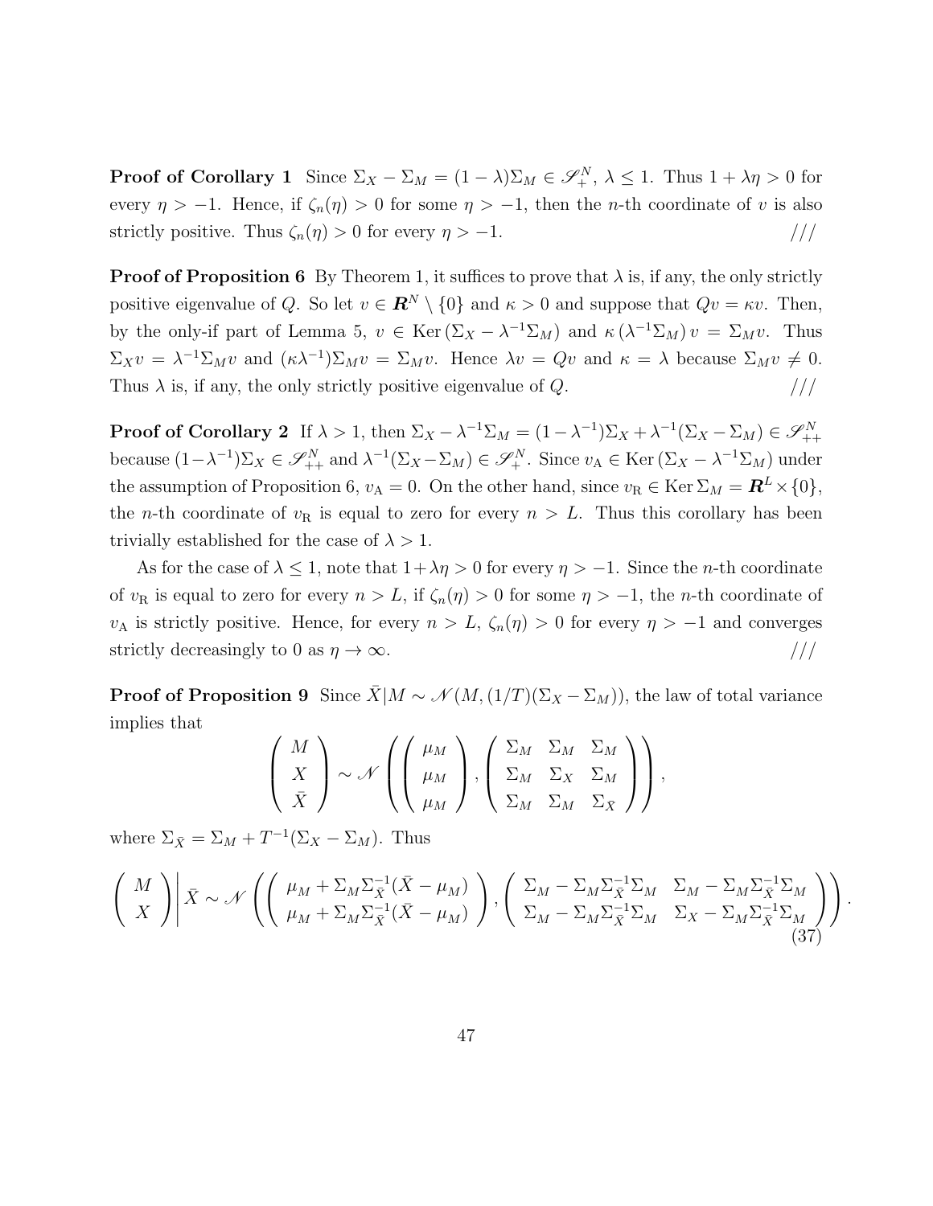**Proof of Corollary 1** Since $\Sigma_X - \Sigma_M = (1-\lambda)\Sigma_M \in \mathscr{S}_+^N$, $\lambda \leq 1$. Thus $1 + \lambda\eta > 0$ for every $\eta > -1$. Hence, if $\zeta_n(\eta) > 0$ for some $\eta > -1$, then the $n$-th coordinate of $v$ is also strictly positive. Thus $\zeta_n(\eta) > 0$ for every $\eta > -1$. ///

**Proof of Proposition 6** By Theorem 1, it suffices to prove that $\lambda$ is, if any, the only strictly positive eigenvalue of $Q$. So let $v \in \boldsymbol{R}^N \setminus \{0\}$ and $\kappa > 0$ and suppose that $Qv = \kappa v$. Then, by the only-if part of Lemma 5, $v \in \operatorname{Ker}(\Sigma_X - \lambda^{-1}\Sigma_M)$ and $\kappa(\lambda^{-1}\Sigma_M)v = \Sigma_M v$. Thus $\Sigma_X v = \lambda^{-1}\Sigma_M v$ and $(\kappa\lambda^{-1})\Sigma_M v = \Sigma_M v$. Hence $\lambda v = Qv$ and $\kappa = \lambda$ because $\Sigma_M v \neq 0$. Thus $\lambda$ is, if any, the only strictly positive eigenvalue of $Q$. ///

**Proof of Corollary 2** If $\lambda > 1$, then $\Sigma_X - \lambda^{-1}\Sigma_M = (1-\lambda^{-1})\Sigma_X + \lambda^{-1}(\Sigma_X - \Sigma_M) \in \mathscr{S}_{++}^N$ because $(1-\lambda^{-1})\Sigma_X \in \mathscr{S}_{++}^N$ and $\lambda^{-1}(\Sigma_X - \Sigma_M) \in \mathscr{S}_+^N$. Since $v_\mathrm{A} \in \operatorname{Ker}(\Sigma_X - \lambda^{-1}\Sigma_M)$ under the assumption of Proposition 6, $v_\mathrm{A} = 0$. On the other hand, since $v_\mathrm{R} \in \operatorname{Ker}\Sigma_M = \boldsymbol{R}^L \times \{0\}$, the $n$-th coordinate of $v_\mathrm{R}$ is equal to zero for every $n > L$. Thus this corollary has been trivially established for the case of $\lambda > 1$.

As for the case of $\lambda \leq 1$, note that $1 + \lambda\eta > 0$ for every $\eta > -1$. Since the $n$-th coordinate of $v_\mathrm{R}$ is equal to zero for every $n > L$, if $\zeta_n(\eta) > 0$ for some $\eta > -1$, the $n$-th coordinate of $v_\mathrm{A}$ is strictly positive. Hence, for every $n > L$, $\zeta_n(\eta) > 0$ for every $\eta > -1$ and converges strictly decreasingly to 0 as $\eta \to \infty$. ///

**Proof of Proposition 9** Since $\bar{X}|M \sim \mathscr{N}(M, (1/T)(\Sigma_X - \Sigma_M))$, the law of total variance implies that

$$\begin{pmatrix} M \\ X \\ \bar{X} \end{pmatrix} \sim \mathscr{N}\left( \begin{pmatrix} \mu_M \\ \mu_M \\ \mu_M \end{pmatrix}, \begin{pmatrix} \Sigma_M & \Sigma_M & \Sigma_M \\ \Sigma_M & \Sigma_X & \Sigma_M \\ \Sigma_M & \Sigma_M & \Sigma_{\bar{X}} \end{pmatrix} \right),$$

where $\Sigma_{\bar{X}} = \Sigma_M + T^{-1}(\Sigma_X - \Sigma_M)$. Thus

$$\left. \begin{pmatrix} M \\ X \end{pmatrix} \right| \bar{X} \sim \mathscr{N}\left( \begin{pmatrix} \mu_M + \Sigma_M \Sigma_{\bar{X}}^{-1}(\bar{X} - \mu_M) \\ \mu_M + \Sigma_M \Sigma_{\bar{X}}^{-1}(\bar{X} - \mu_M) \end{pmatrix}, \begin{pmatrix} \Sigma_M - \Sigma_M \Sigma_{\bar{X}}^{-1} \Sigma_M & \Sigma_M - \Sigma_M \Sigma_{\bar{X}}^{-1} \Sigma_M \\ \Sigma_M - \Sigma_M \Sigma_{\bar{X}}^{-1} \Sigma_M & \Sigma_X - \Sigma_M \Sigma_{\bar{X}}^{-1} \Sigma_M \end{pmatrix} \right). \tag{37}$$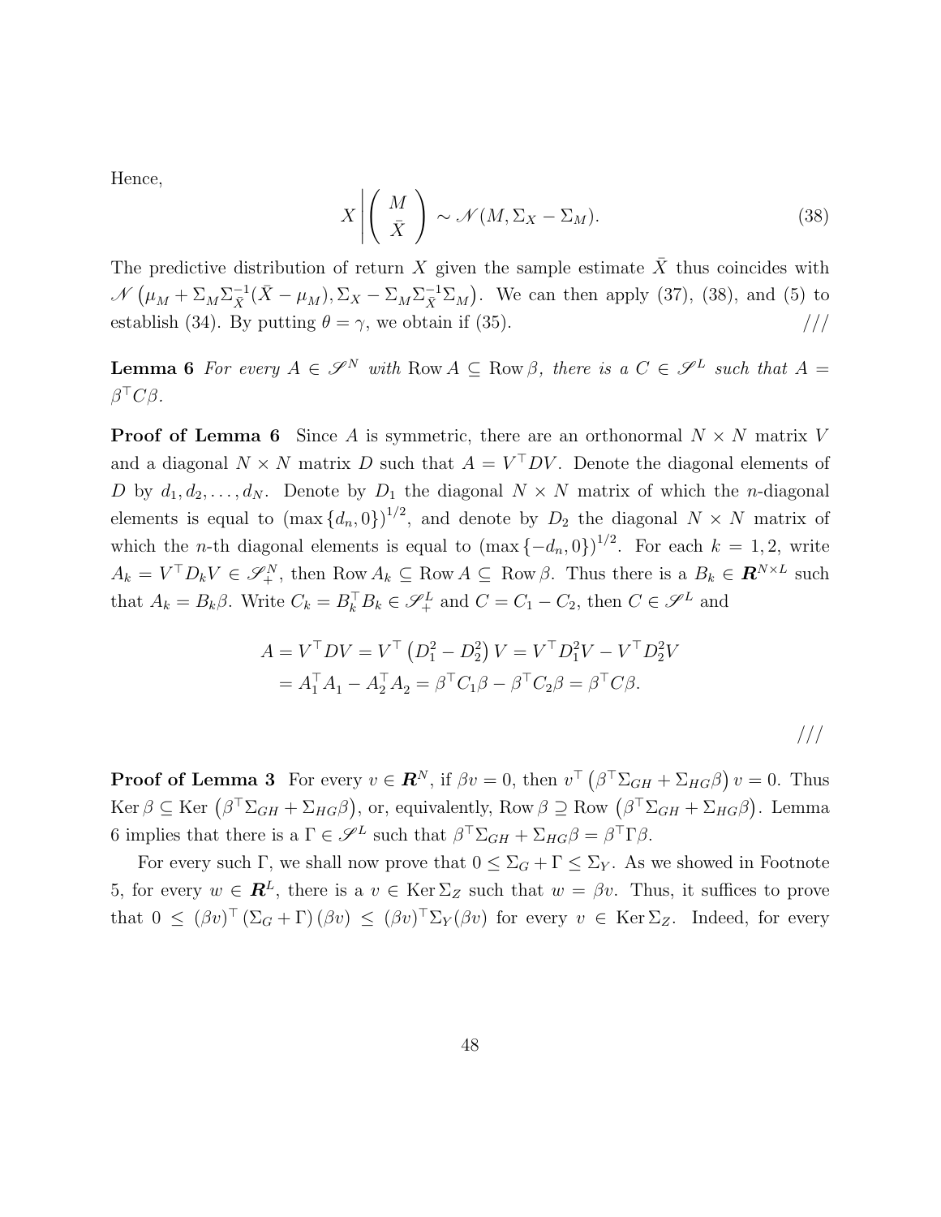Hence,

$$X \left| \begin{pmatrix} M \\ \bar{X} \end{pmatrix} \right. \sim \mathscr{N}(M, \Sigma_X - \Sigma_M). \tag{38}$$

The predictive distribution of return $X$ given the sample estimate $\bar{X}$ thus coincides with $\mathscr{N}\left(\mu_M + \Sigma_M \Sigma_{\bar{X}}^{-1}(\bar{X} - \mu_M), \Sigma_X - \Sigma_M \Sigma_{\bar{X}}^{-1}\Sigma_M\right)$. We can then apply (37), (38), and (5) to establish (34). By putting $\theta = \gamma$, we obtain if (35). ///

**Lemma 6** *For every $A \in \mathscr{S}^N$ with $\operatorname{Row} A \subseteq \operatorname{Row} \beta$, there is a $C \in \mathscr{S}^L$ such that $A = \beta^\top C \beta$.*

**Proof of Lemma 6** Since $A$ is symmetric, there are an orthonormal $N \times N$ matrix $V$ and a diagonal $N \times N$ matrix $D$ such that $A = V^\top D V$. Denote the diagonal elements of $D$ by $d_1, d_2, \ldots, d_N$. Denote by $D_1$ the diagonal $N \times N$ matrix of which the $n$-diagonal elements is equal to $(\max\{d_n, 0\})^{1/2}$, and denote by $D_2$ the diagonal $N \times N$ matrix of which the $n$-th diagonal elements is equal to $(\max\{-d_n, 0\})^{1/2}$. For each $k = 1, 2$, write $A_k = V^\top D_k V \in \mathscr{S}_+^N$, then $\operatorname{Row} A_k \subseteq \operatorname{Row} A \subseteq \operatorname{Row} \beta$. Thus there is a $B_k \in \boldsymbol{R}^{N \times L}$ such that $A_k = B_k \beta$. Write $C_k = B_k^\top B_k \in \mathscr{S}_+^L$ and $C = C_1 - C_2$, then $C \in \mathscr{S}^L$ and

$$\begin{aligned} A = V^\top D V &= V^\top \left(D_1^2 - D_2^2\right) V = V^\top D_1^2 V - V^\top D_2^2 V \\ &= A_1^\top A_1 - A_2^\top A_2 = \beta^\top C_1 \beta - \beta^\top C_2 \beta = \beta^\top C \beta. \end{aligned}$$

///

**Proof of Lemma 3** For every $v \in \boldsymbol{R}^N$, if $\beta v = 0$, then $v^\top \left(\beta^\top \Sigma_{GH} + \Sigma_{HG}\beta\right) v = 0$. Thus $\operatorname{Ker} \beta \subseteq \operatorname{Ker}\left(\beta^\top \Sigma_{GH} + \Sigma_{HG}\beta\right)$, or, equivalently, $\operatorname{Row} \beta \supseteq \operatorname{Row}\left(\beta^\top \Sigma_{GH} + \Sigma_{HG}\beta\right)$. Lemma 6 implies that there is a $\Gamma \in \mathscr{S}^L$ such that $\beta^\top \Sigma_{GH} + \Sigma_{HG}\beta = \beta^\top \Gamma \beta$.

For every such $\Gamma$, we shall now prove that $0 \leq \Sigma_G + \Gamma \leq \Sigma_Y$. As we showed in Footnote 5, for every $w \in \boldsymbol{R}^L$, there is a $v \in \operatorname{Ker} \Sigma_Z$ such that $w = \beta v$. Thus, it suffices to prove that $0 \leq (\beta v)^\top (\Sigma_G + \Gamma)(\beta v) \leq (\beta v)^\top \Sigma_Y (\beta v)$ for every $v \in \operatorname{Ker} \Sigma_Z$. Indeed, for every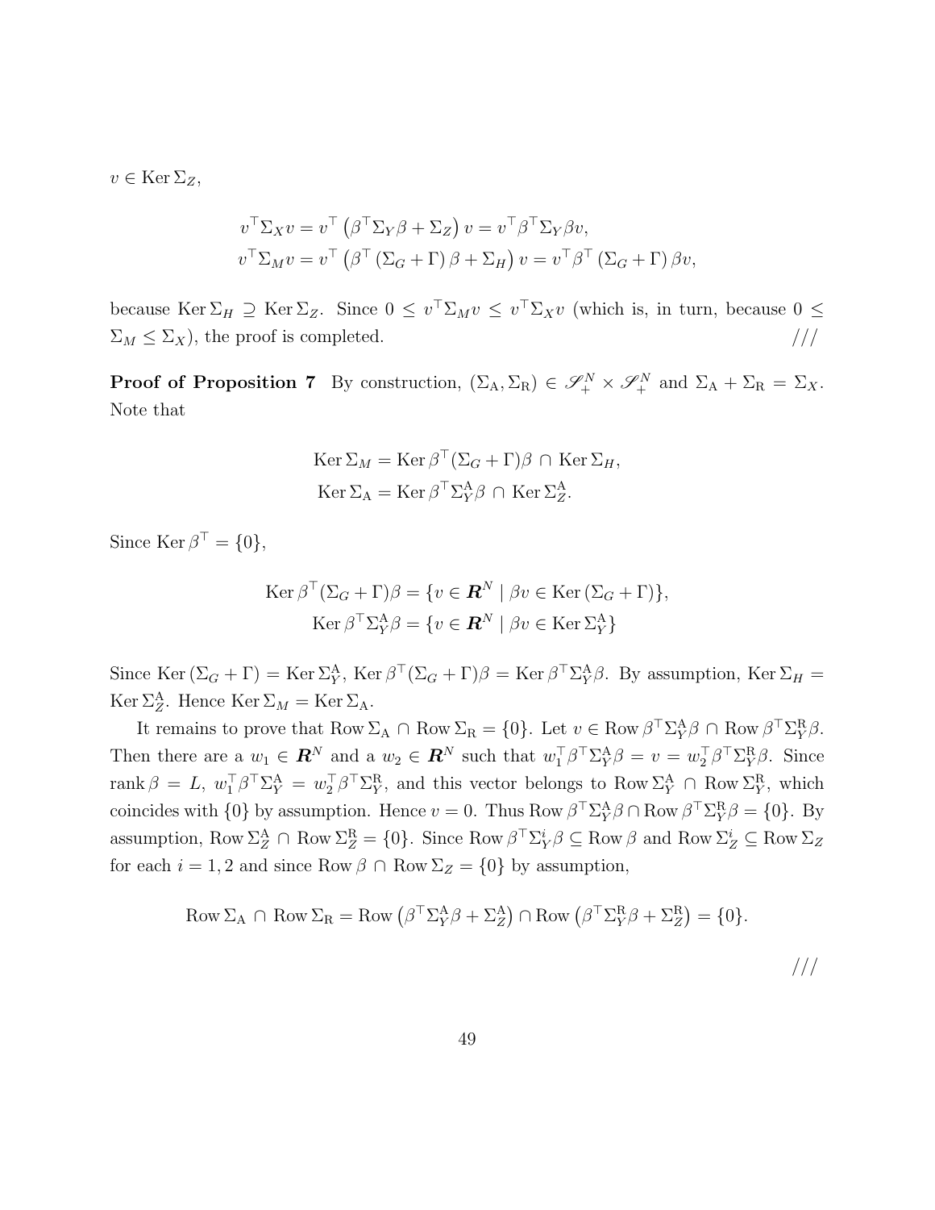$v \in \operatorname{Ker} \Sigma_Z$,

$$
\begin{aligned}
v^\top \Sigma_X v &= v^\top \left( \beta^\top \Sigma_Y \beta + \Sigma_Z \right) v = v^\top \beta^\top \Sigma_Y \beta v, \\
v^\top \Sigma_M v &= v^\top \left( \beta^\top \left( \Sigma_G + \Gamma \right) \beta + \Sigma_H \right) v = v^\top \beta^\top \left( \Sigma_G + \Gamma \right) \beta v,
\end{aligned}
$$

because $\operatorname{Ker} \Sigma_H \supseteq \operatorname{Ker} \Sigma_Z$. Since $0 \leq v^\top \Sigma_M v \leq v^\top \Sigma_X v$ (which is, in turn, because $0 \leq \Sigma_M \leq \Sigma_X$), the proof is completed. ///

**Proof of Proposition 7** By construction, $(\Sigma_{\mathrm{A}}, \Sigma_{\mathrm{R}}) \in \mathscr{S}_+^N \times \mathscr{S}_+^N$ and $\Sigma_{\mathrm{A}} + \Sigma_{\mathrm{R}} = \Sigma_X$. Note that

$$
\begin{aligned}
\operatorname{Ker} \Sigma_M &= \operatorname{Ker} \beta^\top (\Sigma_G + \Gamma) \beta \cap \operatorname{Ker} \Sigma_H, \\
\operatorname{Ker} \Sigma_{\mathrm{A}} &= \operatorname{Ker} \beta^\top \Sigma_Y^{\mathrm{A}} \beta \cap \operatorname{Ker} \Sigma_Z^{\mathrm{A}}.
\end{aligned}
$$

Since $\operatorname{Ker} \beta^\top = \{0\}$,

$$
\begin{aligned}
\operatorname{Ker} \beta^\top (\Sigma_G + \Gamma) \beta &= \{ v \in \boldsymbol{R}^N \mid \beta v \in \operatorname{Ker} (\Sigma_G + \Gamma) \}, \\
\operatorname{Ker} \beta^\top \Sigma_Y^{\mathrm{A}} \beta &= \{ v \in \boldsymbol{R}^N \mid \beta v \in \operatorname{Ker} \Sigma_Y^{\mathrm{A}} \}
\end{aligned}
$$

Since $\operatorname{Ker} (\Sigma_G + \Gamma) = \operatorname{Ker} \Sigma_Y^{\mathrm{A}}$, $\operatorname{Ker} \beta^\top (\Sigma_G + \Gamma) \beta = \operatorname{Ker} \beta^\top \Sigma_Y^{\mathrm{A}} \beta$. By assumption, $\operatorname{Ker} \Sigma_H = \operatorname{Ker} \Sigma_Z^{\mathrm{A}}$. Hence $\operatorname{Ker} \Sigma_M = \operatorname{Ker} \Sigma_{\mathrm{A}}$.

It remains to prove that $\operatorname{Row} \Sigma_{\mathrm{A}} \cap \operatorname{Row} \Sigma_{\mathrm{R}} = \{0\}$. Let $v \in \operatorname{Row} \beta^\top \Sigma_Y^{\mathrm{A}} \beta \cap \operatorname{Row} \beta^\top \Sigma_Y^{\mathrm{R}} \beta$. Then there are a $w_1 \in \boldsymbol{R}^N$ and a $w_2 \in \boldsymbol{R}^N$ such that $w_1^\top \beta^\top \Sigma_Y^{\mathrm{A}} \beta = v = w_2^\top \beta^\top \Sigma_Y^{\mathrm{R}} \beta$. Since $\operatorname{rank} \beta = L$, $w_1^\top \beta^\top \Sigma_Y^{\mathrm{A}} = w_2^\top \beta^\top \Sigma_Y^{\mathrm{R}}$, and this vector belongs to $\operatorname{Row} \Sigma_Y^{\mathrm{A}} \cap \operatorname{Row} \Sigma_Y^{\mathrm{R}}$, which coincides with $\{0\}$ by assumption. Hence $v = 0$. Thus $\operatorname{Row} \beta^\top \Sigma_Y^{\mathrm{A}} \beta \cap \operatorname{Row} \beta^\top \Sigma_Y^{\mathrm{R}} \beta = \{0\}$. By assumption, $\operatorname{Row} \Sigma_Z^{\mathrm{A}} \cap \operatorname{Row} \Sigma_Z^{\mathrm{R}} = \{0\}$. Since $\operatorname{Row} \beta^\top \Sigma_Y^i \beta \subseteq \operatorname{Row} \beta$ and $\operatorname{Row} \Sigma_Z^i \subseteq \operatorname{Row} \Sigma_Z$ for each $i = 1, 2$ and since $\operatorname{Row} \beta \cap \operatorname{Row} \Sigma_Z = \{0\}$ by assumption,

$$
\operatorname{Row} \Sigma_{\mathrm{A}} \cap \operatorname{Row} \Sigma_{\mathrm{R}} = \operatorname{Row} \left( \beta^\top \Sigma_Y^{\mathrm{A}} \beta + \Sigma_Z^{\mathrm{A}} \right) \cap \operatorname{Row} \left( \beta^\top \Sigma_Y^{\mathrm{R}} \beta + \Sigma_Z^{\mathrm{R}} \right) = \{0\}.
$$

///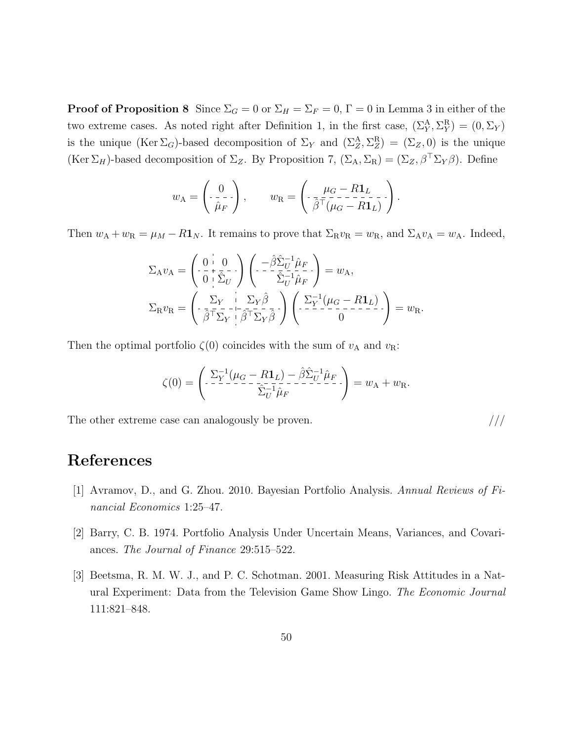**Proof of Proposition 8** Since $\Sigma_G = 0$ or $\Sigma_H = \Sigma_F = 0$, $\Gamma = 0$ in Lemma 3 in either of the two extreme cases. As noted right after Definition 1, in the first case, $(\Sigma_Y^{\mathrm{A}}, \Sigma_Y^{\mathrm{R}}) = (0, \Sigma_Y)$ is the unique $(\mathrm{Ker}\,\Sigma_G)$-based decomposition of $\Sigma_Y$ and $(\Sigma_Z^{\mathrm{A}}, \Sigma_Z^{\mathrm{R}}) = (\Sigma_Z, 0)$ is the unique $(\mathrm{Ker}\,\Sigma_H)$-based decomposition of $\Sigma_Z$. By Proposition 7, $(\Sigma_{\mathrm{A}}, \Sigma_{\mathrm{R}}) = (\Sigma_Z, \beta^\top \Sigma_Y \beta)$. Define

$$w_{\mathrm{A}} = \left( \begin{array}{c} 0 \\ \hdashline \hat{\mu}_F \end{array} \right), \qquad w_{\mathrm{R}} = \left( \begin{array}{c} \mu_G - R\mathbf{1}_L \\ \hdashline \hat{\beta}^\top (\mu_G - R\mathbf{1}_L) \end{array} \right).$$

Then $w_{\mathrm{A}} + w_{\mathrm{R}} = \mu_M - R\mathbf{1}_N$. It remains to prove that $\Sigma_{\mathrm{R}} v_{\mathrm{R}} = w_{\mathrm{R}}$, and $\Sigma_{\mathrm{A}} v_{\mathrm{A}} = w_{\mathrm{A}}$. Indeed,

$$\Sigma_{\mathrm{A}} v_{\mathrm{A}} = \left( \begin{array}{c:c} 0 & 0 \\ \hdashline 0 & \hat{\Sigma}_U \end{array} \right) \left( \begin{array}{c} -\hat{\beta}\hat{\Sigma}_U^{-1}\hat{\mu}_F \\ \hdashline \hat{\Sigma}_U^{-1}\hat{\mu}_F \end{array} \right) = w_{\mathrm{A}},$$

$$\Sigma_{\mathrm{R}} v_{\mathrm{R}} = \left( \begin{array}{c:c} \Sigma_Y & \Sigma_Y \hat{\beta} \\ \hdashline \hat{\beta}^\top \Sigma_Y & \hat{\beta}^\top \Sigma_Y \hat{\beta} \end{array} \right) \left( \begin{array}{c} \Sigma_Y^{-1}(\mu_G - R\mathbf{1}_L) \\ \hdashline 0 \end{array} \right) = w_{\mathrm{R}}.$$

Then the optimal portfolio $\zeta(0)$ coincides with the sum of $v_{\mathrm{A}}$ and $v_{\mathrm{R}}$:

$$\zeta(0) = \left( \begin{array}{c} \Sigma_Y^{-1}(\mu_G - R\mathbf{1}_L) - \hat{\beta}\hat{\Sigma}_U^{-1}\hat{\mu}_F \\ \hdashline \hat{\Sigma}_U^{-1}\hat{\mu}_F \end{array} \right) = w_{\mathrm{A}} + w_{\mathrm{R}}.$$

The other extreme case can analogously be proven. ///

# References

[1] Avramov, D., and G. Zhou. 2010. Bayesian Portfolio Analysis. *Annual Reviews of Financial Economics* 1:25–47.

[2] Barry, C. B. 1974. Portfolio Analysis Under Uncertain Means, Variances, and Covariances. *The Journal of Finance* 29:515–522.

[3] Beetsma, R. M. W. J., and P. C. Schotman. 2001. Measuring Risk Attitudes in a Natural Experiment: Data from the Television Game Show Lingo. *The Economic Journal* 111:821–848.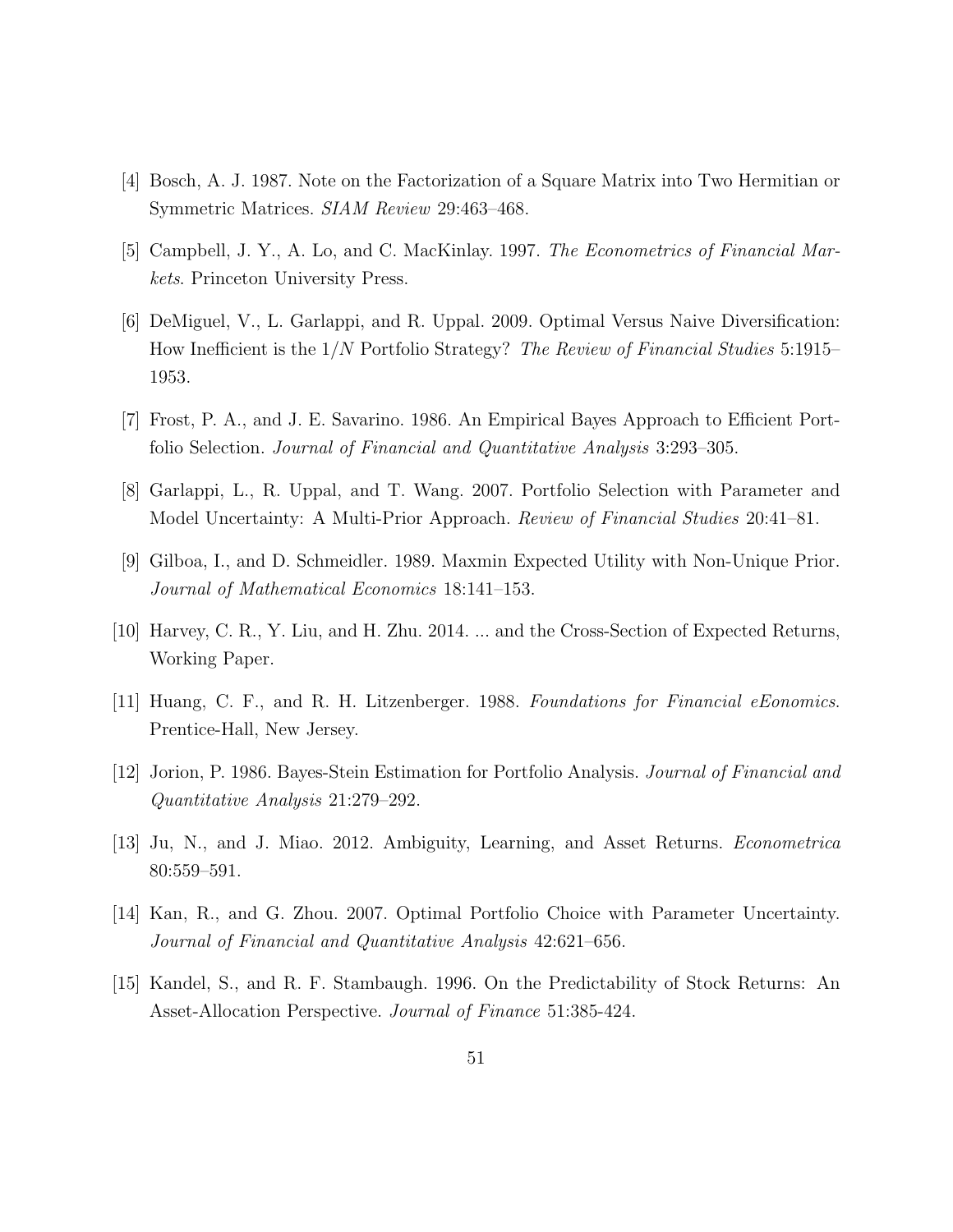[4] Bosch, A. J. 1987. Note on the Factorization of a Square Matrix into Two Hermitian or Symmetric Matrices. *SIAM Review* 29:463–468.

[5] Campbell, J. Y., A. Lo, and C. MacKinlay. 1997. *The Econometrics of Financial Markets*. Princeton University Press.

[6] DeMiguel, V., L. Garlappi, and R. Uppal. 2009. Optimal Versus Naive Diversification: How Inefficient is the $1/N$ Portfolio Strategy? *The Review of Financial Studies* 5:1915–1953.

[7] Frost, P. A., and J. E. Savarino. 1986. An Empirical Bayes Approach to Efficient Portfolio Selection. *Journal of Financial and Quantitative Analysis* 3:293–305.

[8] Garlappi, L., R. Uppal, and T. Wang. 2007. Portfolio Selection with Parameter and Model Uncertainty: A Multi-Prior Approach. *Review of Financial Studies* 20:41–81.

[9] Gilboa, I., and D. Schmeidler. 1989. Maxmin Expected Utility with Non-Unique Prior. *Journal of Mathematical Economics* 18:141–153.

[10] Harvey, C. R., Y. Liu, and H. Zhu. 2014. ... and the Cross-Section of Expected Returns, Working Paper.

[11] Huang, C. F., and R. H. Litzenberger. 1988. *Foundations for Financial eEonomics*. Prentice-Hall, New Jersey.

[12] Jorion, P. 1986. Bayes-Stein Estimation for Portfolio Analysis. *Journal of Financial and Quantitative Analysis* 21:279–292.

[13] Ju, N., and J. Miao. 2012. Ambiguity, Learning, and Asset Returns. *Econometrica* 80:559–591.

[14] Kan, R., and G. Zhou. 2007. Optimal Portfolio Choice with Parameter Uncertainty. *Journal of Financial and Quantitative Analysis* 42:621–656.

[15] Kandel, S., and R. F. Stambaugh. 1996. On the Predictability of Stock Returns: An Asset-Allocation Perspective. *Journal of Finance* 51:385-424.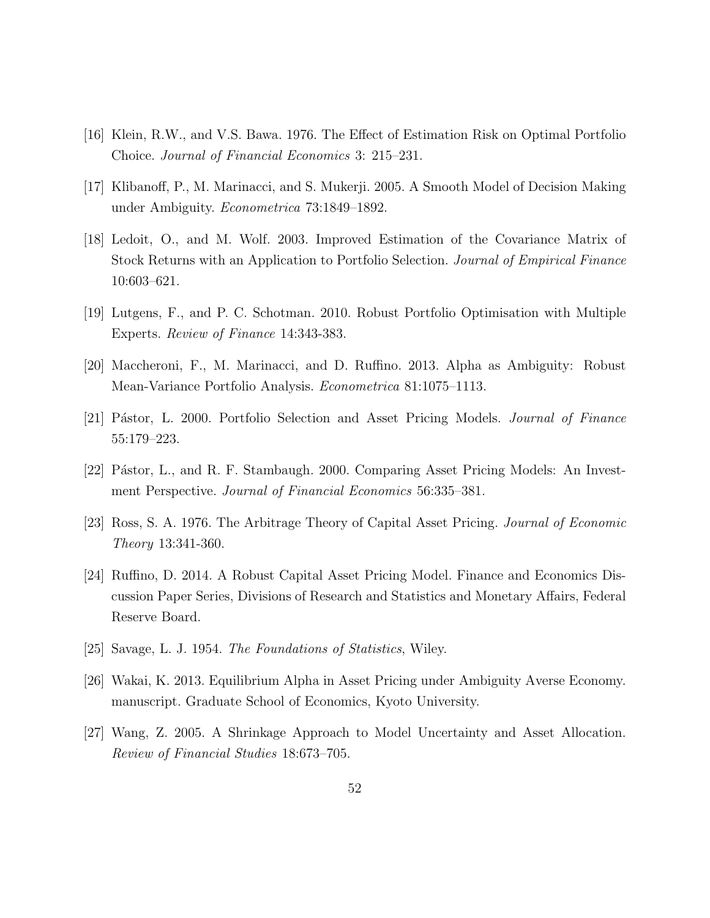[16] Klein, R.W., and V.S. Bawa. 1976. The Effect of Estimation Risk on Optimal Portfolio Choice. *Journal of Financial Economics* 3: 215–231.

[17] Klibanoff, P., M. Marinacci, and S. Mukerji. 2005. A Smooth Model of Decision Making under Ambiguity. *Econometrica* 73:1849–1892.

[18] Ledoit, O., and M. Wolf. 2003. Improved Estimation of the Covariance Matrix of Stock Returns with an Application to Portfolio Selection. *Journal of Empirical Finance* 10:603–621.

[19] Lutgens, F., and P. C. Schotman. 2010. Robust Portfolio Optimisation with Multiple Experts. *Review of Finance* 14:343-383.

[20] Maccheroni, F., M. Marinacci, and D. Ruffino. 2013. Alpha as Ambiguity: Robust Mean-Variance Portfolio Analysis. *Econometrica* 81:1075–1113.

[21] Pástor, L. 2000. Portfolio Selection and Asset Pricing Models. *Journal of Finance* 55:179–223.

[22] Pástor, L., and R. F. Stambaugh. 2000. Comparing Asset Pricing Models: An Investment Perspective. *Journal of Financial Economics* 56:335–381.

[23] Ross, S. A. 1976. The Arbitrage Theory of Capital Asset Pricing. *Journal of Economic Theory* 13:341-360.

[24] Ruffino, D. 2014. A Robust Capital Asset Pricing Model. Finance and Economics Discussion Paper Series, Divisions of Research and Statistics and Monetary Affairs, Federal Reserve Board.

[25] Savage, L. J. 1954. *The Foundations of Statistics*, Wiley.

[26] Wakai, K. 2013. Equilibrium Alpha in Asset Pricing under Ambiguity Averse Economy. manuscript. Graduate School of Economics, Kyoto University.

[27] Wang, Z. 2005. A Shrinkage Approach to Model Uncertainty and Asset Allocation. *Review of Financial Studies* 18:673–705.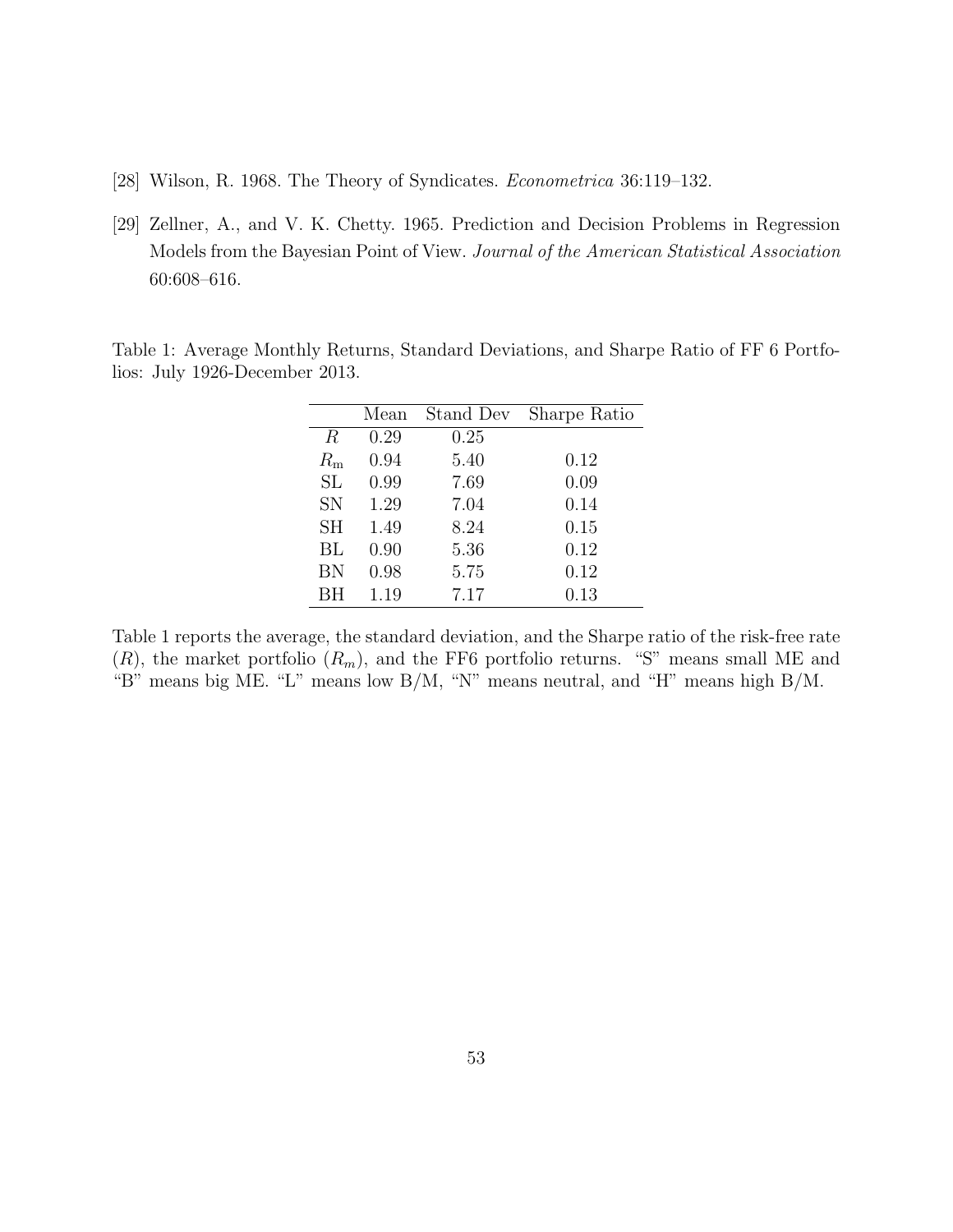[28] Wilson, R. 1968. The Theory of Syndicates. *Econometrica* 36:119–132.

[29] Zellner, A., and V. K. Chetty. 1965. Prediction and Decision Problems in Regression Models from the Bayesian Point of View. *Journal of the American Statistical Association* 60:608–616.

Table 1: Average Monthly Returns, Standard Deviations, and Sharpe Ratio of FF 6 Portfolios: July 1926-December 2013.

| | Mean | Stand Dev | Sharpe Ratio |
|---|---|---|---|
| $R$ | 0.29 | 0.25 | |
| $R_{\mathrm{m}}$ | 0.94 | 5.40 | 0.12 |
| SL | 0.99 | 7.69 | 0.09 |
| SN | 1.29 | 7.04 | 0.14 |
| SH | 1.49 | 8.24 | 0.15 |
| BL | 0.90 | 5.36 | 0.12 |
| BN | 0.98 | 5.75 | 0.12 |
| BH | 1.19 | 7.17 | 0.13 |

Table 1 reports the average, the standard deviation, and the Sharpe ratio of the risk-free rate ($R$), the market portfolio ($R_m$), and the FF6 portfolio returns. "S" means small ME and "B" means big ME. "L" means low B/M, "N" means neutral, and "H" means high B/M.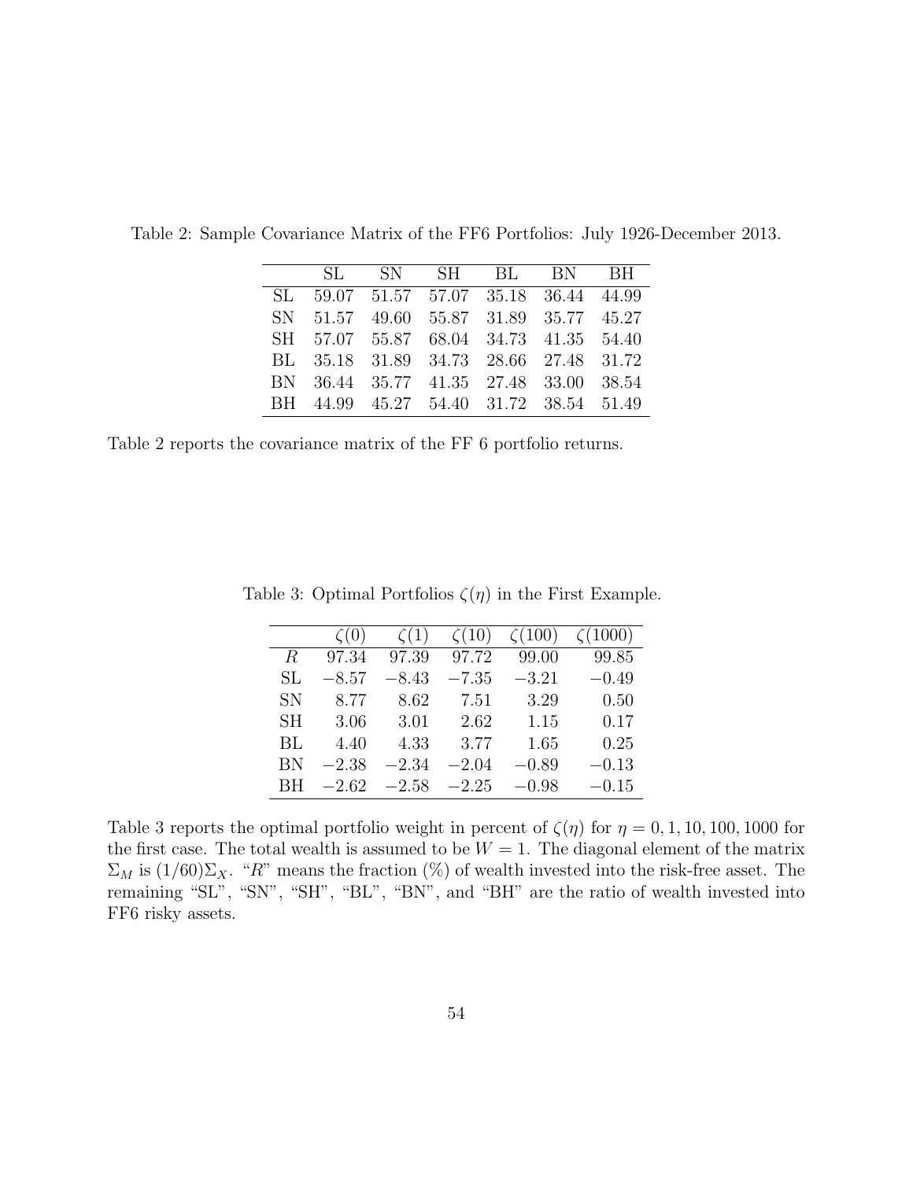Table 2: Sample Covariance Matrix of the FF6 Portfolios: July 1926-December 2013.

| | SL | SN | SH | BL | BN | BH |
|---|---|---|---|---|---|---|
| SL | 59.07 | 51.57 | 57.07 | 35.18 | 36.44 | 44.99 |
| SN | 51.57 | 49.60 | 55.87 | 31.89 | 35.77 | 45.27 |
| SH | 57.07 | 55.87 | 68.04 | 34.73 | 41.35 | 54.40 |
| BL | 35.18 | 31.89 | 34.73 | 28.66 | 27.48 | 31.72 |
| BN | 36.44 | 35.77 | 41.35 | 27.48 | 33.00 | 38.54 |
| BH | 44.99 | 45.27 | 54.40 | 31.72 | 38.54 | 51.49 |

Table 2 reports the covariance matrix of the FF 6 portfolio returns.

Table 3: Optimal Portfolios $\zeta(\eta)$ in the First Example.

| | $\zeta(0)$ | $\zeta(1)$ | $\zeta(10)$ | $\zeta(100)$ | $\zeta(1000)$ |
|---|---|---|---|---|---|
| $R$ | 97.34 | 97.39 | 97.72 | 99.00 | 99.85 |
| SL | $-8.57$ | $-8.43$ | $-7.35$ | $-3.21$ | $-0.49$ |
| SN | 8.77 | 8.62 | 7.51 | 3.29 | 0.50 |
| SH | 3.06 | 3.01 | 2.62 | 1.15 | 0.17 |
| BL | 4.40 | 4.33 | 3.77 | 1.65 | 0.25 |
| BN | $-2.38$ | $-2.34$ | $-2.04$ | $-0.89$ | $-0.13$ |
| BH | $-2.62$ | $-2.58$ | $-2.25$ | $-0.98$ | $-0.15$ |

Table 3 reports the optimal portfolio weight in percent of $\zeta(\eta)$ for $\eta = 0, 1, 10, 100, 1000$ for the first case. The total wealth is assumed to be $W = 1$. The diagonal element of the matrix $\Sigma_M$ is $(1/60)\Sigma_X$. "$R$" means the fraction (%) of wealth invested into the risk-free asset. The remaining "SL", "SN", "SH", "BL", "BN", and "BH" are the ratio of wealth invested into FF6 risky assets.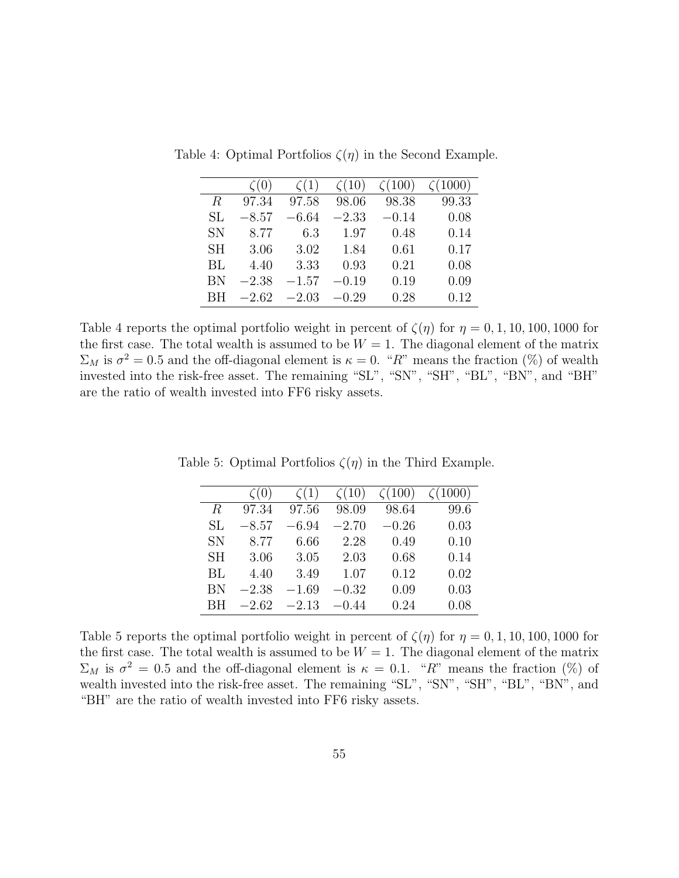Table 4: Optimal Portfolios $\zeta(\eta)$ in the Second Example.

| | $\zeta(0)$ | $\zeta(1)$ | $\zeta(10)$ | $\zeta(100)$ | $\zeta(1000)$ |
|---|---|---|---|---|---|
| $R$ | 97.34 | 97.58 | 98.06 | 98.38 | 99.33 |
| SL | $-8.57$ | $-6.64$ | $-2.33$ | $-0.14$ | 0.08 |
| SN | 8.77 | 6.3 | 1.97 | 0.48 | 0.14 |
| SH | 3.06 | 3.02 | 1.84 | 0.61 | 0.17 |
| BL | 4.40 | 3.33 | 0.93 | 0.21 | 0.08 |
| BN | $-2.38$ | $-1.57$ | $-0.19$ | 0.19 | 0.09 |
| BH | $-2.62$ | $-2.03$ | $-0.29$ | 0.28 | 0.12 |

Table 4 reports the optimal portfolio weight in percent of $\zeta(\eta)$ for $\eta = 0, 1, 10, 100, 1000$ for the first case. The total wealth is assumed to be $W = 1$. The diagonal element of the matrix $\Sigma_M$ is $\sigma^2 = 0.5$ and the off-diagonal element is $\kappa = 0$. "$R$" means the fraction (%) of wealth invested into the risk-free asset. The remaining "SL", "SN", "SH", "BL", "BN", and "BH" are the ratio of wealth invested into FF6 risky assets.

Table 5: Optimal Portfolios $\zeta(\eta)$ in the Third Example.

| | $\zeta(0)$ | $\zeta(1)$ | $\zeta(10)$ | $\zeta(100)$ | $\zeta(1000)$ |
|---|---|---|---|---|---|
| $R$ | 97.34 | 97.56 | 98.09 | 98.64 | 99.6 |
| SL | $-8.57$ | $-6.94$ | $-2.70$ | $-0.26$ | 0.03 |
| SN | 8.77 | 6.66 | 2.28 | 0.49 | 0.10 |
| SH | 3.06 | 3.05 | 2.03 | 0.68 | 0.14 |
| BL | 4.40 | 3.49 | 1.07 | 0.12 | 0.02 |
| BN | $-2.38$ | $-1.69$ | $-0.32$ | 0.09 | 0.03 |
| BH | $-2.62$ | $-2.13$ | $-0.44$ | 0.24 | 0.08 |

Table 5 reports the optimal portfolio weight in percent of $\zeta(\eta)$ for $\eta = 0, 1, 10, 100, 1000$ for the first case. The total wealth is assumed to be $W = 1$. The diagonal element of the matrix $\Sigma_M$ is $\sigma^2 = 0.5$ and the off-diagonal element is $\kappa = 0.1$. "$R$" means the fraction (%) of wealth invested into the risk-free asset. The remaining "SL", "SN", "SH", "BL", "BN", and "BH" are the ratio of wealth invested into FF6 risky assets.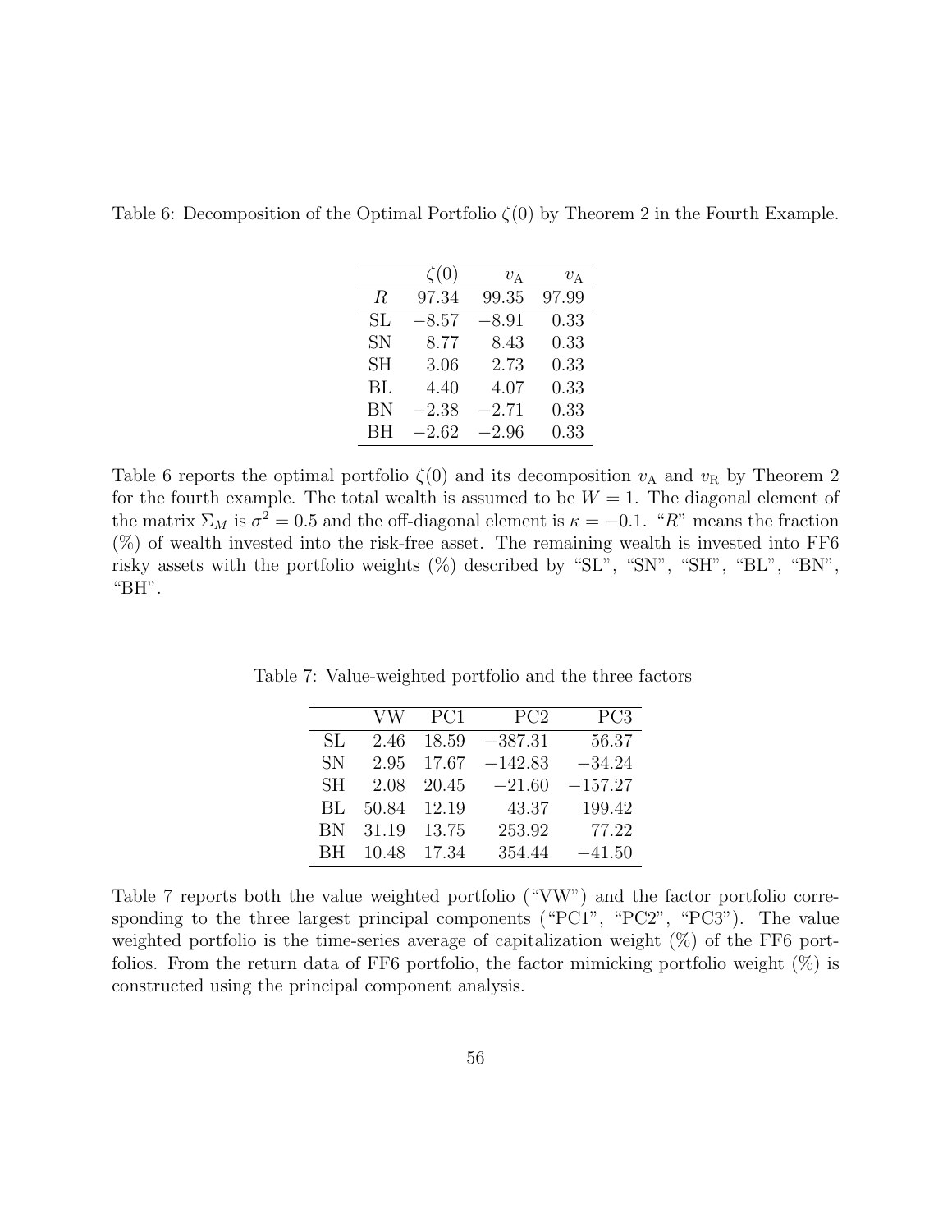Table 6: Decomposition of the Optimal Portfolio $\zeta(0)$ by Theorem 2 in the Fourth Example.

| | $\zeta(0)$ | $v_{\mathrm{A}}$ | $v_{\mathrm{A}}$ |
|---|---|---|---|
| $R$ | 97.34 | 99.35 | 97.99 |
| SL | $-8.57$ | $-8.91$ | 0.33 |
| SN | 8.77 | 8.43 | 0.33 |
| SH | 3.06 | 2.73 | 0.33 |
| BL | 4.40 | 4.07 | 0.33 |
| BN | $-2.38$ | $-2.71$ | 0.33 |
| BH | $-2.62$ | $-2.96$ | 0.33 |

Table 6 reports the optimal portfolio $\zeta(0)$ and its decomposition $v_{\mathrm{A}}$ and $v_{\mathrm{R}}$ by Theorem 2 for the fourth example. The total wealth is assumed to be $W = 1$. The diagonal element of the matrix $\Sigma_M$ is $\sigma^2 = 0.5$ and the off-diagonal element is $\kappa = -0.1$. "$R$" means the fraction (%) of wealth invested into the risk-free asset. The remaining wealth is invested into FF6 risky assets with the portfolio weights (%) described by "SL", "SN", "SH", "BL", "BN", "BH".

Table 7: Value-weighted portfolio and the three factors

| | VW | PC1 | PC2 | PC3 |
|---|---|---|---|---|
| SL | 2.46 | 18.59 | $-387.31$ | 56.37 |
| SN | 2.95 | 17.67 | $-142.83$ | $-34.24$ |
| SH | 2.08 | 20.45 | $-21.60$ | $-157.27$ |
| BL | 50.84 | 12.19 | 43.37 | 199.42 |
| BN | 31.19 | 13.75 | 253.92 | 77.22 |
| BH | 10.48 | 17.34 | 354.44 | $-41.50$ |

Table 7 reports both the value weighted portfolio ("VW") and the factor portfolio corresponding to the three largest principal components ("PC1", "PC2", "PC3"). The value weighted portfolio is the time-series average of capitalization weight (%) of the FF6 portfolios. From the return data of FF6 portfolio, the factor mimicking portfolio weight (%) is constructed using the principal component analysis.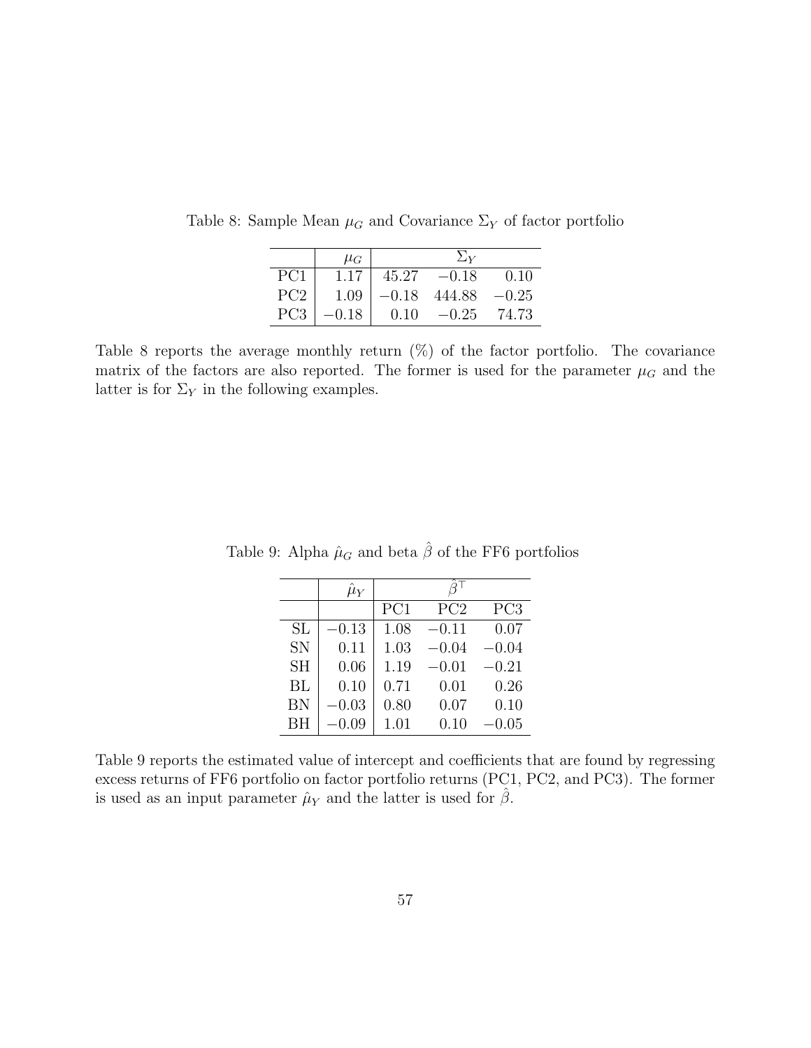Table 8: Sample Mean $\mu_G$ and Covariance $\Sigma_Y$ of factor portfolio

|  | $\mu_G$ | $\Sigma_Y$ |  |  |
|---|---|---|---|---|
| PC1 | 1.17 | 45.27 | −0.18 | 0.10 |
| PC2 | 1.09 | −0.18 | 444.88 | −0.25 |
| PC3 | −0.18 | 0.10 | −0.25 | 74.73 |

Table 8 reports the average monthly return (%) of the factor portfolio. The covariance matrix of the factors are also reported. The former is used for the parameter $\mu_G$ and the latter is for $\Sigma_Y$ in the following examples.

Table 9: Alpha $\hat{\mu}_G$ and beta $\hat{\beta}$ of the FF6 portfolios

|  | $\hat{\mu}_Y$ | $\hat{\beta}^\top$ |  |  |
|---|---|---|---|---|
|  |  | PC1 | PC2 | PC3 |
| SL | −0.13 | 1.08 | −0.11 | 0.07 |
| SN | 0.11 | 1.03 | −0.04 | −0.04 |
| SH | 0.06 | 1.19 | −0.01 | −0.21 |
| BL | 0.10 | 0.71 | 0.01 | 0.26 |
| BN | −0.03 | 0.80 | 0.07 | 0.10 |
| BH | −0.09 | 1.01 | 0.10 | −0.05 |

Table 9 reports the estimated value of intercept and coefficients that are found by regressing excess returns of FF6 portfolio on factor portfolio returns (PC1, PC2, and PC3). The former is used as an input parameter $\hat{\mu}_Y$ and the latter is used for $\hat{\beta}$.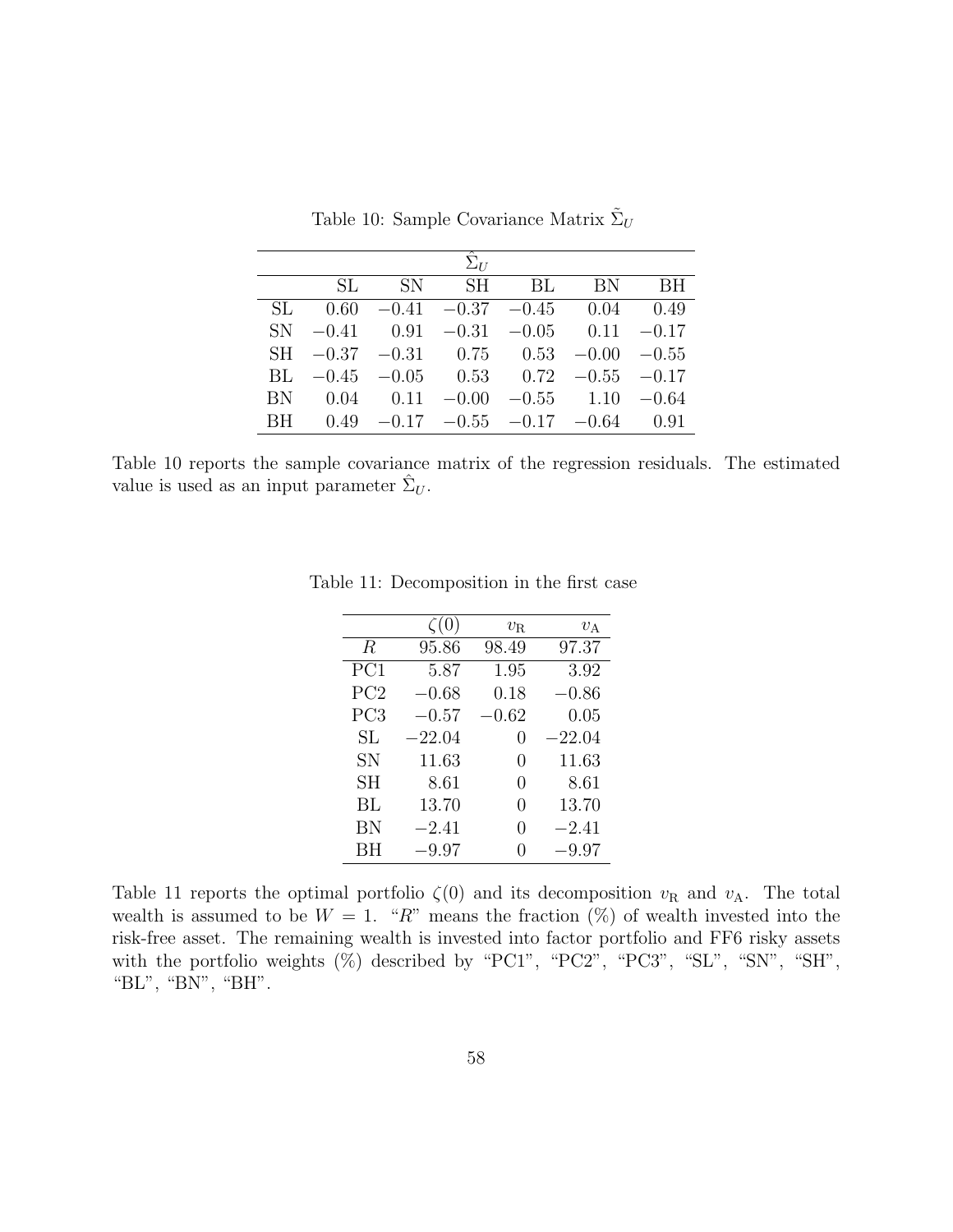Table 10: Sample Covariance Matrix $\tilde{\Sigma}_U$

| | $\hat{\Sigma}_U$ | | | | | |
|---|---|---|---|---|---|---|
| | SL | SN | SH | BL | BN | BH |
| SL | 0.60 | −0.41 | −0.37 | −0.45 | 0.04 | 0.49 |
| SN | −0.41 | 0.91 | −0.31 | −0.05 | 0.11 | −0.17 |
| SH | −0.37 | −0.31 | 0.75 | 0.53 | −0.00 | −0.55 |
| BL | −0.45 | −0.05 | 0.53 | 0.72 | −0.55 | −0.17 |
| BN | 0.04 | 0.11 | −0.00 | −0.55 | 1.10 | −0.64 |
| BH | 0.49 | −0.17 | −0.55 | −0.17 | −0.64 | 0.91 |

Table 10 reports the sample covariance matrix of the regression residuals. The estimated value is used as an input parameter $\hat{\Sigma}_U$.

Table 11: Decomposition in the first case

| | $\zeta(0)$ | $v_{\mathrm{R}}$ | $v_{\mathrm{A}}$ |
|---|---|---|---|
| $R$ | 95.86 | 98.49 | 97.37 |
| PC1 | 5.87 | 1.95 | 3.92 |
| PC2 | −0.68 | 0.18 | −0.86 |
| PC3 | −0.57 | −0.62 | 0.05 |
| SL | −22.04 | 0 | −22.04 |
| SN | 11.63 | 0 | 11.63 |
| SH | 8.61 | 0 | 8.61 |
| BL | 13.70 | 0 | 13.70 |
| BN | −2.41 | 0 | −2.41 |
| BH | −9.97 | 0 | −9.97 |

Table 11 reports the optimal portfolio $\zeta(0)$ and its decomposition $v_{\mathrm{R}}$ and $v_{\mathrm{A}}$. The total wealth is assumed to be $W = 1$. "$R$" means the fraction (%) of wealth invested into the risk-free asset. The remaining wealth is invested into factor portfolio and FF6 risky assets with the portfolio weights (%) described by "PC1", "PC2", "PC3", "SL", "SN", "SH", "BL", "BN", "BH".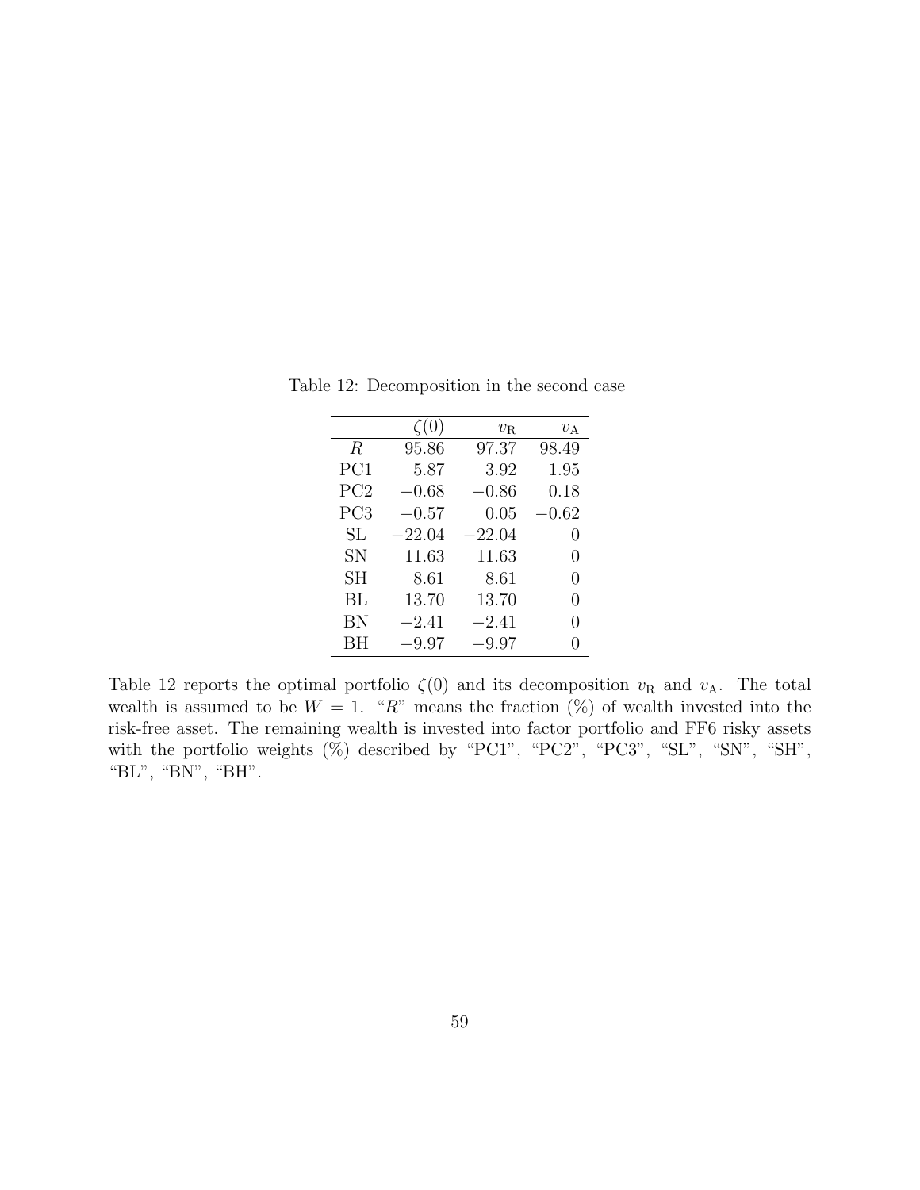Table 12: Decomposition in the second case

| | $\zeta(0)$ | $v_{\mathrm{R}}$ | $v_{\mathrm{A}}$ |
|---|---|---|---|
| $R$ | 95.86 | 97.37 | 98.49 |
| PC1 | 5.87 | 3.92 | 1.95 |
| PC2 | $-0.68$ | $-0.86$ | 0.18 |
| PC3 | $-0.57$ | 0.05 | $-0.62$ |
| SL | $-22.04$ | $-22.04$ | 0 |
| SN | 11.63 | 11.63 | 0 |
| SH | 8.61 | 8.61 | 0 |
| BL | 13.70 | 13.70 | 0 |
| BN | $-2.41$ | $-2.41$ | 0 |
| BH | $-9.97$ | $-9.97$ | 0 |

Table 12 reports the optimal portfolio $\zeta(0)$ and its decomposition $v_{\mathrm{R}}$ and $v_{\mathrm{A}}$. The total wealth is assumed to be $W = 1$. "$R$" means the fraction (%) of wealth invested into the risk-free asset. The remaining wealth is invested into factor portfolio and FF6 risky assets with the portfolio weights (%) described by "PC1", "PC2", "PC3", "SL", "SN", "SH", "BL", "BN", "BH".